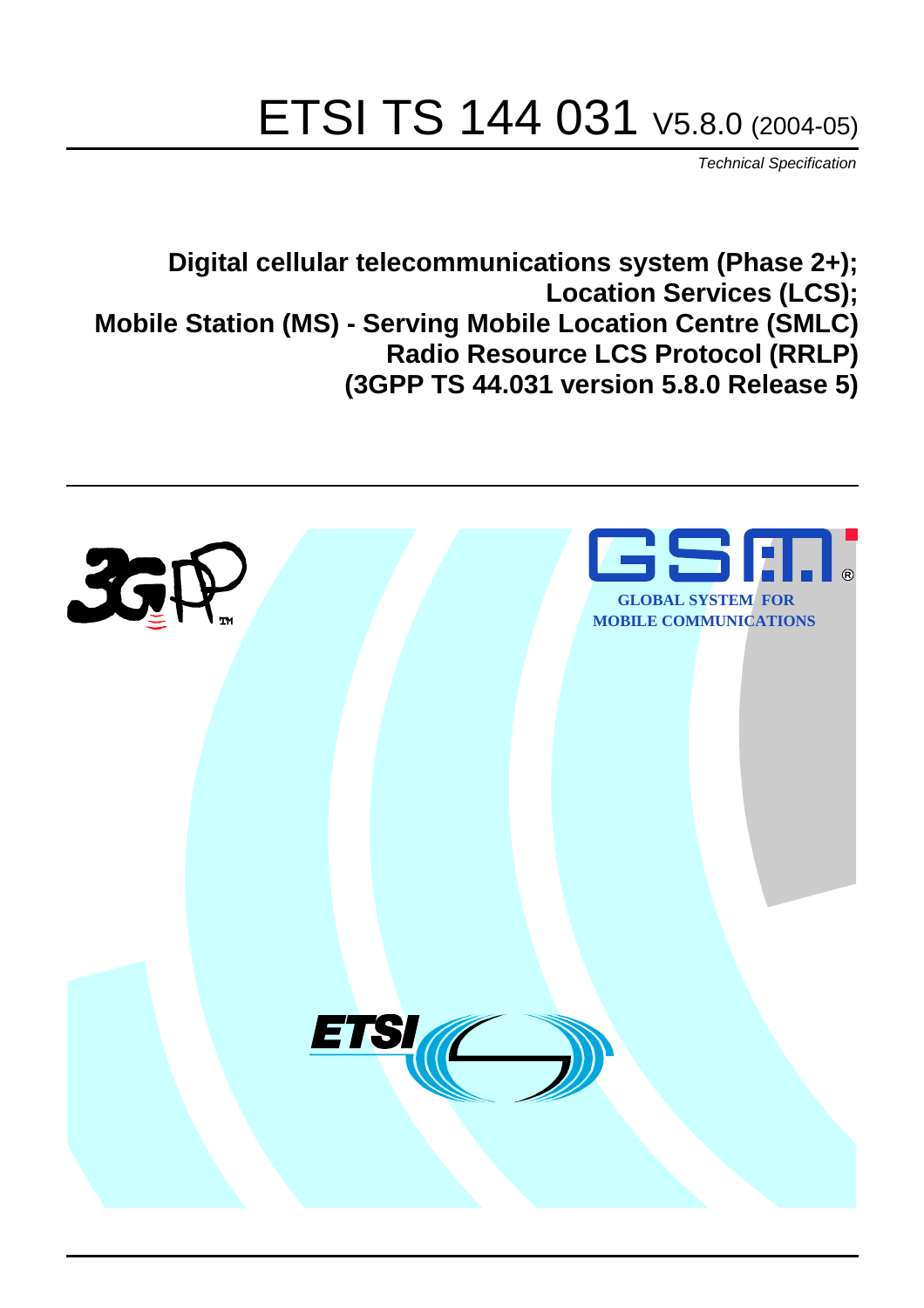# ETSI TS 144 031 V5.8.0 (2004-05)

*Technical Specification*

**Digital cellular telecommunications system (Phase 2+);**
**Location Services (LCS);**
**Mobile Station (MS) - Serving Mobile Location Centre (SMLC)**
**Radio Resource LCS Protocol (RRLP)**
**(3GPP TS 44.031 version 5.8.0 Release 5)**

GLOBAL SYSTEM FOR
MOBILE COMMUNICATIONS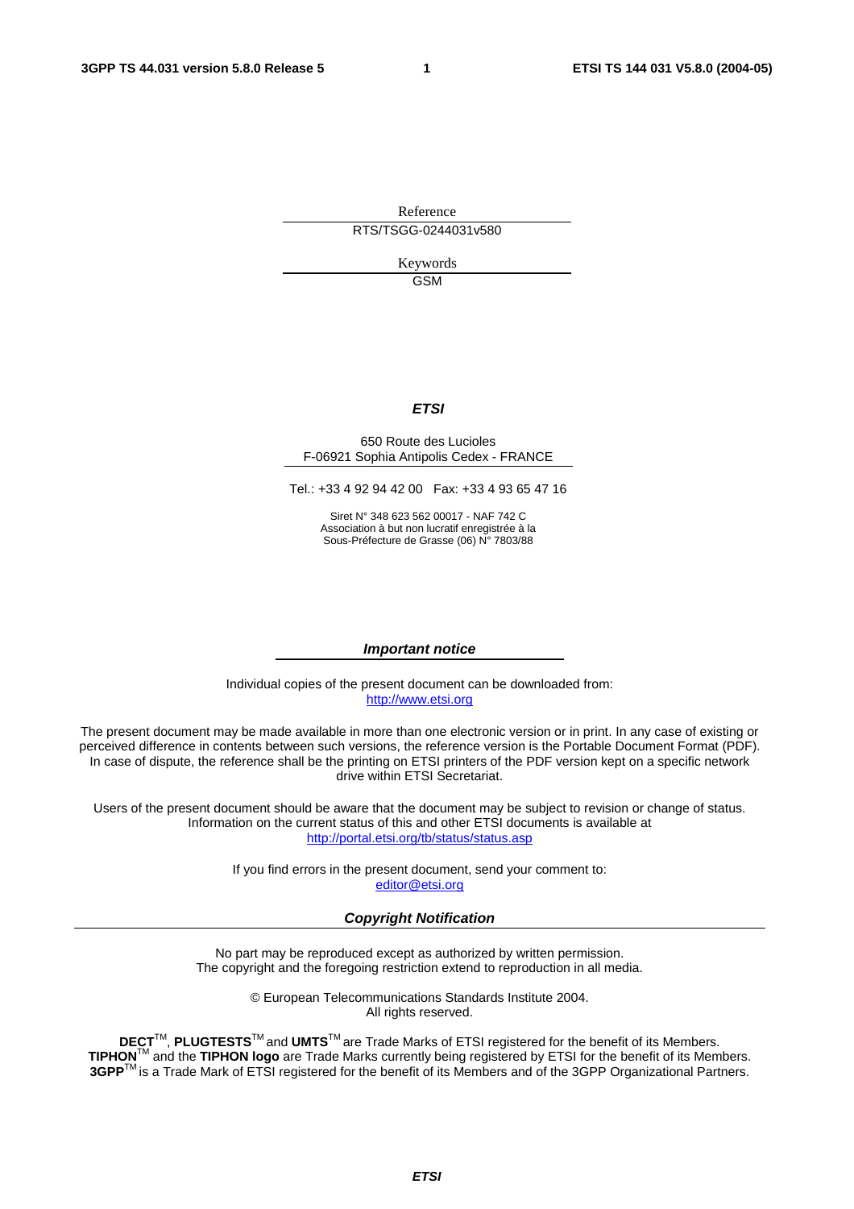Reference

RTS/TSGG-0244031v580

Keywords

GSM

***ETSI***

650 Route des Lucioles
F-06921 Sophia Antipolis Cedex - FRANCE

Tel.: +33 4 92 94 42 00   Fax: +33 4 93 65 47 16

Siret N° 348 623 562 00017 - NAF 742 C
Association à but non lucratif enregistrée à la
Sous-Préfecture de Grasse (06) N° 7803/88

***Important notice***

Individual copies of the present document can be downloaded from:
http://www.etsi.org

The present document may be made available in more than one electronic version or in print. In any case of existing or perceived difference in contents between such versions, the reference version is the Portable Document Format (PDF). In case of dispute, the reference shall be the printing on ETSI printers of the PDF version kept on a specific network drive within ETSI Secretariat.

Users of the present document should be aware that the document may be subject to revision or change of status. Information on the current status of this and other ETSI documents is available at
http://portal.etsi.org/tb/status/status.asp

If you find errors in the present document, send your comment to:
editor@etsi.org

***Copyright Notification***

No part may be reproduced except as authorized by written permission.
The copyright and the foregoing restriction extend to reproduction in all media.

© European Telecommunications Standards Institute 2004.
All rights reserved.

**DECT**TM, **PLUGTESTS**TM and **UMTS**TM are Trade Marks of ETSI registered for the benefit of its Members.
**TIPHON**TM and the **TIPHON logo** are Trade Marks currently being registered by ETSI for the benefit of its Members.
**3GPP**TM is a Trade Mark of ETSI registered for the benefit of its Members and of the 3GPP Organizational Partners.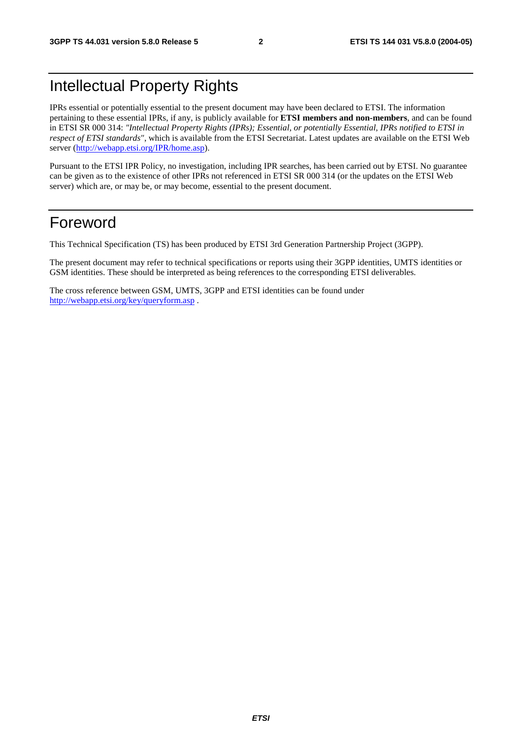# Intellectual Property Rights

IPRs essential or potentially essential to the present document may have been declared to ETSI. The information pertaining to these essential IPRs, if any, is publicly available for **ETSI members and non-members**, and can be found in ETSI SR 000 314: *"Intellectual Property Rights (IPRs); Essential, or potentially Essential, IPRs notified to ETSI in respect of ETSI standards"*, which is available from the ETSI Secretariat. Latest updates are available on the ETSI Web server (http://webapp.etsi.org/IPR/home.asp).

Pursuant to the ETSI IPR Policy, no investigation, including IPR searches, has been carried out by ETSI. No guarantee can be given as to the existence of other IPRs not referenced in ETSI SR 000 314 (or the updates on the ETSI Web server) which are, or may be, or may become, essential to the present document.

# Foreword

This Technical Specification (TS) has been produced by ETSI 3rd Generation Partnership Project (3GPP).

The present document may refer to technical specifications or reports using their 3GPP identities, UMTS identities or GSM identities. These should be interpreted as being references to the corresponding ETSI deliverables.

The cross reference between GSM, UMTS, 3GPP and ETSI identities can be found under http://webapp.etsi.org/key/queryform.asp .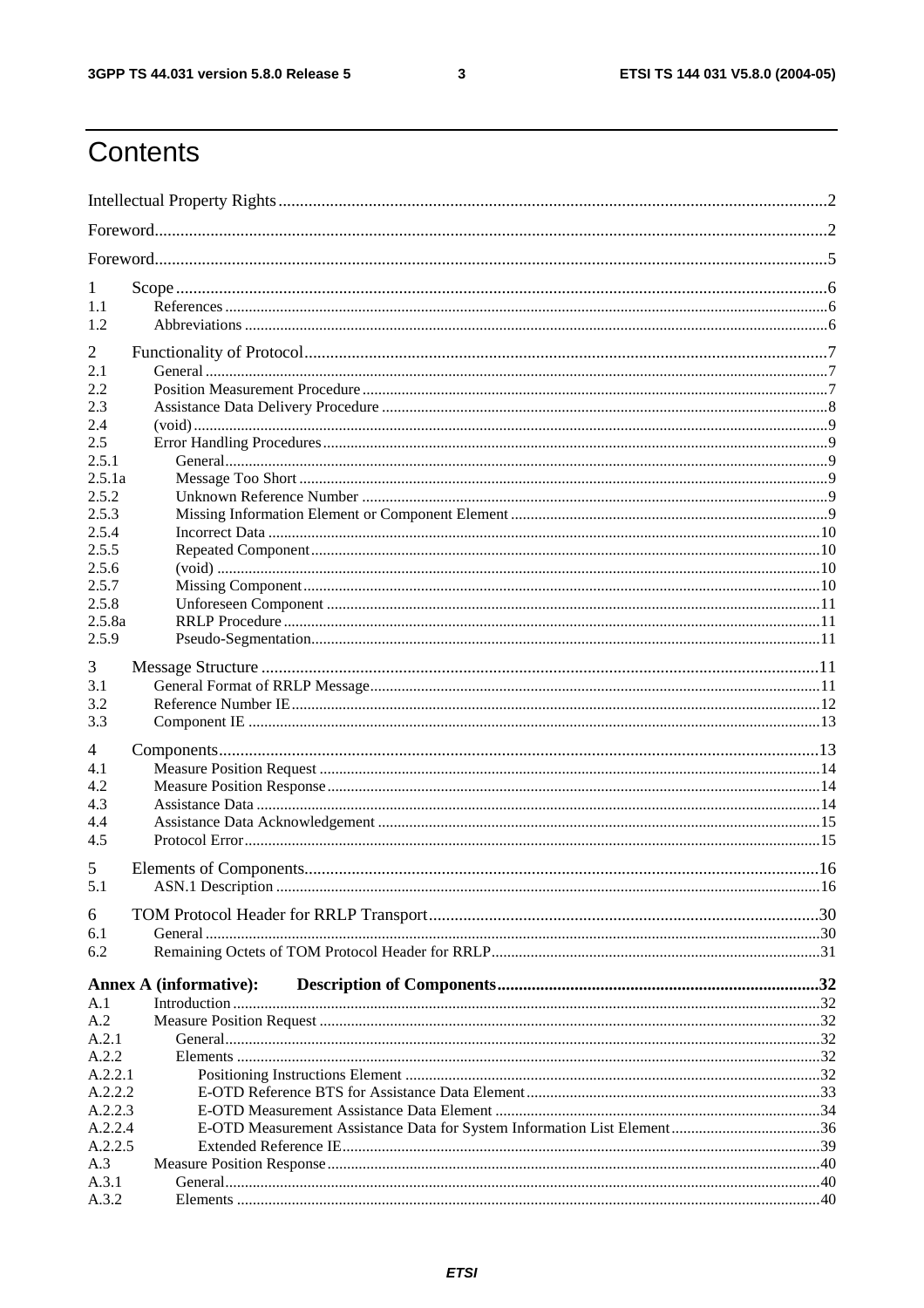# Contents

| | | |
|---|---|---|
| Intellectual Property Rights | | 2 |
| Foreword | | 2 |
| Foreword | | 5 |
| 1 | Scope | 6 |
| 1.1 | References | 6 |
| 1.2 | Abbreviations | 6 |
| 2 | Functionality of Protocol | 7 |
| 2.1 | General | 7 |
| 2.2 | Position Measurement Procedure | 7 |
| 2.3 | Assistance Data Delivery Procedure | 8 |
| 2.4 | (void) | 9 |
| 2.5 | Error Handling Procedures | 9 |
| 2.5.1 | General | 9 |
| 2.5.1a | Message Too Short | 9 |
| 2.5.2 | Unknown Reference Number | 9 |
| 2.5.3 | Missing Information Element or Component Element | 9 |
| 2.5.4 | Incorrect Data | 10 |
| 2.5.5 | Repeated Component | 10 |
| 2.5.6 | (void) | 10 |
| 2.5.7 | Missing Component | 10 |
| 2.5.8 | Unforeseen Component | 11 |
| 2.5.8a | RRLP Procedure | 11 |
| 2.5.9 | Pseudo-Segmentation | 11 |
| 3 | Message Structure | 11 |
| 3.1 | General Format of RRLP Message | 11 |
| 3.2 | Reference Number IE | 12 |
| 3.3 | Component IE | 13 |
| 4 | Components | 13 |
| 4.1 | Measure Position Request | 14 |
| 4.2 | Measure Position Response | 14 |
| 4.3 | Assistance Data | 14 |
| 4.4 | Assistance Data Acknowledgement | 15 |
| 4.5 | Protocol Error | 15 |
| 5 | Elements of Components | 16 |
| 5.1 | ASN.1 Description | 16 |
| 6 | TOM Protocol Header for RRLP Transport | 30 |
| 6.1 | General | 30 |
| 6.2 | Remaining Octets of TOM Protocol Header for RRLP | 31 |
| **Annex A (informative):** | **Description of Components** | **32** |
| A.1 | Introduction | 32 |
| A.2 | Measure Position Request | 32 |
| A.2.1 | General | 32 |
| A.2.2 | Elements | 32 |
| A.2.2.1 | Positioning Instructions Element | 32 |
| A.2.2.2 | E-OTD Reference BTS for Assistance Data Element | 33 |
| A.2.2.3 | E-OTD Measurement Assistance Data Element | 34 |
| A.2.2.4 | E-OTD Measurement Assistance Data for System Information List Element | 36 |
| A.2.2.5 | Extended Reference IE | 39 |
| A.3 | Measure Position Response | 40 |
| A.3.1 | General | 40 |
| A.3.2 | Elements | 40 |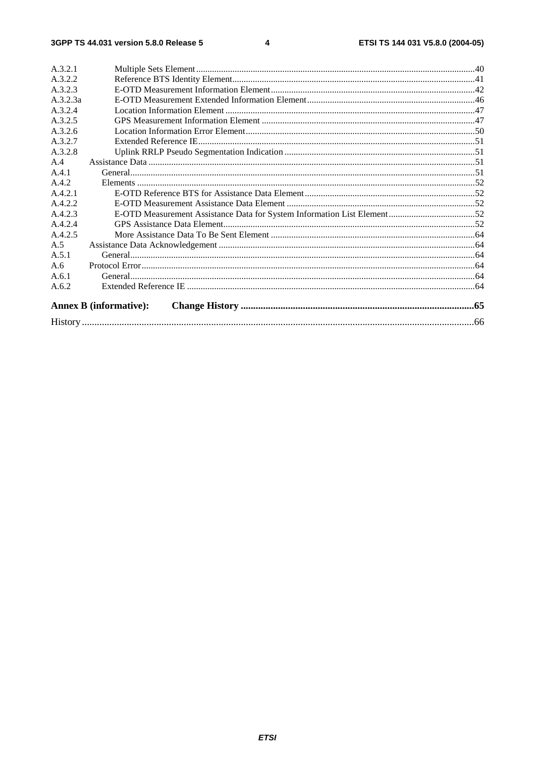A.3.2.1 Multiple Sets Element....40
A.3.2.2 Reference BTS Identity Element....41
A.3.2.3 E-OTD Measurement Information Element....42
A.3.2.3a E-OTD Measurement Extended Information Element....46
A.3.2.4 Location Information Element....47
A.3.2.5 GPS Measurement Information Element....47
A.3.2.6 Location Information Error Element....50
A.3.2.7 Extended Reference IE....51
A.3.2.8 Uplink RRLP Pseudo Segmentation Indication....51
A.4 Assistance Data....51
A.4.1 General....51
A.4.2 Elements....52
A.4.2.1 E-OTD Reference BTS for Assistance Data Element....52
A.4.2.2 E-OTD Measurement Assistance Data Element....52
A.4.2.3 E-OTD Measurement Assistance Data for System Information List Element....52
A.4.2.4 GPS Assistance Data Element....52
A.4.2.5 More Assistance Data To Be Sent Element....64
A.5 Assistance Data Acknowledgement....64
A.5.1 General....64
A.6 Protocol Error....64
A.6.1 General....64
A.6.2 Extended Reference IE....64

**Annex B (informative): Change History....65**

History....66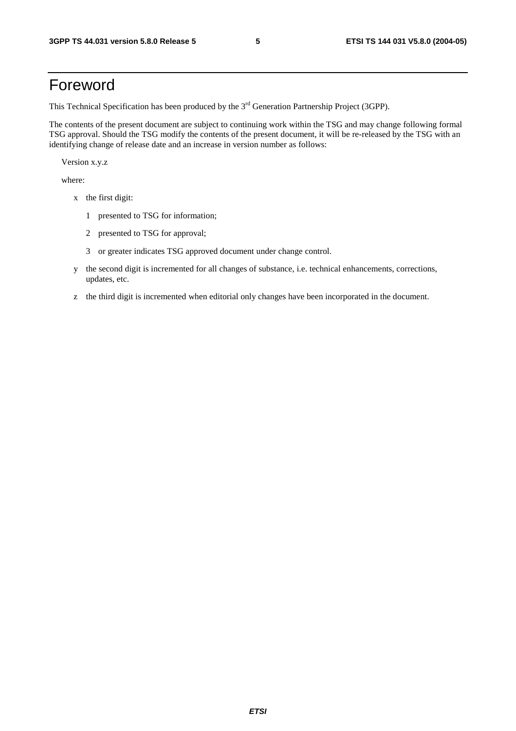# Foreword

This Technical Specification has been produced by the 3rd Generation Partnership Project (3GPP).

The contents of the present document are subject to continuing work within the TSG and may change following formal TSG approval. Should the TSG modify the contents of the present document, it will be re-released by the TSG with an identifying change of release date and an increase in version number as follows:

Version x.y.z

where:

- x the first digit:
  - 1 presented to TSG for information;
  - 2 presented to TSG for approval;
  - 3 or greater indicates TSG approved document under change control.
- y the second digit is incremented for all changes of substance, i.e. technical enhancements, corrections, updates, etc.
- z the third digit is incremented when editorial only changes have been incorporated in the document.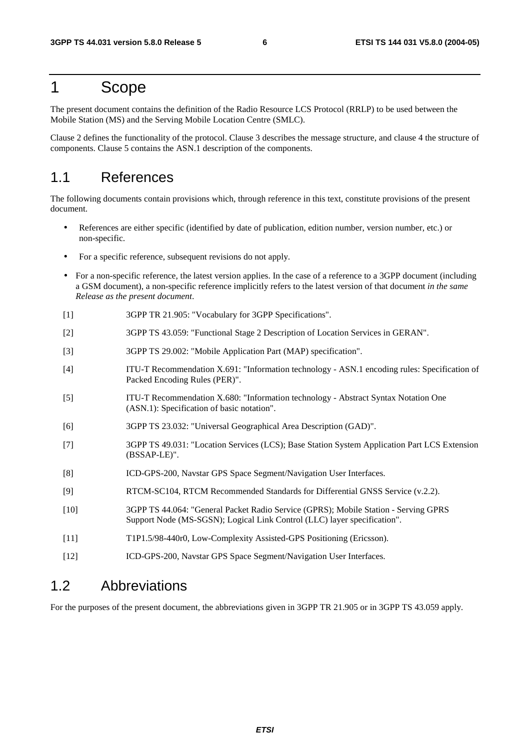# 1 Scope

The present document contains the definition of the Radio Resource LCS Protocol (RRLP) to be used between the Mobile Station (MS) and the Serving Mobile Location Centre (SMLC).

Clause 2 defines the functionality of the protocol. Clause 3 describes the message structure, and clause 4 the structure of components. Clause 5 contains the ASN.1 description of the components.

## 1.1 References

The following documents contain provisions which, through reference in this text, constitute provisions of the present document.

- References are either specific (identified by date of publication, edition number, version number, etc.) or non-specific.
- For a specific reference, subsequent revisions do not apply.
- For a non-specific reference, the latest version applies. In the case of a reference to a 3GPP document (including a GSM document), a non-specific reference implicitly refers to the latest version of that document *in the same Release as the present document*.

[1] 3GPP TR 21.905: "Vocabulary for 3GPP Specifications".

[2] 3GPP TS 43.059: "Functional Stage 2 Description of Location Services in GERAN".

[3] 3GPP TS 29.002: "Mobile Application Part (MAP) specification".

[4] ITU-T Recommendation X.691: "Information technology - ASN.1 encoding rules: Specification of Packed Encoding Rules (PER)".

[5] ITU-T Recommendation X.680: "Information technology - Abstract Syntax Notation One (ASN.1): Specification of basic notation".

[6] 3GPP TS 23.032: "Universal Geographical Area Description (GAD)".

[7] 3GPP TS 49.031: "Location Services (LCS); Base Station System Application Part LCS Extension (BSSAP-LE)".

[8] ICD-GPS-200, Navstar GPS Space Segment/Navigation User Interfaces.

[9] RTCM-SC104, RTCM Recommended Standards for Differential GNSS Service (v.2.2).

[10] 3GPP TS 44.064: "General Packet Radio Service (GPRS); Mobile Station - Serving GPRS Support Node (MS-SGSN); Logical Link Control (LLC) layer specification".

[11] T1P1.5/98-440r0, Low-Complexity Assisted-GPS Positioning (Ericsson).

[12] ICD-GPS-200, Navstar GPS Space Segment/Navigation User Interfaces.

## 1.2 Abbreviations

For the purposes of the present document, the abbreviations given in 3GPP TR 21.905 or in 3GPP TS 43.059 apply.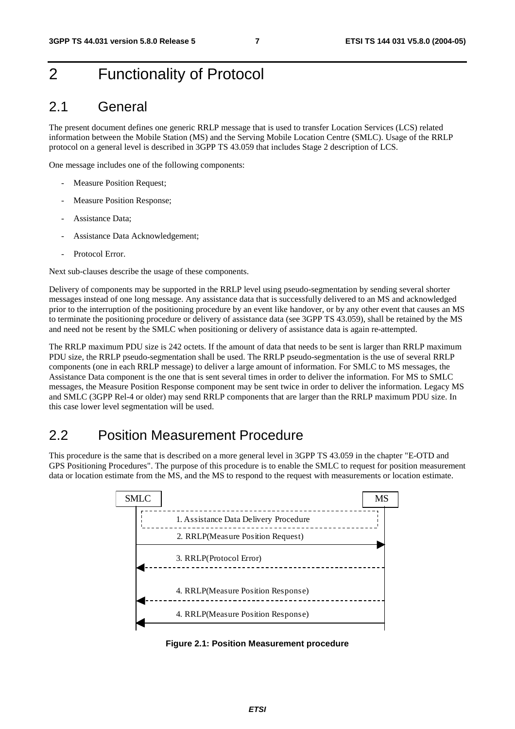# 2 Functionality of Protocol

## 2.1 General

The present document defines one generic RRLP message that is used to transfer Location Services (LCS) related information between the Mobile Station (MS) and the Serving Mobile Location Centre (SMLC). Usage of the RRLP protocol on a general level is described in 3GPP TS 43.059 that includes Stage 2 description of LCS.

One message includes one of the following components:

- Measure Position Request;
- Measure Position Response;
- Assistance Data;
- Assistance Data Acknowledgement;
- Protocol Error.

Next sub-clauses describe the usage of these components.

Delivery of components may be supported in the RRLP level using pseudo-segmentation by sending several shorter messages instead of one long message. Any assistance data that is successfully delivered to an MS and acknowledged prior to the interruption of the positioning procedure by an event like handover, or by any other event that causes an MS to terminate the positioning procedure or delivery of assistance data (see 3GPP TS 43.059), shall be retained by the MS and need not be resent by the SMLC when positioning or delivery of assistance data is again re-attempted.

The RRLP maximum PDU size is 242 octets. If the amount of data that needs to be sent is larger than RRLP maximum PDU size, the RRLP pseudo-segmentation shall be used. The RRLP pseudo-segmentation is the use of several RRLP components (one in each RRLP message) to deliver a large amount of information. For SMLC to MS messages, the Assistance Data component is the one that is sent several times in order to deliver the information. For MS to SMLC messages, the Measure Position Response component may be sent twice in order to deliver the information. Legacy MS and SMLC (3GPP Rel-4 or older) may send RRLP components that are larger than the RRLP maximum PDU size. In this case lower level segmentation will be used.

## 2.2 Position Measurement Procedure

This procedure is the same that is described on a more general level in 3GPP TS 43.059 in the chapter "E-OTD and GPS Positioning Procedures". The purpose of this procedure is to enable the SMLC to request for position measurement data or location estimate from the MS, and the MS to respond to the request with measurements or location estimate.

SMLC MS

1. Assistance Data Delivery Procedure

2. RRLP(Measure Position Request)

3. RRLP(Protocol Error)

4. RRLP(Measure Position Response)

4. RRLP(Measure Position Response)

**Figure 2.1: Position Measurement procedure**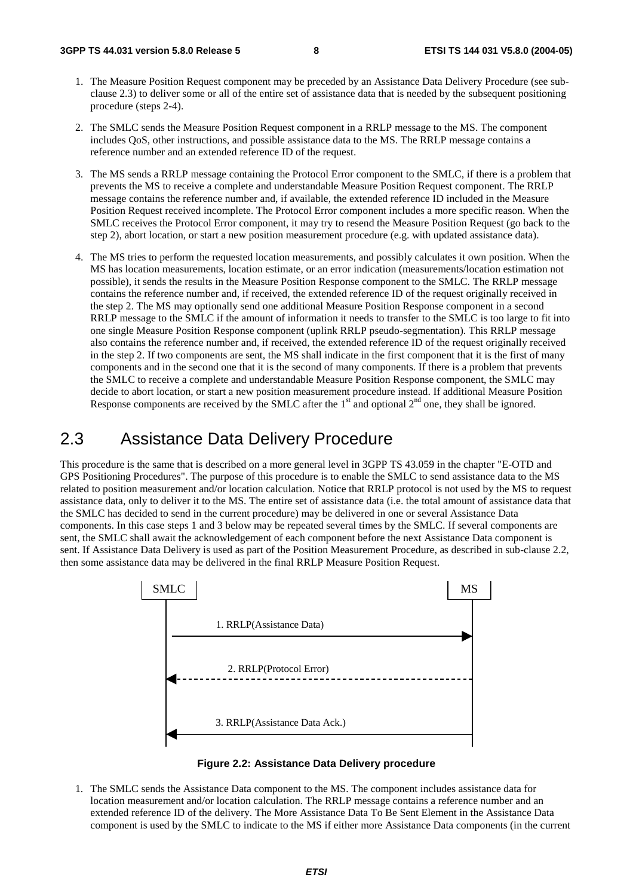1. The Measure Position Request component may be preceded by an Assistance Data Delivery Procedure (see sub-clause 2.3) to deliver some or all of the entire set of assistance data that is needed by the subsequent positioning procedure (steps 2-4).

2. The SMLC sends the Measure Position Request component in a RRLP message to the MS. The component includes QoS, other instructions, and possible assistance data to the MS. The RRLP message contains a reference number and an extended reference ID of the request.

3. The MS sends a RRLP message containing the Protocol Error component to the SMLC, if there is a problem that prevents the MS to receive a complete and understandable Measure Position Request component. The RRLP message contains the reference number and, if available, the extended reference ID included in the Measure Position Request received incomplete. The Protocol Error component includes a more specific reason. When the SMLC receives the Protocol Error component, it may try to resend the Measure Position Request (go back to the step 2), abort location, or start a new position measurement procedure (e.g. with updated assistance data).

4. The MS tries to perform the requested location measurements, and possibly calculates it own position. When the MS has location measurements, location estimate, or an error indication (measurements/location estimation not possible), it sends the results in the Measure Position Response component to the SMLC. The RRLP message contains the reference number and, if received, the extended reference ID of the request originally received in the step 2. The MS may optionally send one additional Measure Position Response component in a second RRLP message to the SMLC if the amount of information it needs to transfer to the SMLC is too large to fit into one single Measure Position Response component (uplink RRLP pseudo-segmentation). This RRLP message also contains the reference number and, if received, the extended reference ID of the request originally received in the step 2. If two components are sent, the MS shall indicate in the first component that it is the first of many components and in the second one that it is the second of many components. If there is a problem that prevents the SMLC to receive a complete and understandable Measure Position Response component, the SMLC may decide to abort location, or start a new position measurement procedure instead. If additional Measure Position Response components are received by the SMLC after the 1st and optional 2nd one, they shall be ignored.

## 2.3 Assistance Data Delivery Procedure

This procedure is the same that is described on a more general level in 3GPP TS 43.059 in the chapter "E-OTD and GPS Positioning Procedures". The purpose of this procedure is to enable the SMLC to send assistance data to the MS related to position measurement and/or location calculation. Notice that RRLP protocol is not used by the MS to request assistance data, only to deliver it to the MS. The entire set of assistance data (i.e. the total amount of assistance data that the SMLC has decided to send in the current procedure) may be delivered in one or several Assistance Data components. In this case steps 1 and 3 below may be repeated several times by the SMLC. If several components are sent, the SMLC shall await the acknowledgement of each component before the next Assistance Data component is sent. If Assistance Data Delivery is used as part of the Position Measurement Procedure, as described in sub-clause 2.2, then some assistance data may be delivered in the final RRLP Measure Position Request.

SMLC | MS

1. RRLP(Assistance Data) (SMLC → MS)

2. RRLP(Protocol Error) (MS → SMLC)

3. RRLP(Assistance Data Ack.) (MS → SMLC)

**Figure 2.2: Assistance Data Delivery procedure**

1. The SMLC sends the Assistance Data component to the MS. The component includes assistance data for location measurement and/or location calculation. The RRLP message contains a reference number and an extended reference ID of the delivery. The More Assistance Data To Be Sent Element in the Assistance Data component is used by the SMLC to indicate to the MS if either more Assistance Data components (in the current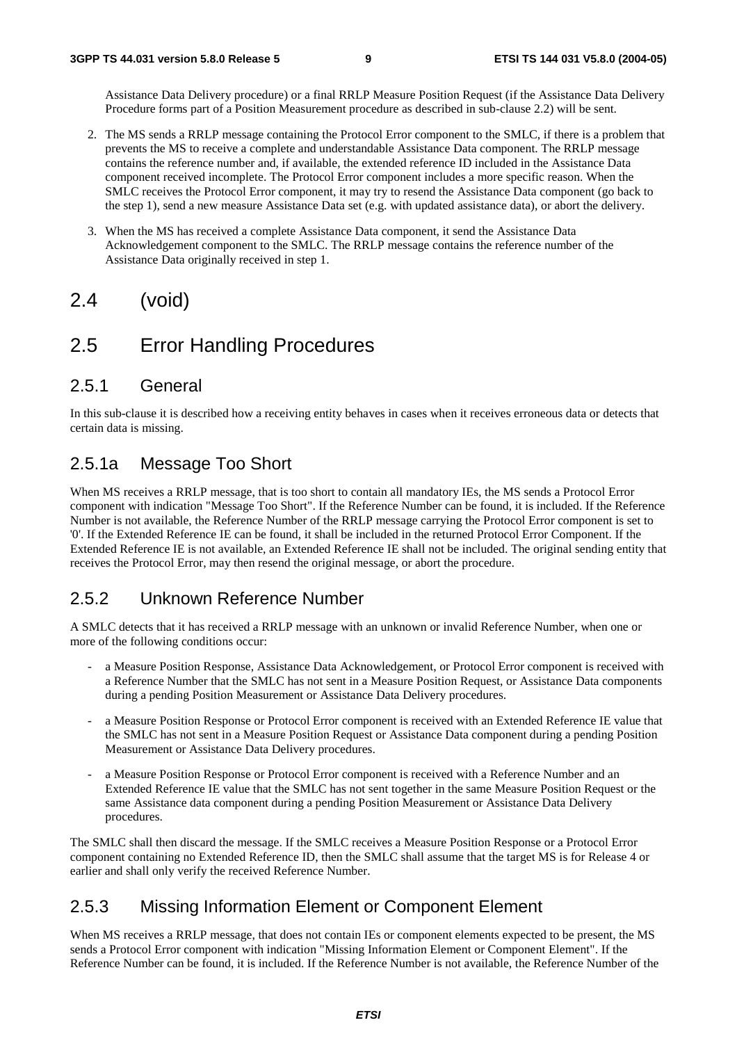Assistance Data Delivery procedure) or a final RRLP Measure Position Request (if the Assistance Data Delivery Procedure forms part of a Position Measurement procedure as described in sub-clause 2.2) will be sent.

2. The MS sends a RRLP message containing the Protocol Error component to the SMLC, if there is a problem that prevents the MS to receive a complete and understandable Assistance Data component. The RRLP message contains the reference number and, if available, the extended reference ID included in the Assistance Data component received incomplete. The Protocol Error component includes a more specific reason. When the SMLC receives the Protocol Error component, it may try to resend the Assistance Data component (go back to the step 1), send a new measure Assistance Data set (e.g. with updated assistance data), or abort the delivery.

3. When the MS has received a complete Assistance Data component, it send the Assistance Data Acknowledgement component to the SMLC. The RRLP message contains the reference number of the Assistance Data originally received in step 1.

## 2.4 (void)

## 2.5 Error Handling Procedures

### 2.5.1 General

In this sub-clause it is described how a receiving entity behaves in cases when it receives erroneous data or detects that certain data is missing.

### 2.5.1a Message Too Short

When MS receives a RRLP message, that is too short to contain all mandatory IEs, the MS sends a Protocol Error component with indication "Message Too Short". If the Reference Number can be found, it is included. If the Reference Number is not available, the Reference Number of the RRLP message carrying the Protocol Error component is set to '0'. If the Extended Reference IE can be found, it shall be included in the returned Protocol Error Component. If the Extended Reference IE is not available, an Extended Reference IE shall not be included. The original sending entity that receives the Protocol Error, may then resend the original message, or abort the procedure.

### 2.5.2 Unknown Reference Number

A SMLC detects that it has received a RRLP message with an unknown or invalid Reference Number, when one or more of the following conditions occur:

- a Measure Position Response, Assistance Data Acknowledgement, or Protocol Error component is received with a Reference Number that the SMLC has not sent in a Measure Position Request, or Assistance Data components during a pending Position Measurement or Assistance Data Delivery procedures.
- a Measure Position Response or Protocol Error component is received with an Extended Reference IE value that the SMLC has not sent in a Measure Position Request or Assistance Data component during a pending Position Measurement or Assistance Data Delivery procedures.
- a Measure Position Response or Protocol Error component is received with a Reference Number and an Extended Reference IE value that the SMLC has not sent together in the same Measure Position Request or the same Assistance data component during a pending Position Measurement or Assistance Data Delivery procedures.

The SMLC shall then discard the message. If the SMLC receives a Measure Position Response or a Protocol Error component containing no Extended Reference ID, then the SMLC shall assume that the target MS is for Release 4 or earlier and shall only verify the received Reference Number.

### 2.5.3 Missing Information Element or Component Element

When MS receives a RRLP message, that does not contain IEs or component elements expected to be present, the MS sends a Protocol Error component with indication "Missing Information Element or Component Element". If the Reference Number can be found, it is included. If the Reference Number is not available, the Reference Number of the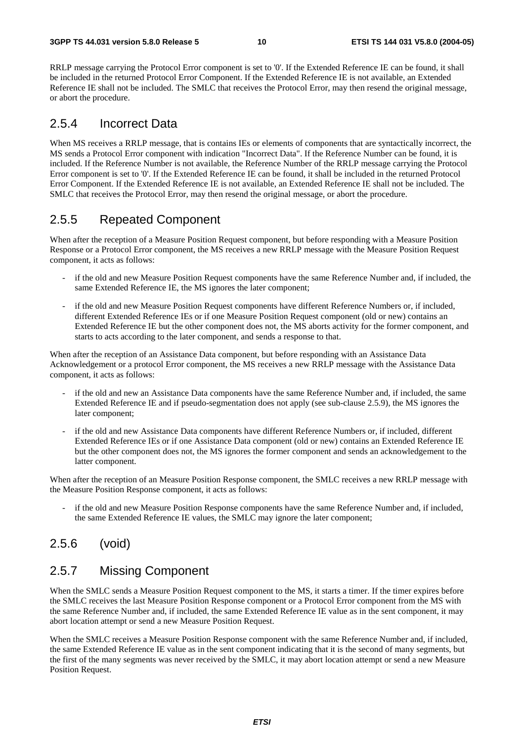RRLP message carrying the Protocol Error component is set to '0'. If the Extended Reference IE can be found, it shall be included in the returned Protocol Error Component. If the Extended Reference IE is not available, an Extended Reference IE shall not be included. The SMLC that receives the Protocol Error, may then resend the original message, or abort the procedure.

## 2.5.4 Incorrect Data

When MS receives a RRLP message, that is contains IEs or elements of components that are syntactically incorrect, the MS sends a Protocol Error component with indication "Incorrect Data". If the Reference Number can be found, it is included. If the Reference Number is not available, the Reference Number of the RRLP message carrying the Protocol Error component is set to '0'. If the Extended Reference IE can be found, it shall be included in the returned Protocol Error Component. If the Extended Reference IE is not available, an Extended Reference IE shall not be included. The SMLC that receives the Protocol Error, may then resend the original message, or abort the procedure.

## 2.5.5 Repeated Component

When after the reception of a Measure Position Request component, but before responding with a Measure Position Response or a Protocol Error component, the MS receives a new RRLP message with the Measure Position Request component, it acts as follows:

- if the old and new Measure Position Request components have the same Reference Number and, if included, the same Extended Reference IE, the MS ignores the later component;
- if the old and new Measure Position Request components have different Reference Numbers or, if included, different Extended Reference IEs or if one Measure Position Request component (old or new) contains an Extended Reference IE but the other component does not, the MS aborts activity for the former component, and starts to acts according to the later component, and sends a response to that.

When after the reception of an Assistance Data component, but before responding with an Assistance Data Acknowledgement or a protocol Error component, the MS receives a new RRLP message with the Assistance Data component, it acts as follows:

- if the old and new an Assistance Data components have the same Reference Number and, if included, the same Extended Reference IE and if pseudo-segmentation does not apply (see sub-clause 2.5.9), the MS ignores the later component;
- if the old and new Assistance Data components have different Reference Numbers or, if included, different Extended Reference IEs or if one Assistance Data component (old or new) contains an Extended Reference IE but the other component does not, the MS ignores the former component and sends an acknowledgement to the latter component.

When after the reception of an Measure Position Response component, the SMLC receives a new RRLP message with the Measure Position Response component, it acts as follows:

- if the old and new Measure Position Response components have the same Reference Number and, if included, the same Extended Reference IE values, the SMLC may ignore the later component;

## 2.5.6 (void)

## 2.5.7 Missing Component

When the SMLC sends a Measure Position Request component to the MS, it starts a timer. If the timer expires before the SMLC receives the last Measure Position Response component or a Protocol Error component from the MS with the same Reference Number and, if included, the same Extended Reference IE value as in the sent component, it may abort location attempt or send a new Measure Position Request.

When the SMLC receives a Measure Position Response component with the same Reference Number and, if included, the same Extended Reference IE value as in the sent component indicating that it is the second of many segments, but the first of the many segments was never received by the SMLC, it may abort location attempt or send a new Measure Position Request.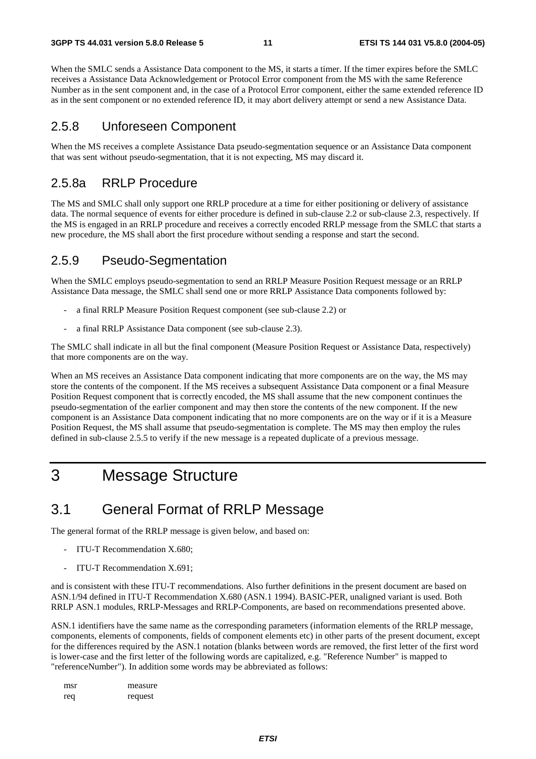When the SMLC sends a Assistance Data component to the MS, it starts a timer. If the timer expires before the SMLC receives a Assistance Data Acknowledgement or Protocol Error component from the MS with the same Reference Number as in the sent component and, in the case of a Protocol Error component, either the same extended reference ID as in the sent component or no extended reference ID, it may abort delivery attempt or send a new Assistance Data.

## 2.5.8 Unforeseen Component

When the MS receives a complete Assistance Data pseudo-segmentation sequence or an Assistance Data component that was sent without pseudo-segmentation, that it is not expecting, MS may discard it.

## 2.5.8a RRLP Procedure

The MS and SMLC shall only support one RRLP procedure at a time for either positioning or delivery of assistance data. The normal sequence of events for either procedure is defined in sub-clause 2.2 or sub-clause 2.3, respectively. If the MS is engaged in an RRLP procedure and receives a correctly encoded RRLP message from the SMLC that starts a new procedure, the MS shall abort the first procedure without sending a response and start the second.

## 2.5.9 Pseudo-Segmentation

When the SMLC employs pseudo-segmentation to send an RRLP Measure Position Request message or an RRLP Assistance Data message, the SMLC shall send one or more RRLP Assistance Data components followed by:

- a final RRLP Measure Position Request component (see sub-clause 2.2) or
- a final RRLP Assistance Data component (see sub-clause 2.3).

The SMLC shall indicate in all but the final component (Measure Position Request or Assistance Data, respectively) that more components are on the way.

When an MS receives an Assistance Data component indicating that more components are on the way, the MS may store the contents of the component. If the MS receives a subsequent Assistance Data component or a final Measure Position Request component that is correctly encoded, the MS shall assume that the new component continues the pseudo-segmentation of the earlier component and may then store the contents of the new component. If the new component is an Assistance Data component indicating that no more components are on the way or if it is a Measure Position Request, the MS shall assume that pseudo-segmentation is complete. The MS may then employ the rules defined in sub-clause 2.5.5 to verify if the new message is a repeated duplicate of a previous message.

# 3 Message Structure

## 3.1 General Format of RRLP Message

The general format of the RRLP message is given below, and based on:

- ITU-T Recommendation X.680;
- ITU-T Recommendation X.691;

and is consistent with these ITU-T recommendations. Also further definitions in the present document are based on ASN.1/94 defined in ITU-T Recommendation X.680 (ASN.1 1994). BASIC-PER, unaligned variant is used. Both RRLP ASN.1 modules, RRLP-Messages and RRLP-Components, are based on recommendations presented above.

ASN.1 identifiers have the same name as the corresponding parameters (information elements of the RRLP message, components, elements of components, fields of component elements etc) in other parts of the present document, except for the differences required by the ASN.1 notation (blanks between words are removed, the first letter of the first word is lower-case and the first letter of the following words are capitalized, e.g. "Reference Number" is mapped to "referenceNumber"). In addition some words may be abbreviated as follows:

| | |
|---|---|
| msr | measure |
| req | request |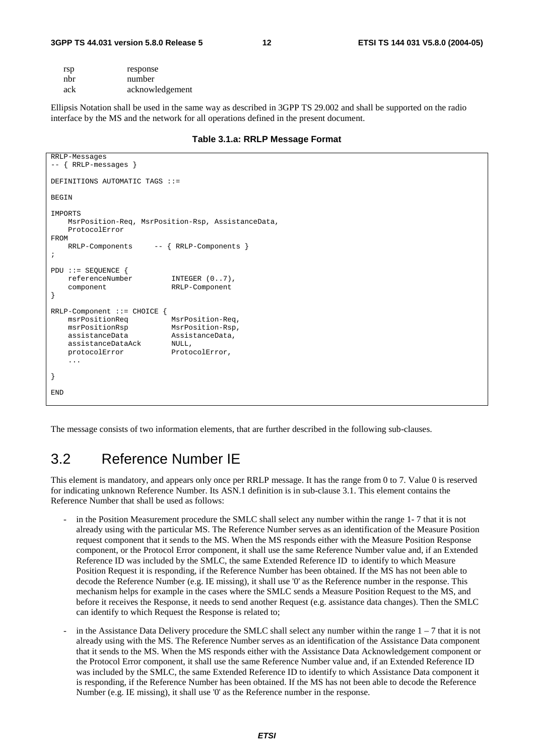| | |
|---|---|
| rsp | response |
| nbr | number |
| ack | acknowledgement |

Ellipsis Notation shall be used in the same way as described in 3GPP TS 29.002 and shall be supported on the radio interface by the MS and the network for all operations defined in the present document.

**Table 3.1.a: RRLP Message Format**

```
RRLP-Messages
-- { RRLP-messages }

DEFINITIONS AUTOMATIC TAGS ::=

BEGIN

IMPORTS
    MsrPosition-Req, MsrPosition-Rsp, AssistanceData,
    ProtocolError
FROM
    RRLP-Components     -- { RRLP-Components }
;

PDU ::= SEQUENCE {
    referenceNumber         INTEGER (0..7),
    component               RRLP-Component
}

RRLP-Component ::= CHOICE {
    msrPositionReq          MsrPosition-Req,
    msrPositionRsp          MsrPosition-Rsp,
    assistanceData          AssistanceData,
    assistanceDataAck       NULL,
    protocolError           ProtocolError,
    ...

}

END
```

The message consists of two information elements, that are further described in the following sub-clauses.

## 3.2 Reference Number IE

This element is mandatory, and appears only once per RRLP message. It has the range from 0 to 7. Value 0 is reserved for indicating unknown Reference Number. Its ASN.1 definition is in sub-clause 3.1. This element contains the Reference Number that shall be used as follows:

- in the Position Measurement procedure the SMLC shall select any number within the range 1- 7 that it is not already using with the particular MS. The Reference Number serves as an identification of the Measure Position request component that it sends to the MS. When the MS responds either with the Measure Position Response component, or the Protocol Error component, it shall use the same Reference Number value and, if an Extended Reference ID was included by the SMLC, the same Extended Reference ID to identify to which Measure Position Request it is responding, if the Reference Number has been obtained. If the MS has not been able to decode the Reference Number (e.g. IE missing), it shall use '0' as the Reference number in the response. This mechanism helps for example in the cases where the SMLC sends a Measure Position Request to the MS, and before it receives the Response, it needs to send another Request (e.g. assistance data changes). Then the SMLC can identify to which Request the Response is related to;

- in the Assistance Data Delivery procedure the SMLC shall select any number within the range 1 – 7 that it is not already using with the MS. The Reference Number serves as an identification of the Assistance Data component that it sends to the MS. When the MS responds either with the Assistance Data Acknowledgement component or the Protocol Error component, it shall use the same Reference Number value and, if an Extended Reference ID was included by the SMLC, the same Extended Reference ID to identify to which Assistance Data component it is responding, if the Reference Number has been obtained. If the MS has not been able to decode the Reference Number (e.g. IE missing), it shall use '0' as the Reference number in the response.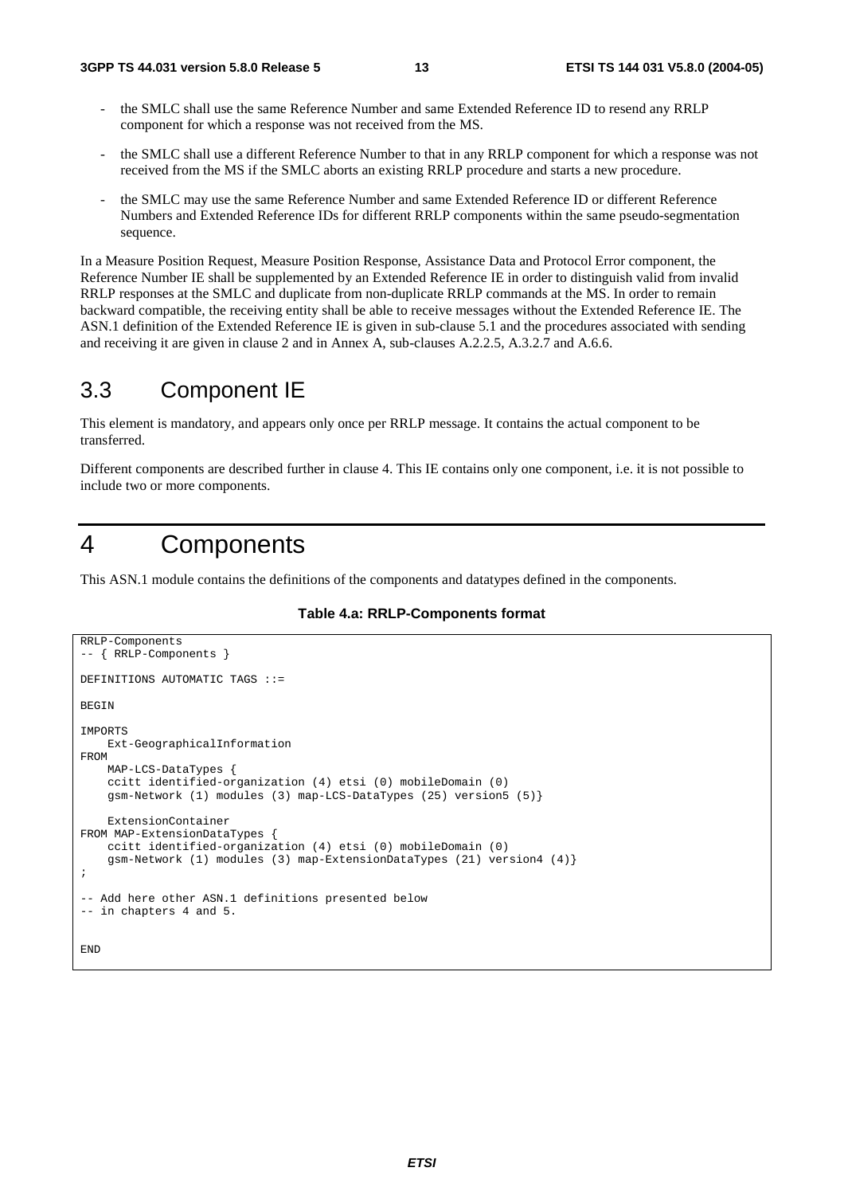- the SMLC shall use the same Reference Number and same Extended Reference ID to resend any RRLP component for which a response was not received from the MS.

- the SMLC shall use a different Reference Number to that in any RRLP component for which a response was not received from the MS if the SMLC aborts an existing RRLP procedure and starts a new procedure.

- the SMLC may use the same Reference Number and same Extended Reference ID or different Reference Numbers and Extended Reference IDs for different RRLP components within the same pseudo-segmentation sequence.

In a Measure Position Request, Measure Position Response, Assistance Data and Protocol Error component, the Reference Number IE shall be supplemented by an Extended Reference IE in order to distinguish valid from invalid RRLP responses at the SMLC and duplicate from non-duplicate RRLP commands at the MS. In order to remain backward compatible, the receiving entity shall be able to receive messages without the Extended Reference IE. The ASN.1 definition of the Extended Reference IE is given in sub-clause 5.1 and the procedures associated with sending and receiving it are given in clause 2 and in Annex A, sub-clauses A.2.2.5, A.3.2.7 and A.6.6.

## 3.3 Component IE

This element is mandatory, and appears only once per RRLP message. It contains the actual component to be transferred.

Different components are described further in clause 4. This IE contains only one component, i.e. it is not possible to include two or more components.

# 4 Components

This ASN.1 module contains the definitions of the components and datatypes defined in the components.

**Table 4.a: RRLP-Components format**

```
RRLP-Components
-- { RRLP-Components }

DEFINITIONS AUTOMATIC TAGS ::=

BEGIN

IMPORTS
    Ext-GeographicalInformation
FROM
    MAP-LCS-DataTypes {
    ccitt identified-organization (4) etsi (0) mobileDomain (0)
    gsm-Network (1) modules (3) map-LCS-DataTypes (25) version5 (5)}

    ExtensionContainer
FROM MAP-ExtensionDataTypes {
    ccitt identified-organization (4) etsi (0) mobileDomain (0)
    gsm-Network (1) modules (3) map-ExtensionDataTypes (21) version4 (4)}
;

-- Add here other ASN.1 definitions presented below
-- in chapters 4 and 5.


END
```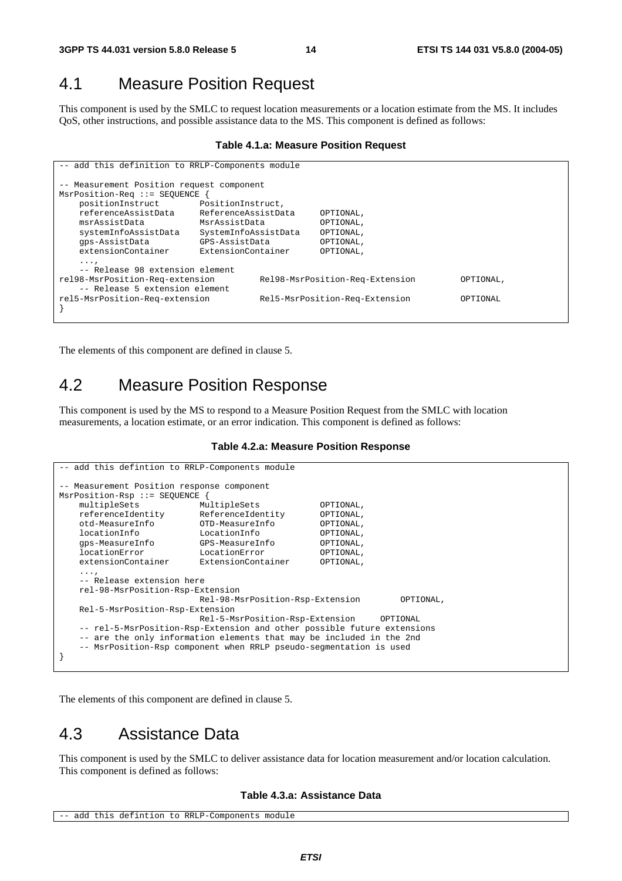## 4.1 Measure Position Request

This component is used by the SMLC to request location measurements or a location estimate from the MS. It includes QoS, other instructions, and possible assistance data to the MS. This component is defined as follows:

**Table 4.1.a: Measure Position Request**

```
-- add this definition to RRLP-Components module

-- Measurement Position request component
MsrPosition-Req ::= SEQUENCE {
    positionInstruct        PositionInstruct,
    referenceAssistData     ReferenceAssistData     OPTIONAL,
    msrAssistData           MsrAssistData           OPTIONAL,
    systemInfoAssistData    SystemInfoAssistData    OPTIONAL,
    gps-AssistData          GPS-AssistData          OPTIONAL,
    extensionContainer      ExtensionContainer      OPTIONAL,
    ...,
    -- Release 98 extension element
rel98-MsrPosition-Req-extension         Rel98-MsrPosition-Req-Extension         OPTIONAL,
    -- Release 5 extension element
rel5-MsrPosition-Req-extension          Rel5-MsrPosition-Req-Extension          OPTIONAL
}
```

The elements of this component are defined in clause 5.

## 4.2 Measure Position Response

This component is used by the MS to respond to a Measure Position Request from the SMLC with location measurements, a location estimate, or an error indication. This component is defined as follows:

**Table 4.2.a: Measure Position Response**

```
-- add this defintion to RRLP-Components module

-- Measurement Position response component
MsrPosition-Rsp ::= SEQUENCE {
    multipleSets            MultipleSets            OPTIONAL,
    referenceIdentity       ReferenceIdentity       OPTIONAL,
    otd-MeasureInfo         OTD-MeasureInfo         OPTIONAL,
    locationInfo            LocationInfo            OPTIONAL,
    gps-MeasureInfo         GPS-MeasureInfo         OPTIONAL,
    locationError           LocationError           OPTIONAL,
    extensionContainer      ExtensionContainer      OPTIONAL,
    ...,
    -- Release extension here
    rel-98-MsrPosition-Rsp-Extension
                            Rel-98-MsrPosition-Rsp-Extension        OPTIONAL,
    Rel-5-MsrPosition-Rsp-Extension
                            Rel-5-MsrPosition-Rsp-Extension     OPTIONAL
    -- rel-5-MsrPosition-Rsp-Extension and other possible future extensions
    -- are the only information elements that may be included in the 2nd
    -- MsrPosition-Rsp component when RRLP pseudo-segmentation is used
}
```

The elements of this component are defined in clause 5.

## 4.3 Assistance Data

This component is used by the SMLC to deliver assistance data for location measurement and/or location calculation. This component is defined as follows:

**Table 4.3.a: Assistance Data**

```
-- add this defintion to RRLP-Components module
```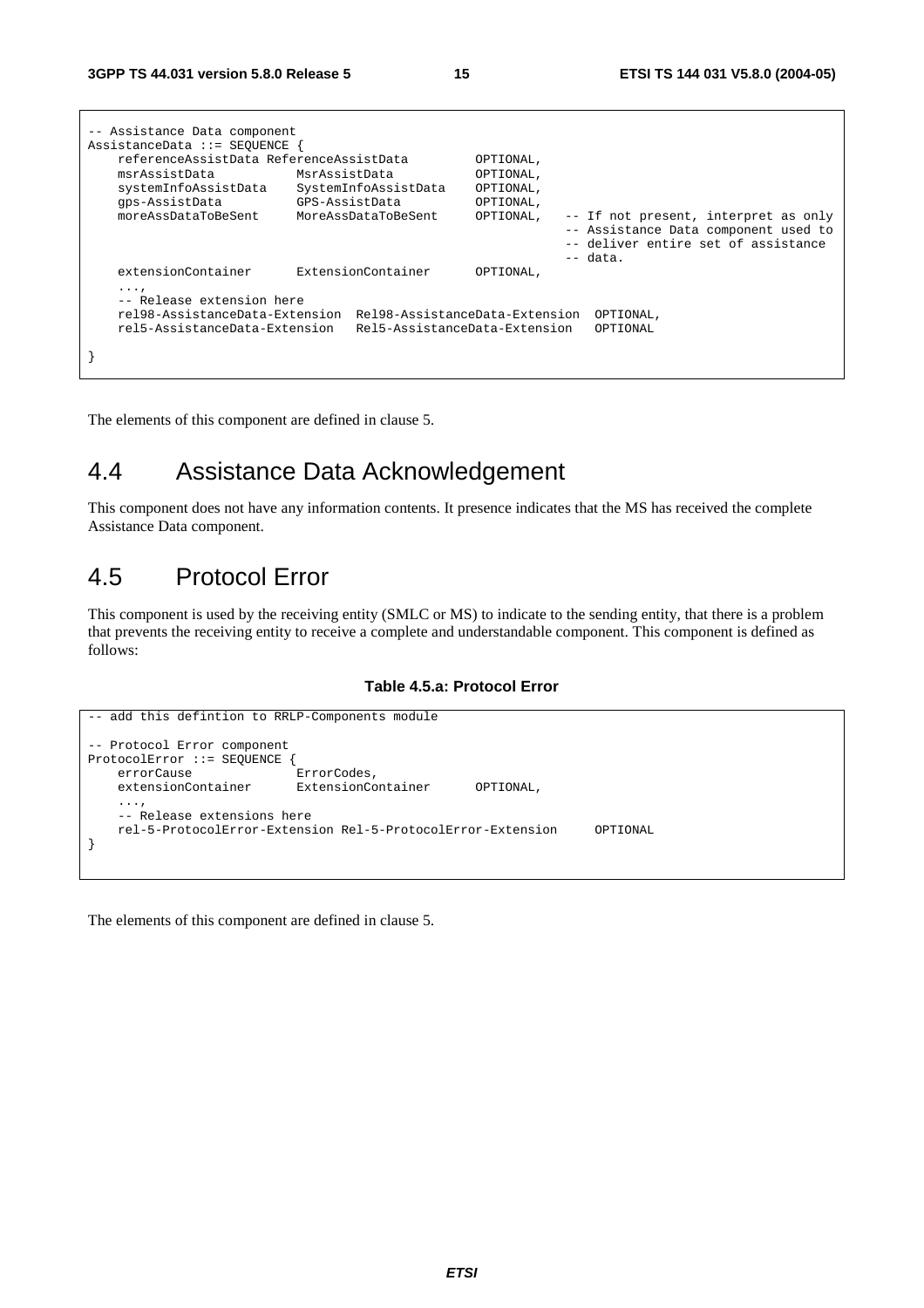```
-- Assistance Data component
AssistanceData ::= SEQUENCE {
    referenceAssistData ReferenceAssistData         OPTIONAL,
    msrAssistData           MsrAssistData           OPTIONAL,
    systemInfoAssistData    SystemInfoAssistData    OPTIONAL,
    gps-AssistData          GPS-AssistData          OPTIONAL,
    moreAssDataToBeSent     MoreAssDataToBeSent     OPTIONAL,   -- If not present, interpret as only
                                                                -- Assistance Data component used to
                                                                -- deliver entire set of assistance
                                                                -- data.
    extensionContainer      ExtensionContainer      OPTIONAL,
    ...,
    -- Release extension here
    rel98-AssistanceData-Extension  Rel98-AssistanceData-Extension  OPTIONAL,
    rel5-AssistanceData-Extension   Rel5-AssistanceData-Extension   OPTIONAL

}
```

The elements of this component are defined in clause 5.

## 4.4 Assistance Data Acknowledgement

This component does not have any information contents. It presence indicates that the MS has received the complete Assistance Data component.

## 4.5 Protocol Error

This component is used by the receiving entity (SMLC or MS) to indicate to the sending entity, that there is a problem that prevents the receiving entity to receive a complete and understandable component. This component is defined as follows:

**Table 4.5.a: Protocol Error**

```
-- add this defintion to RRLP-Components module

-- Protocol Error component
ProtocolError ::= SEQUENCE {
    errorCause              ErrorCodes,
    extensionContainer      ExtensionContainer      OPTIONAL,
    ...,
    -- Release extensions here
    rel-5-ProtocolError-Extension Rel-5-ProtocolError-Extension     OPTIONAL
}
```

The elements of this component are defined in clause 5.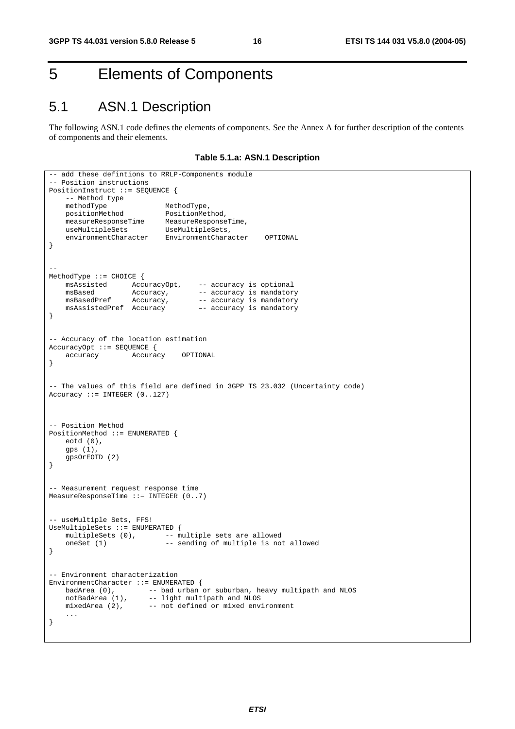# 5 Elements of Components

## 5.1 ASN.1 Description

The following ASN.1 code defines the elements of components. See the Annex A for further description of the contents of components and their elements.

**Table 5.1.a: ASN.1 Description**

```
-- add these defintions to RRLP-Components module
-- Position instructions
PositionInstruct ::= SEQUENCE {
    -- Method type
    methodType              MethodType,
    positionMethod          PositionMethod,
    measureResponseTime     MeasureResponseTime,
    useMultipleSets         UseMultipleSets,
    environmentCharacter    EnvironmentCharacter    OPTIONAL
}


--
MethodType ::= CHOICE {
    msAssisted      AccuracyOpt,    -- accuracy is optional
    msBased         Accuracy,       -- accuracy is mandatory
    msBasedPref     Accuracy,       -- accuracy is mandatory
    msAssistedPref  Accuracy        –- accuracy is mandatory
}


-- Accuracy of the location estimation
AccuracyOpt ::= SEQUENCE {
    accuracy        Accuracy    OPTIONAL
}


-- The values of this field are defined in 3GPP TS 23.032 (Uncertainty code)
Accuracy ::= INTEGER (0..127)



-- Position Method
PositionMethod ::= ENUMERATED {
    eotd (0),
    gps (1),
    gpsOrEOTD (2)
}


-- Measurement request response time
MeasureResponseTime ::= INTEGER (0..7)


-- useMultiple Sets, FFS!
UseMultipleSets ::= ENUMERATED {
    multipleSets (0),       -- multiple sets are allowed
    oneSet (1)              -- sending of multiple is not allowed
}


-- Environment characterization
EnvironmentCharacter ::= ENUMERATED {
    badArea (0),        -- bad urban or suburban, heavy multipath and NLOS
    notBadArea (1),     -- light multipath and NLOS
    mixedArea (2),      -- not defined or mixed environment
    ...
}
```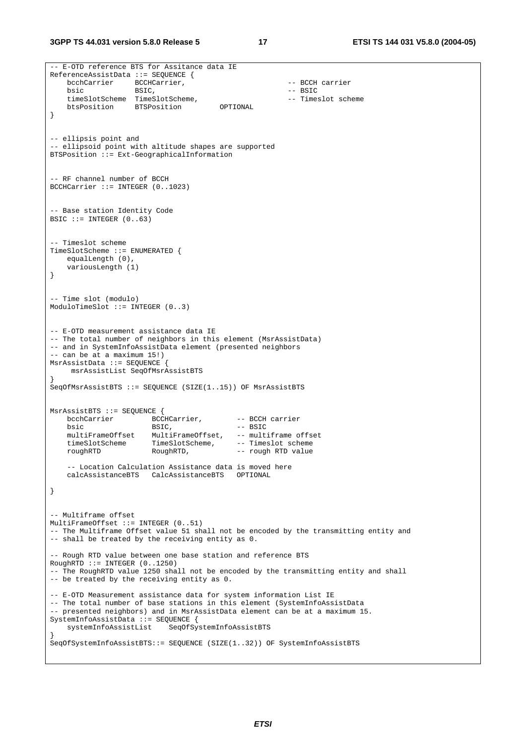```
-- E-OTD reference BTS for Assitance data IE
ReferenceAssistData ::= SEQUENCE {
    bcchCarrier     BCCHCarrier,                        -- BCCH carrier
    bsic            BSIC,                               -- BSIC
    timeSlotScheme  TimeSlotScheme,                     -- Timeslot scheme
    btsPosition     BTSPosition         OPTIONAL
}


-- ellipsis point and
-- ellipsoid point with altitude shapes are supported
BTSPosition ::= Ext-GeographicalInformation


-- RF channel number of BCCH
BCCHCarrier ::= INTEGER (0..1023)


-- Base station Identity Code
BSIC ::= INTEGER (0..63)


-- Timeslot scheme
TimeSlotScheme ::= ENUMERATED {
    equalLength (0),
    variousLength (1)
}


-- Time slot (modulo)
ModuloTimeSlot ::= INTEGER (0..3)


-- E-OTD measurement assistance data IE
-- The total number of neighbors in this element (MsrAssistData)
-- and in SystemInfoAssistData element (presented neighbors
-- can be at a maximum 15!)
MsrAssistData ::= SEQUENCE {
     msrAssistList SeqOfMsrAssistBTS
}
SeqOfMsrAssistBTS ::= SEQUENCE (SIZE(1..15)) OF MsrAssistBTS


MsrAssistBTS ::= SEQUENCE {
    bcchCarrier         BCCHCarrier,        -- BCCH carrier
    bsic                BSIC,               -- BSIC
    multiFrameOffset    MultiFrameOffset,   -- multiframe offset
    timeSlotScheme      TimeSlotScheme,     -- Timeslot scheme
    roughRTD            RoughRTD,           -- rough RTD value

    -- Location Calculation Assistance data is moved here
    calcAssistanceBTS   CalcAssistanceBTS   OPTIONAL

}


-- Multiframe offset
MultiFrameOffset ::= INTEGER (0..51)
-- The Multiframe Offset value 51 shall not be encoded by the transmitting entity and
-- shall be treated by the receiving entity as 0.

-- Rough RTD value between one base station and reference BTS
RoughRTD ::= INTEGER (0..1250)
-- The RoughRTD value 1250 shall not be encoded by the transmitting entity and shall
-- be treated by the receiving entity as 0.

-- E-OTD Measurement assistance data for system information List IE
-- The total number of base stations in this element (SystemInfoAssistData
-- presented neighbors) and in MsrAssistData element can be at a maximum 15.
SystemInfoAssistData ::= SEQUENCE {
    systemInfoAssistList    SeqOfSystemInfoAssistBTS
}
SeqOfSystemInfoAssistBTS::= SEQUENCE (SIZE(1..32)) OF SystemInfoAssistBTS
```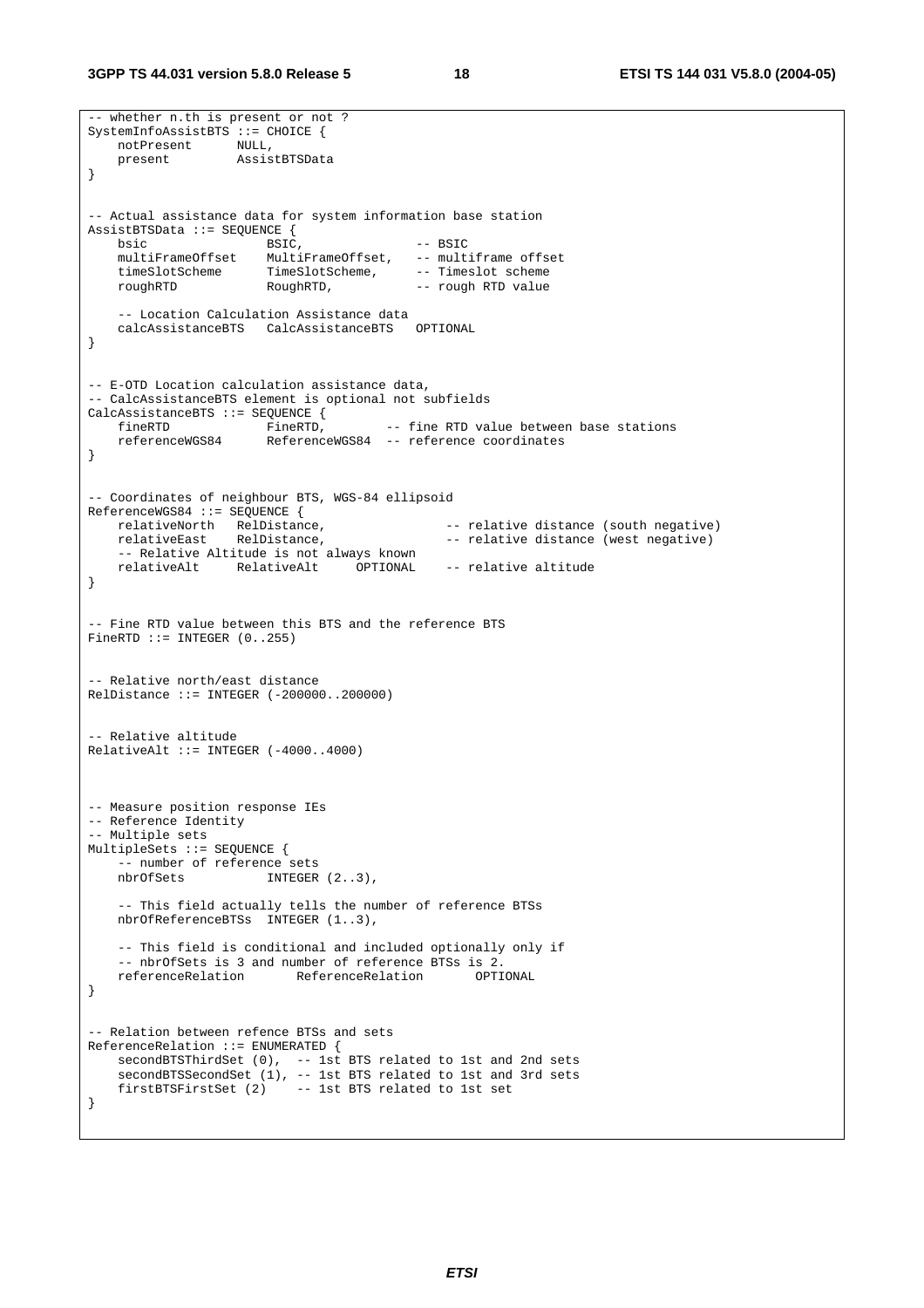```
-- whether n.th is present or not ?
SystemInfoAssistBTS ::= CHOICE {
    notPresent      NULL,
    present         AssistBTSData
}


-- Actual assistance data for system information base station
AssistBTSData ::= SEQUENCE {
    bsic                BSIC,               -- BSIC
    multiFrameOffset    MultiFrameOffset,   -- multiframe offset
    timeSlotScheme      TimeSlotScheme,     -- Timeslot scheme
    roughRTD            RoughRTD,           -- rough RTD value

    -- Location Calculation Assistance data
    calcAssistanceBTS   CalcAssistanceBTS   OPTIONAL
}


-- E-OTD Location calculation assistance data,
-- CalcAssistanceBTS element is optional not subfields
CalcAssistanceBTS ::= SEQUENCE {
    fineRTD             FineRTD,        -- fine RTD value between base stations
    referenceWGS84      ReferenceWGS84  -- reference coordinates
}


-- Coordinates of neighbour BTS, WGS-84 ellipsoid
ReferenceWGS84 ::= SEQUENCE {
    relativeNorth   RelDistance,                -- relative distance (south negative)
    relativeEast    RelDistance,                -- relative distance (west negative)
    -- Relative Altitude is not always known
    relativeAlt     RelativeAlt     OPTIONAL    -- relative altitude
}


-- Fine RTD value between this BTS and the reference BTS
FineRTD ::= INTEGER (0..255)


-- Relative north/east distance
RelDistance ::= INTEGER (-200000..200000)


-- Relative altitude
RelativeAlt ::= INTEGER (-4000..4000)



-- Measure position response IEs
-- Reference Identity
-- Multiple sets
MultipleSets ::= SEQUENCE {
    -- number of reference sets
    nbrOfSets           INTEGER (2..3),

    -- This field actually tells the number of reference BTSs
    nbrOfReferenceBTSs  INTEGER (1..3),

    -- This field is conditional and included optionally only if
    -- nbrOfSets is 3 and number of reference BTSs is 2.
    referenceRelation       ReferenceRelation       OPTIONAL
}


-- Relation between refence BTSs and sets
ReferenceRelation ::= ENUMERATED {
    secondBTSThirdSet (0),  -- 1st BTS related to 1st and 2nd sets
    secondBTSSecondSet (1), -- 1st BTS related to 1st and 3rd sets
    firstBTSFirstSet (2)    -- 1st BTS related to 1st set
}
```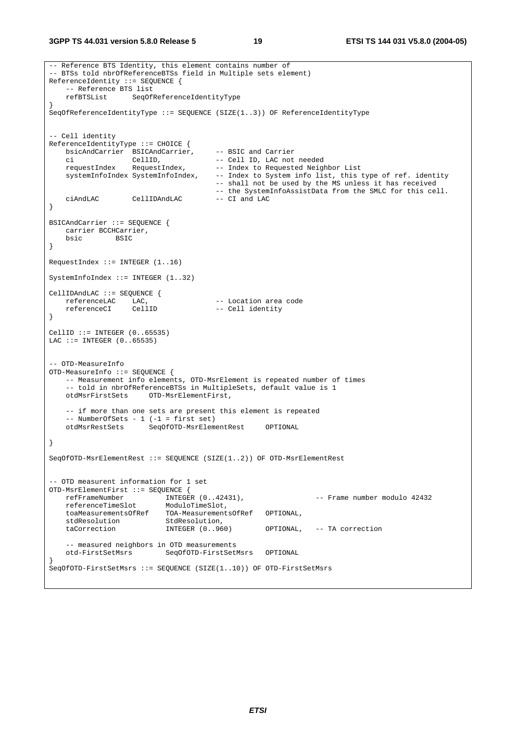```
-- Reference BTS Identity, this element contains number of
-- BTSs told nbrOfReferenceBTSs field in Multiple sets element)
ReferenceIdentity ::= SEQUENCE {
    -- Reference BTS list
    refBTSList      SeqOfReferenceIdentityType
}
SeqOfReferenceIdentityType ::= SEQUENCE (SIZE(1..3)) OF ReferenceIdentityType


-- Cell identity
ReferenceIdentityType ::= CHOICE {
    bsicAndCarrier  BSICAndCarrier,     -- BSIC and Carrier
    ci              CellID,             -- Cell ID, LAC not needed
    requestIndex    RequestIndex,       -- Index to Requested Neighbor List
    systemInfoIndex SystemInfoIndex,    -- Index to System info list, this type of ref. identity
                                        -- shall not be used by the MS unless it has received
                                        -- the SystemInfoAssistData from the SMLC for this cell.
    ciAndLAC        CellIDAndLAC        -- CI and LAC
}

BSICAndCarrier ::= SEQUENCE {
    carrier BCCHCarrier,
    bsic        BSIC
}

RequestIndex ::= INTEGER (1..16)

SystemInfoIndex ::= INTEGER (1..32)

CellIDAndLAC ::= SEQUENCE {
    referenceLAC    LAC,                -- Location area code
    referenceCI     CellID              -- Cell identity
}

CellID ::= INTEGER (0..65535)
LAC ::= INTEGER (0..65535)


-- OTD-MeasureInfo
OTD-MeasureInfo ::= SEQUENCE {
    -- Measurement info elements, OTD-MsrElement is repeated number of times
    -- told in nbrOfReferenceBTSs in MultipleSets, default value is 1
    otdMsrFirstSets     OTD-MsrElementFirst,

    -- if more than one sets are present this element is repeated
    -- NumberOfSets - 1 (-1 = first set)
    otdMsrRestSets      SeqOfOTD-MsrElementRest     OPTIONAL

}

SeqOfOTD-MsrElementRest ::= SEQUENCE (SIZE(1..2)) OF OTD-MsrElementRest


-- OTD measurent information for 1 set
OTD-MsrElementFirst ::= SEQUENCE {
    refFrameNumber          INTEGER (0..42431),                 -- Frame number modulo 42432
    referenceTimeSlot       ModuloTimeSlot,
    toaMeasurementsOfRef    TOA-MeasurementsOfRef   OPTIONAL,
    stdResolution           StdResolution,
    taCorrection            INTEGER (0..960)        OPTIONAL,   -- TA correction

    -- measured neighbors in OTD measurements
    otd-FirstSetMsrs        SeqOfOTD-FirstSetMsrs   OPTIONAL
}
SeqOfOTD-FirstSetMsrs ::= SEQUENCE (SIZE(1..10)) OF OTD-FirstSetMsrs
```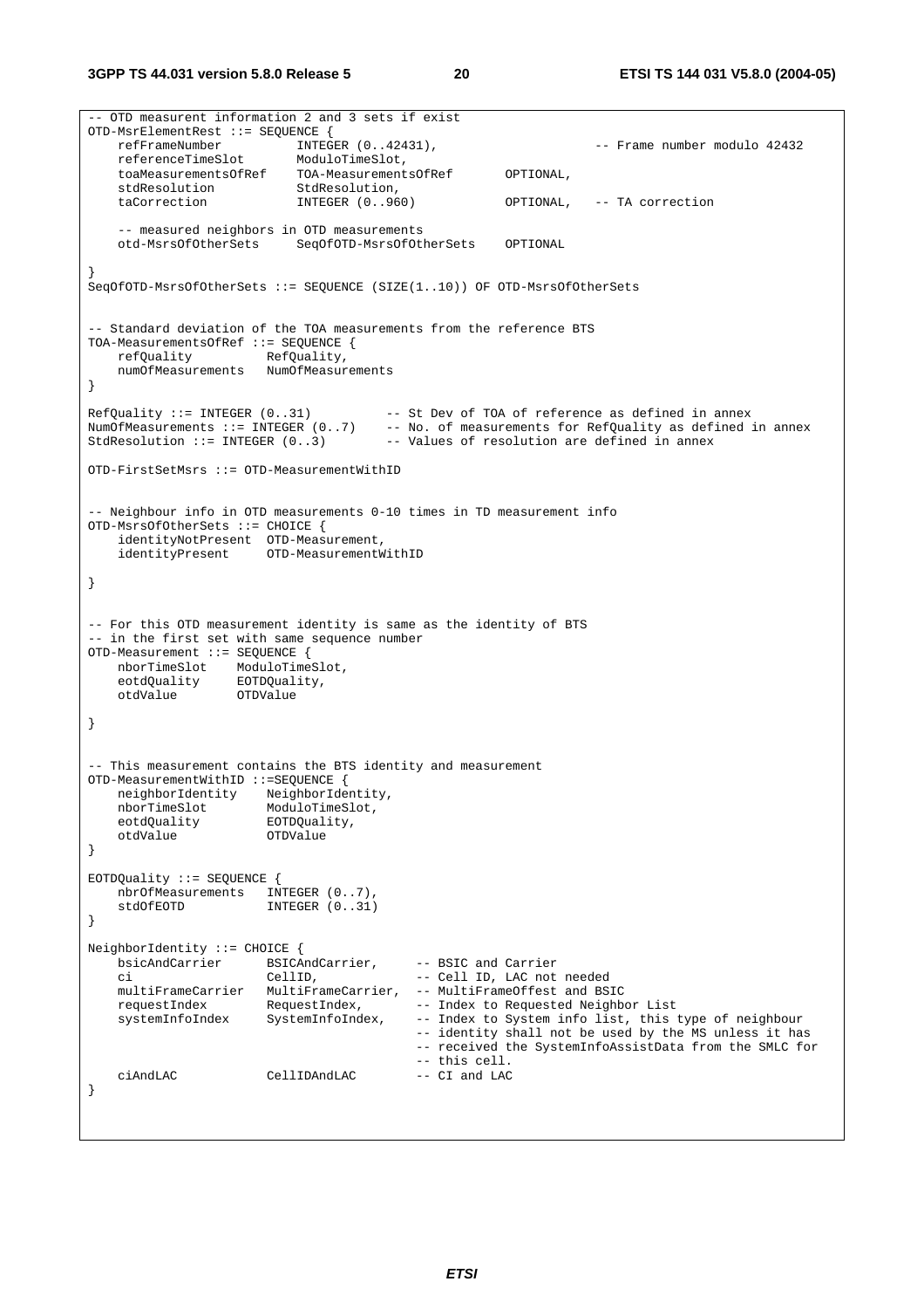```
-- OTD measurent information 2 and 3 sets if exist
OTD-MsrElementRest ::= SEQUENCE {
    refFrameNumber          INTEGER (0..42431),                  -- Frame number modulo 42432
    referenceTimeSlot       ModuloTimeSlot,
    toaMeasurementsOfRef    TOA-MeasurementsOfRef       OPTIONAL,
    stdResolution           StdResolution,
    taCorrection            INTEGER (0..960)            OPTIONAL,   -- TA correction

    -- measured neighbors in OTD measurements
    otd-MsrsOfOtherSets     SeqOfOTD-MsrsOfOtherSets    OPTIONAL

}
SeqOfOTD-MsrsOfOtherSets ::= SEQUENCE (SIZE(1..10)) OF OTD-MsrsOfOtherSets


-- Standard deviation of the TOA measurements from the reference BTS
TOA-MeasurementsOfRef ::= SEQUENCE {
    refQuality          RefQuality,
    numOfMeasurements   NumOfMeasurements
}

RefQuality ::= INTEGER (0..31)          -- St Dev of TOA of reference as defined in annex
NumOfMeasurements ::= INTEGER (0..7)    -- No. of measurements for RefQuality as defined in annex
StdResolution ::= INTEGER (0..3)        -- Values of resolution are defined in annex

OTD-FirstSetMsrs ::= OTD-MeasurementWithID


-- Neighbour info in OTD measurements 0-10 times in TD measurement info
OTD-MsrsOfOtherSets ::= CHOICE {
    identityNotPresent  OTD-Measurement,
    identityPresent     OTD-MeasurementWithID

}


-- For this OTD measurement identity is same as the identity of BTS
-- in the first set with same sequence number
OTD-Measurement ::= SEQUENCE {
    nborTimeSlot    ModuloTimeSlot,
    eotdQuality     EOTDQuality,
    otdValue        OTDValue

}


-- This measurement contains the BTS identity and measurement
OTD-MeasurementWithID ::=SEQUENCE {
    neighborIdentity    NeighborIdentity,
    nborTimeSlot        ModuloTimeSlot,
    eotdQuality         EOTDQuality,
    otdValue            OTDValue
}

EOTDQuality ::= SEQUENCE {
    nbrOfMeasurements   INTEGER (0..7),
    stdOfEOTD           INTEGER (0..31)
}

NeighborIdentity ::= CHOICE {
    bsicAndCarrier      BSICAndCarrier,     -- BSIC and Carrier
    ci                  CellID,             -- Cell ID, LAC not needed
    multiFrameCarrier   MultiFrameCarrier,  -- MultiFrameOffest and BSIC
    requestIndex        RequestIndex,       -- Index to Requested Neighbor List
    systemInfoIndex     SystemInfoIndex,    -- Index to System info list, this type of neighbour
                                            -- identity shall not be used by the MS unless it has
                                            -- received the SystemInfoAssistData from the SMLC for
                                            -- this cell.
    ciAndLAC            CellIDAndLAC        -- CI and LAC
}
```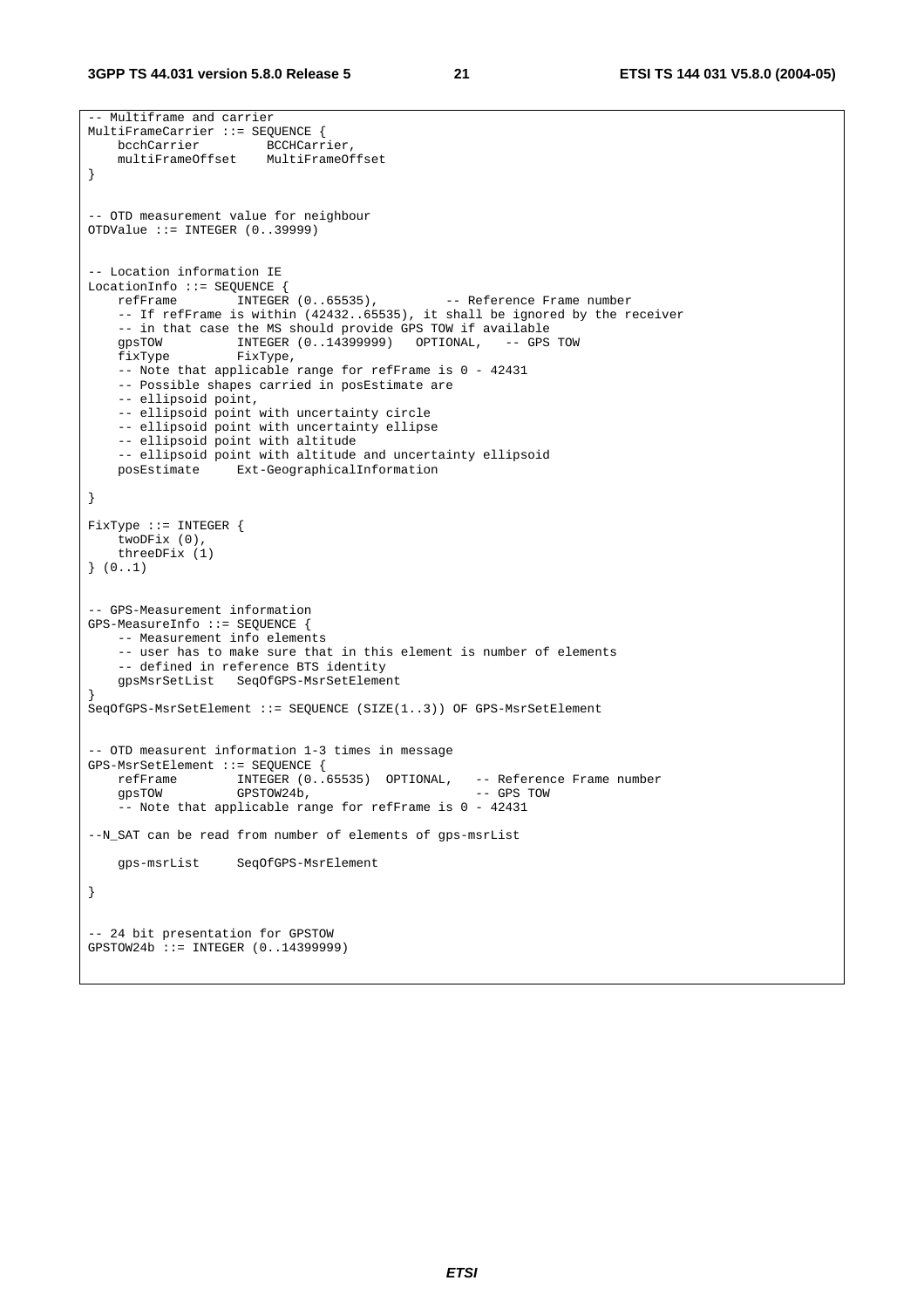```
-- Multiframe and carrier
MultiFrameCarrier ::= SEQUENCE {
    bcchCarrier         BCCHCarrier,
    multiFrameOffset    MultiFrameOffset
}


-- OTD measurement value for neighbour
OTDValue ::= INTEGER (0..39999)


-- Location information IE
LocationInfo ::= SEQUENCE {
    refFrame        INTEGER (0..65535),         -- Reference Frame number
    -- If refFrame is within (42432..65535), it shall be ignored by the receiver
    -- in that case the MS should provide GPS TOW if available
    gpsTOW          INTEGER (0..14399999)   OPTIONAL,   -- GPS TOW
    fixType         FixType,
    -- Note that applicable range for refFrame is 0 - 42431
    -- Possible shapes carried in posEstimate are
    -- ellipsoid point,
    -- ellipsoid point with uncertainty circle
    -- ellipsoid point with uncertainty ellipse
    -- ellipsoid point with altitude
    -- ellipsoid point with altitude and uncertainty ellipsoid
    posEstimate     Ext-GeographicalInformation

}

FixType ::= INTEGER {
    twoDFix (0),
    threeDFix (1)
} (0..1)


-- GPS-Measurement information
GPS-MeasureInfo ::= SEQUENCE {
    -- Measurement info elements
    -- user has to make sure that in this element is number of elements
    -- defined in reference BTS identity
    gpsMsrSetList   SeqOfGPS-MsrSetElement
}
SeqOfGPS-MsrSetElement ::= SEQUENCE (SIZE(1..3)) OF GPS-MsrSetElement


-- OTD measurent information 1-3 times in message
GPS-MsrSetElement ::= SEQUENCE {
    refFrame        INTEGER (0..65535)  OPTIONAL,   -- Reference Frame number
    gpsTOW          GPSTOW24b,                      -- GPS TOW
    -- Note that applicable range for refFrame is 0 - 42431

--N_SAT can be read from number of elements of gps-msrList

    gps-msrList     SeqOfGPS-MsrElement

}


-- 24 bit presentation for GPSTOW
GPSTOW24b ::= INTEGER (0..14399999)
```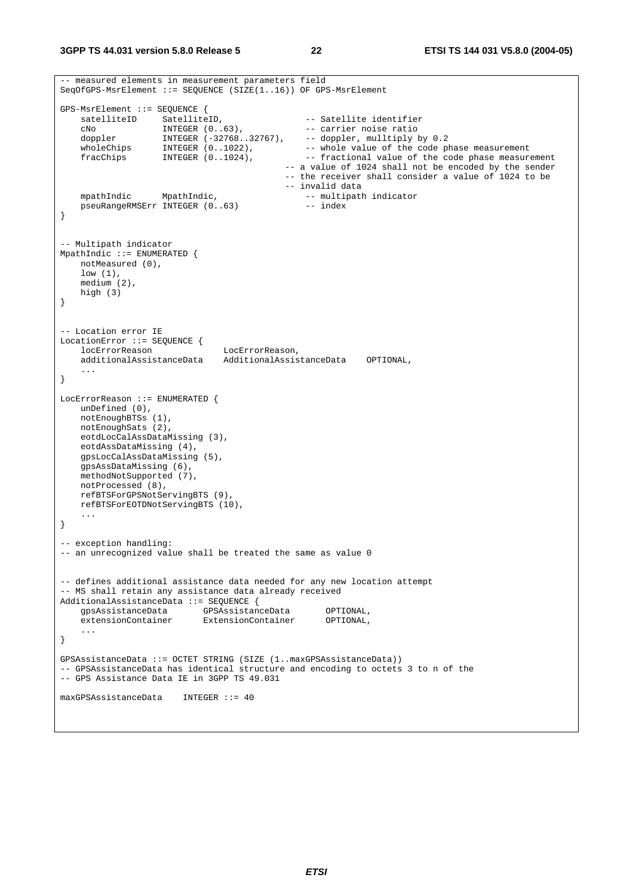```
-- measured elements in measurement parameters field
SeqOfGPS-MsrElement ::= SEQUENCE (SIZE(1..16)) OF GPS-MsrElement

GPS-MsrElement ::= SEQUENCE {
    satelliteID     SatelliteID,                -- Satellite identifier
    cNo             INTEGER (0..63),            -- carrier noise ratio
    doppler         INTEGER (-32768..32767),    -- doppler, mulltiply by 0.2
    wholeChips      INTEGER (0..1022),          -- whole value of the code phase measurement
    fracChips       INTEGER (0..1024),          -- fractional value of the code phase measurement
                                            -- a value of 1024 shall not be encoded by the sender
                                            -- the receiver shall consider a value of 1024 to be
                                            -- invalid data
    mpathIndic      MpathIndic,                 -- multipath indicator
    pseuRangeRMSErr INTEGER (0..63)             -- index
}


-- Multipath indicator
MpathIndic ::= ENUMERATED {
    notMeasured (0),
    low (1),
    medium (2),
    high (3)
}


-- Location error IE
LocationError ::= SEQUENCE {
    locErrorReason              LocErrorReason,
    additionalAssistanceData    AdditionalAssistanceData    OPTIONAL,
    ...
}

LocErrorReason ::= ENUMERATED {
    unDefined (0),
    notEnoughBTSs (1),
    notEnoughSats (2),
    eotdLocCalAssDataMissing (3),
    eotdAssDataMissing (4),
    gpsLocCalAssDataMissing (5),
    gpsAssDataMissing (6),
    methodNotSupported (7),
    notProcessed (8),
    refBTSForGPSNotServingBTS (9),
    refBTSForEOTDNotServingBTS (10),
    ...
}

-- exception handling:
-- an unrecognized value shall be treated the same as value 0


-- defines additional assistance data needed for any new location attempt
-- MS shall retain any assistance data already received
AdditionalAssistanceData ::= SEQUENCE {
    gpsAssistanceData       GPSAssistanceData       OPTIONAL,
    extensionContainer      ExtensionContainer      OPTIONAL,
    ...
}

GPSAssistanceData ::= OCTET STRING (SIZE (1..maxGPSAssistanceData))
-- GPSAssistanceData has identical structure and encoding to octets 3 to n of the
-- GPS Assistance Data IE in 3GPP TS 49.031

maxGPSAssistanceData    INTEGER ::= 40
```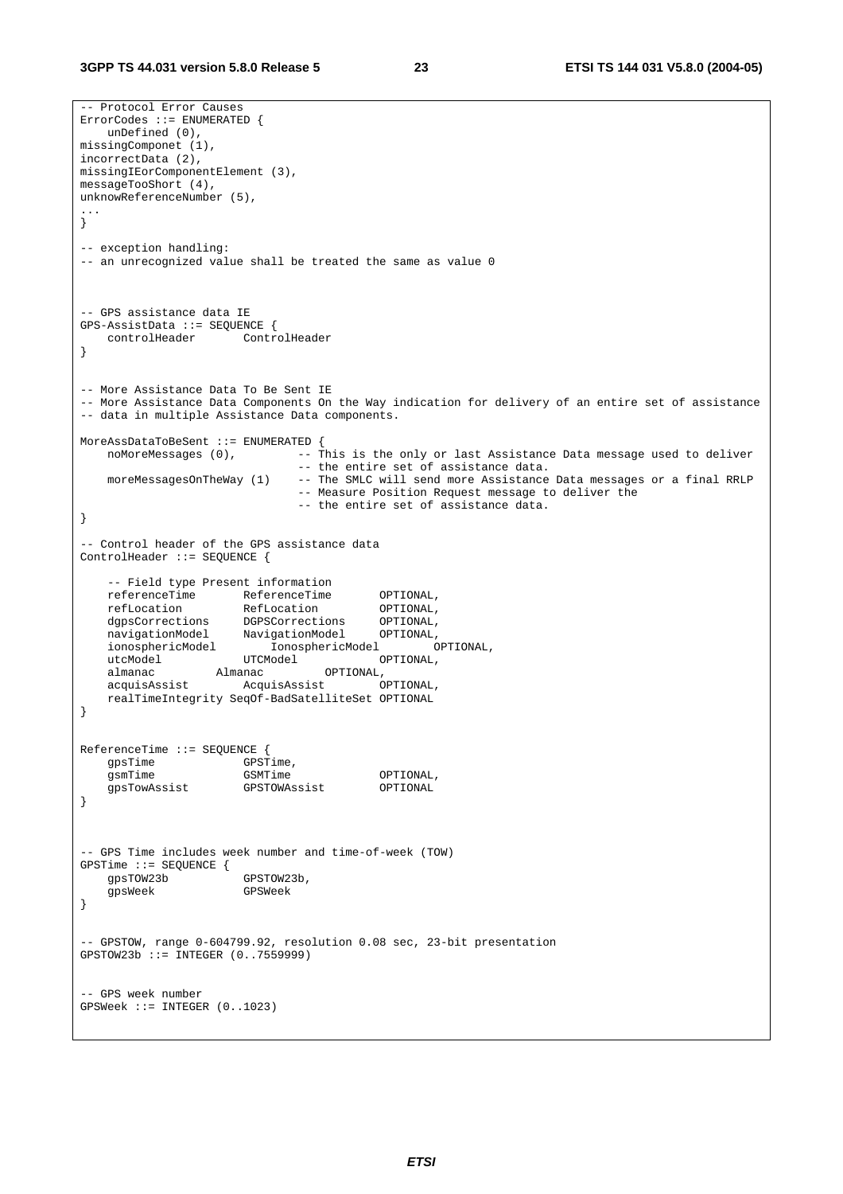```
-- Protocol Error Causes
ErrorCodes ::= ENUMERATED {
    unDefined (0),
missingComponet (1),
incorrectData (2),
missingIEorComponentElement (3),
messageTooShort (4),
unknowReferenceNumber (5),
...
}

-- exception handling:
-- an unrecognized value shall be treated the same as value 0



-- GPS assistance data IE
GPS-AssistData ::= SEQUENCE {
    controlHeader       ControlHeader
}


-- More Assistance Data To Be Sent IE
-- More Assistance Data Components On the Way indication for delivery of an entire set of assistance
-- data in multiple Assistance Data components.

MoreAssDataToBeSent ::= ENUMERATED {
    noMoreMessages (0),         -- This is the only or last Assistance Data message used to deliver
                                -- the entire set of assistance data.
    moreMessagesOnTheWay (1)    -- The SMLC will send more Assistance Data messages or a final RRLP
                                -- Measure Position Request message to deliver the
                                -- the entire set of assistance data.
}

-- Control header of the GPS assistance data
ControlHeader ::= SEQUENCE {

    -- Field type Present information
    referenceTime       ReferenceTime       OPTIONAL,
    refLocation         RefLocation         OPTIONAL,
    dgpsCorrections     DGPSCorrections     OPTIONAL,
    navigationModel     NavigationModel     OPTIONAL,
    ionosphericModel        IonosphericModel        OPTIONAL,
    utcModel            UTCModel            OPTIONAL,
    almanac         Almanac         OPTIONAL,
    acquisAssist        AcquisAssist        OPTIONAL,
    realTimeIntegrity SeqOf-BadSatelliteSet OPTIONAL
}


ReferenceTime ::= SEQUENCE {
    gpsTime             GPSTime,
    gsmTime             GSMTime             OPTIONAL,
    gpsTowAssist        GPSTOWAssist        OPTIONAL
}



-- GPS Time includes week number and time-of-week (TOW)
GPSTime ::= SEQUENCE {
    gpsTOW23b           GPSTOW23b,
    gpsWeek             GPSWeek
}


-- GPSTOW, range 0-604799.92, resolution 0.08 sec, 23-bit presentation
GPSTOW23b ::= INTEGER (0..7559999)


-- GPS week number
GPSWeek ::= INTEGER (0..1023)
```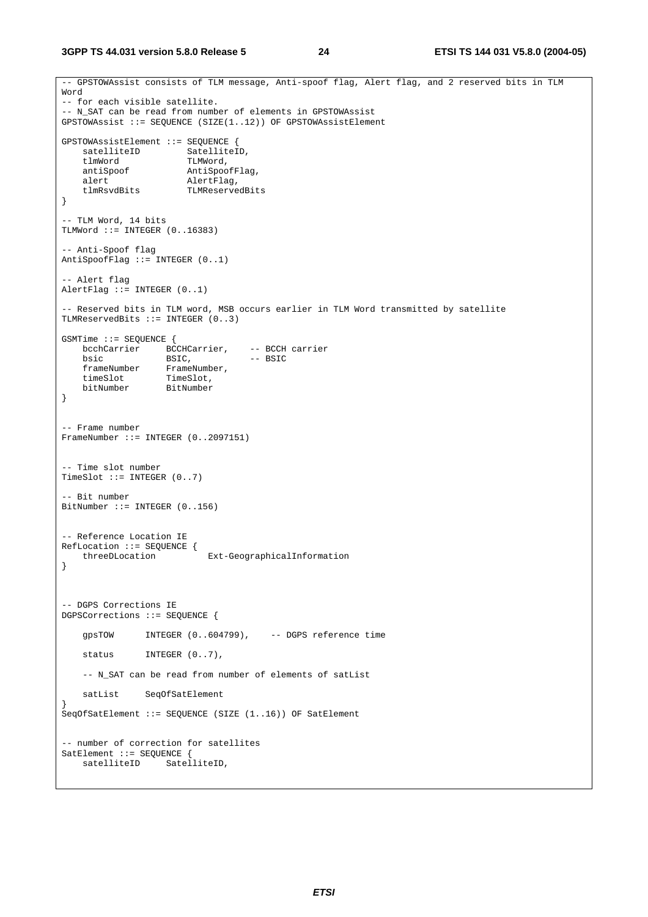```
-- GPSTOWAssist consists of TLM message, Anti-spoof flag, Alert flag, and 2 reserved bits in TLM
Word
-- for each visible satellite.
-- N_SAT can be read from number of elements in GPSTOWAssist
GPSTOWAssist ::= SEQUENCE (SIZE(1..12)) OF GPSTOWAssistElement

GPSTOWAssistElement ::= SEQUENCE {
    satelliteID         SatelliteID,
    tlmWord             TLMWord,
    antiSpoof           AntiSpoofFlag,
    alert               AlertFlag,
    tlmRsvdBits         TLMReservedBits
}

-- TLM Word, 14 bits
TLMWord ::= INTEGER (0..16383)

-- Anti-Spoof flag
AntiSpoofFlag ::= INTEGER (0..1)

-- Alert flag
AlertFlag ::= INTEGER (0..1)

-- Reserved bits in TLM word, MSB occurs earlier in TLM Word transmitted by satellite
TLMReservedBits ::= INTEGER (0..3)

GSMTime ::= SEQUENCE {
    bcchCarrier     BCCHCarrier,    -- BCCH carrier
    bsic            BSIC,           -- BSIC
    frameNumber     FrameNumber,
    timeSlot        TimeSlot,
    bitNumber       BitNumber
}


-- Frame number
FrameNumber ::= INTEGER (0..2097151)


-- Time slot number
TimeSlot ::= INTEGER (0..7)

-- Bit number
BitNumber ::= INTEGER (0..156)


-- Reference Location IE
RefLocation ::= SEQUENCE {
    threeDLocation          Ext-GeographicalInformation
}



-- DGPS Corrections IE
DGPSCorrections ::= SEQUENCE {

    gpsTOW      INTEGER (0..604799),    -- DGPS reference time

    status      INTEGER (0..7),

    -- N_SAT can be read from number of elements of satList

    satList     SeqOfSatElement
}
SeqOfSatElement ::= SEQUENCE (SIZE (1..16)) OF SatElement


-- number of correction for satellites
SatElement ::= SEQUENCE {
    satelliteID     SatelliteID,
```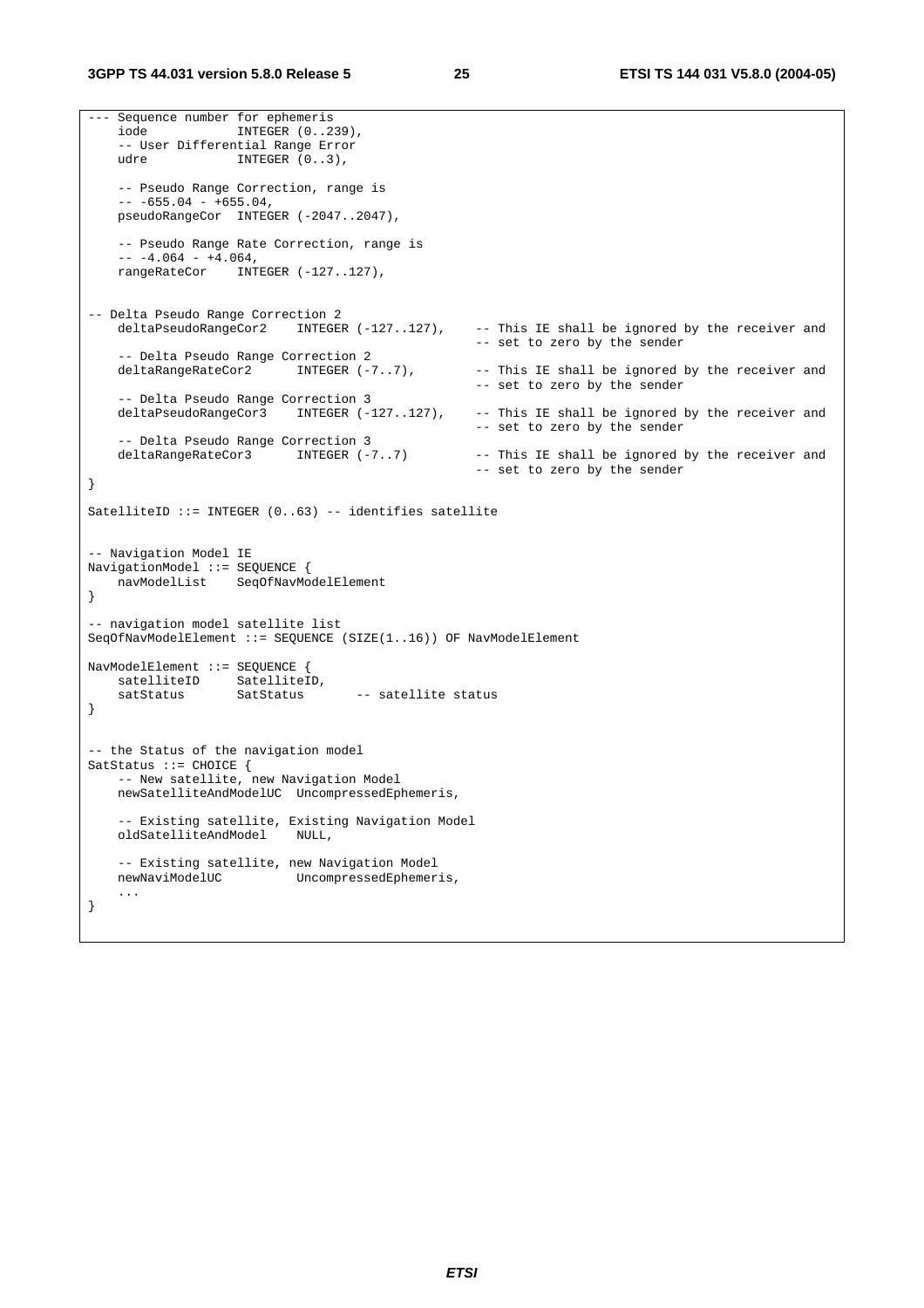```
--- Sequence number for ephemeris
    iode            INTEGER (0..239),
    -- User Differential Range Error
    udre            INTEGER (0..3),

    -- Pseudo Range Correction, range is
    -- -655.04 - +655.04,
    pseudoRangeCor  INTEGER (-2047..2047),

    -- Pseudo Range Rate Correction, range is
    -- -4.064 - +4.064,
    rangeRateCor    INTEGER (-127..127),


-- Delta Pseudo Range Correction 2
    deltaPseudoRangeCor2    INTEGER (-127..127),    -- This IE shall be ignored by the receiver and
                                                    -- set to zero by the sender
    -- Delta Pseudo Range Correction 2
    deltaRangeRateCor2      INTEGER (-7..7),        -- This IE shall be ignored by the receiver and
                                                    -- set to zero by the sender
    -- Delta Pseudo Range Correction 3
    deltaPseudoRangeCor3    INTEGER (-127..127),    -- This IE shall be ignored by the receiver and
                                                    -- set to zero by the sender
    -- Delta Pseudo Range Correction 3
    deltaRangeRateCor3      INTEGER (-7..7)         -- This IE shall be ignored by the receiver and
                                                    -- set to zero by the sender
}

SatelliteID ::= INTEGER (0..63) -- identifies satellite


-- Navigation Model IE
NavigationModel ::= SEQUENCE {
    navModelList    SeqOfNavModelElement
}

-- navigation model satellite list
SeqOfNavModelElement ::= SEQUENCE (SIZE(1..16)) OF NavModelElement

NavModelElement ::= SEQUENCE {
    satelliteID     SatelliteID,
    satStatus       SatStatus       -- satellite status
}


-- the Status of the navigation model
SatStatus ::= CHOICE {
    -- New satellite, new Navigation Model
    newSatelliteAndModelUC  UncompressedEphemeris,

    -- Existing satellite, Existing Navigation Model
    oldSatelliteAndModel    NULL,

    -- Existing satellite, new Navigation Model
    newNaviModelUC          UncompressedEphemeris,
    ...
}
```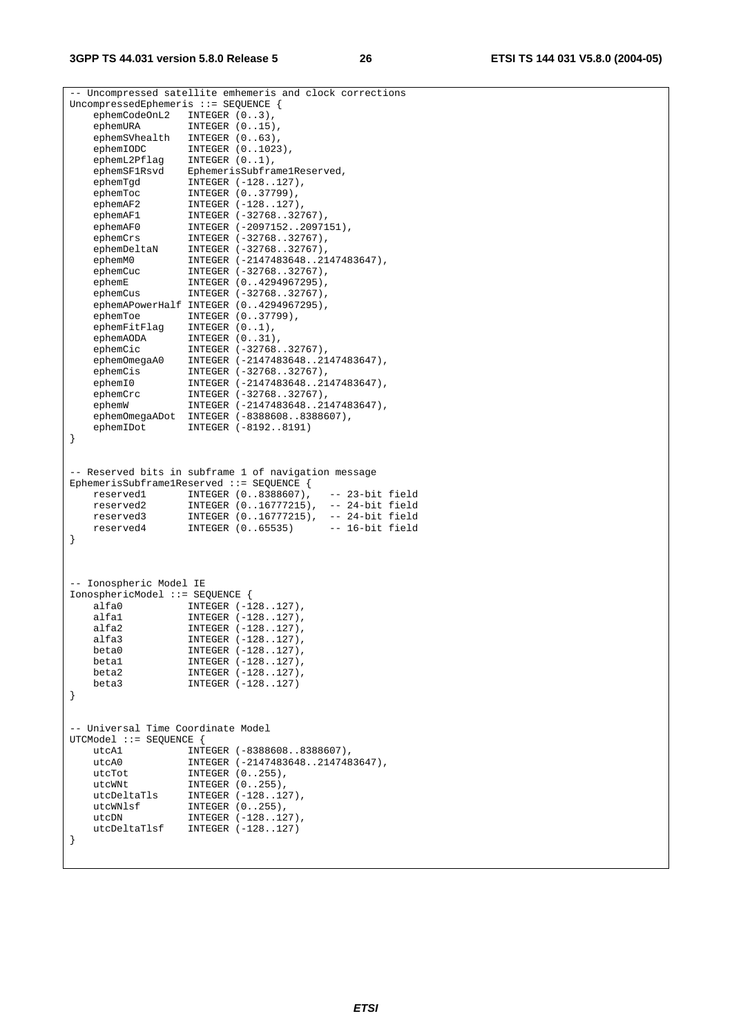```
-- Uncompressed satellite emhemeris and clock corrections
UncompressedEphemeris ::= SEQUENCE {
    ephemCodeOnL2   INTEGER (0..3),
    ephemURA        INTEGER (0..15),
    ephemSVhealth   INTEGER (0..63),
    ephemIODC       INTEGER (0..1023),
    ephemL2Pflag    INTEGER (0..1),
    ephemSF1Rsvd    EphemerisSubframe1Reserved,
    ephemTgd        INTEGER (-128..127),
    ephemToc        INTEGER (0..37799),
    ephemAF2        INTEGER (-128..127),
    ephemAF1        INTEGER (-32768..32767),
    ephemAF0        INTEGER (-2097152..2097151),
    ephemCrs        INTEGER (-32768..32767),
    ephemDeltaN     INTEGER (-32768..32767),
    ephemM0         INTEGER (-2147483648..2147483647),
    ephemCuc        INTEGER (-32768..32767),
    ephemE          INTEGER (0..4294967295),
    ephemCus        INTEGER (-32768..32767),
    ephemAPowerHalf INTEGER (0..4294967295),
    ephemToe        INTEGER (0..37799),
    ephemFitFlag    INTEGER (0..1),
    ephemAODA       INTEGER (0..31),
    ephemCic        INTEGER (-32768..32767),
    ephemOmegaA0    INTEGER (-2147483648..2147483647),
    ephemCis        INTEGER (-32768..32767),
    ephemI0         INTEGER (-2147483648..2147483647),
    ephemCrc        INTEGER (-32768..32767),
    ephemW          INTEGER (-2147483648..2147483647),
    ephemOmegaADot  INTEGER (-8388608..8388607),
    ephemIDot       INTEGER (-8192..8191)
}


-- Reserved bits in subframe 1 of navigation message
EphemerisSubframe1Reserved ::= SEQUENCE {
    reserved1       INTEGER (0..8388607),   -- 23-bit field
    reserved2       INTEGER (0..16777215),  -- 24-bit field
    reserved3       INTEGER (0..16777215),  -- 24-bit field
    reserved4       INTEGER (0..65535)      -- 16-bit field
}



-- Ionospheric Model IE
IonosphericModel ::= SEQUENCE {
    alfa0           INTEGER (-128..127),
    alfa1           INTEGER (-128..127),
    alfa2           INTEGER (-128..127),
    alfa3           INTEGER (-128..127),
    beta0           INTEGER (-128..127),
    beta1           INTEGER (-128..127),
    beta2           INTEGER (-128..127),
    beta3           INTEGER (-128..127)
}


-- Universal Time Coordinate Model
UTCModel ::= SEQUENCE {
    utcA1           INTEGER (-8388608..8388607),
    utcA0           INTEGER (-2147483648..2147483647),
    utcTot          INTEGER (0..255),
    utcWNt          INTEGER (0..255),
    utcDeltaTls     INTEGER (-128..127),
    utcWNlsf        INTEGER (0..255),
    utcDN           INTEGER (-128..127),
    utcDeltaTlsf    INTEGER (-128..127)
}
```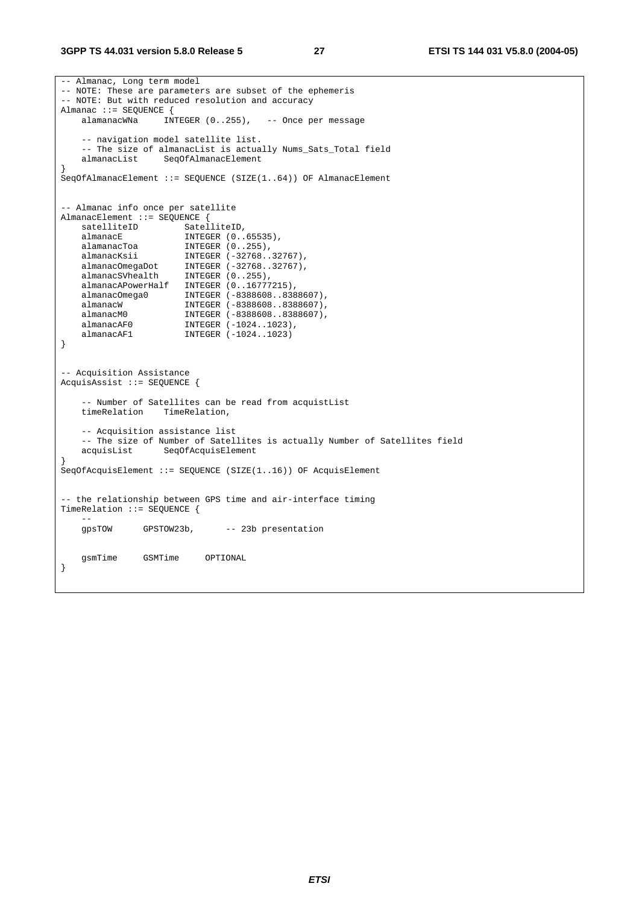```
-- Almanac, Long term model
-- NOTE: These are parameters are subset of the ephemeris
-- NOTE: But with reduced resolution and accuracy
Almanac ::= SEQUENCE {
    alamanacWNa     INTEGER (0..255),   -- Once per message

    -- navigation model satellite list.
    -- The size of almanacList is actually Nums_Sats_Total field
    almanacList     SeqOfAlmanacElement
}
SeqOfAlmanacElement ::= SEQUENCE (SIZE(1..64)) OF AlmanacElement


-- Almanac info once per satellite
AlmanacElement ::= SEQUENCE {
    satelliteID         SatelliteID,
    almanacE            INTEGER (0..65535),
    alamanacToa         INTEGER (0..255),
    almanacKsii         INTEGER (-32768..32767),
    almanacOmegaDot     INTEGER (-32768..32767),
    almanacSVhealth     INTEGER (0..255),
    almanacAPowerHalf   INTEGER (0..16777215),
    almanacOmega0       INTEGER (-8388608..8388607),
    almanacW            INTEGER (-8388608..8388607),
    almanacM0           INTEGER (-8388608..8388607),
    almanacAF0          INTEGER (-1024..1023),
    almanacAF1          INTEGER (-1024..1023)
}


-- Acquisition Assistance
AcquisAssist ::= SEQUENCE {

    -- Number of Satellites can be read from acquistList
    timeRelation    TimeRelation,

    -- Acquisition assistance list
    -- The size of Number of Satellites is actually Number of Satellites field
    acquisList      SeqOfAcquisElement
}
SeqOfAcquisElement ::= SEQUENCE (SIZE(1..16)) OF AcquisElement


-- the relationship between GPS time and air-interface timing
TimeRelation ::= SEQUENCE {
    --
    gpsTOW      GPSTOW23b,      -- 23b presentation


    gsmTime     GSMTime     OPTIONAL
}
```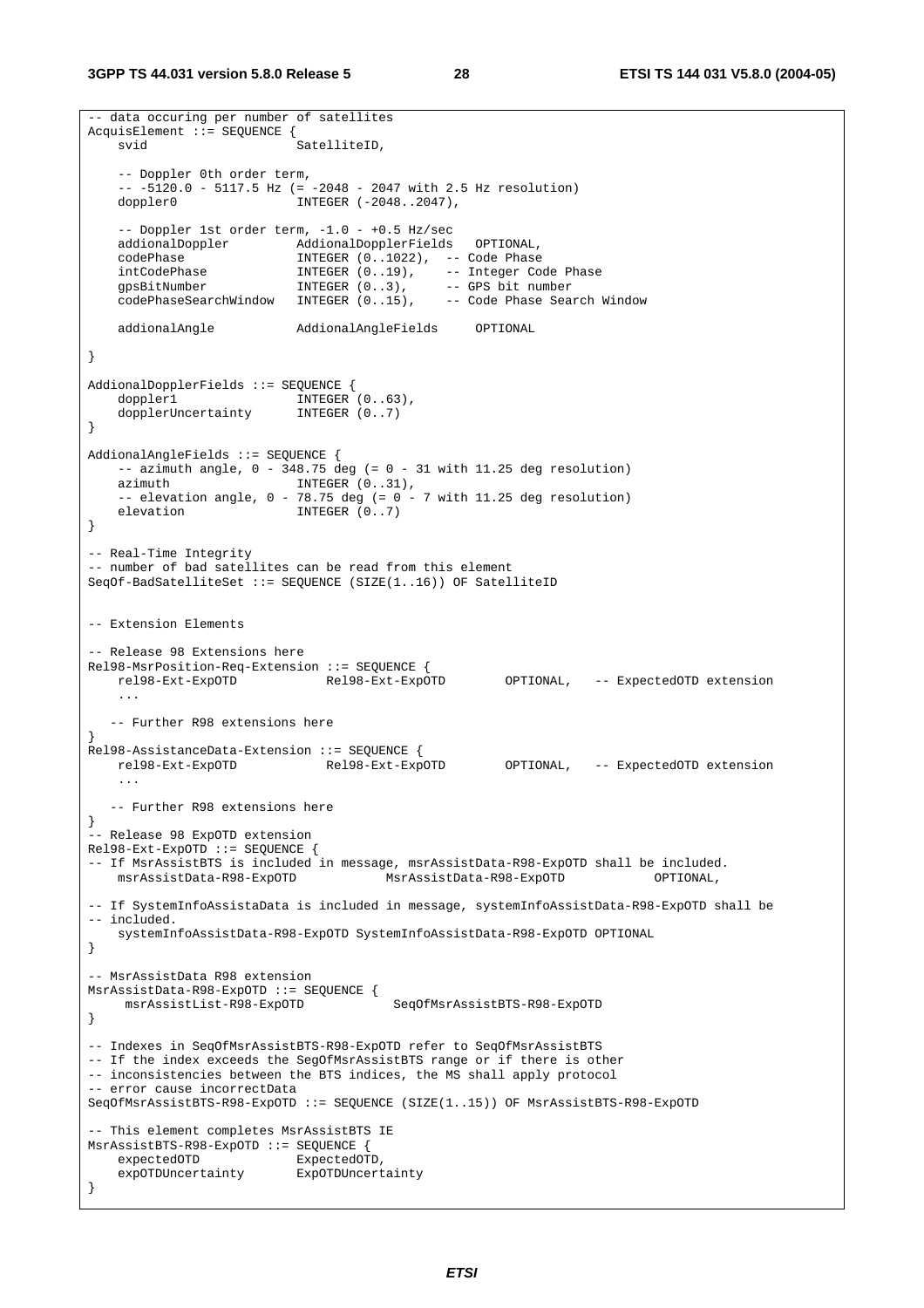```
-- data occuring per number of satellites
AcquisElement ::= SEQUENCE {
    svid                    SatelliteID,

    -- Doppler 0th order term,
    -- -5120.0 - 5117.5 Hz (= -2048 - 2047 with 2.5 Hz resolution)
    doppler0                INTEGER (-2048..2047),

    -- Doppler 1st order term, -1.0 - +0.5 Hz/sec
    addionalDoppler         AddionalDopplerFields   OPTIONAL,
    codePhase               INTEGER (0..1022),  -- Code Phase
    intCodePhase            INTEGER (0..19),    -- Integer Code Phase
    gpsBitNumber            INTEGER (0..3),     -- GPS bit number
    codePhaseSearchWindow   INTEGER (0..15),    -- Code Phase Search Window

    addionalAngle           AddionalAngleFields     OPTIONAL

}

AddionalDopplerFields ::= SEQUENCE {
    doppler1                INTEGER (0..63),
    dopplerUncertainty      INTEGER (0..7)
}

AddionalAngleFields ::= SEQUENCE {
    -- azimuth angle, 0 - 348.75 deg (= 0 - 31 with 11.25 deg resolution)
    azimuth                 INTEGER (0..31),
    -- elevation angle, 0 - 78.75 deg (= 0 - 7 with 11.25 deg resolution)
    elevation               INTEGER (0..7)
}

-- Real-Time Integrity
-- number of bad satellites can be read from this element
SeqOf-BadSatelliteSet ::= SEQUENCE (SIZE(1..16)) OF SatelliteID


-- Extension Elements

-- Release 98 Extensions here
Rel98-MsrPosition-Req-Extension ::= SEQUENCE {
    rel98-Ext-ExpOTD            Rel98-Ext-ExpOTD        OPTIONAL,   -- ExpectedOTD extension
    ...

   -- Further R98 extensions here
}
Rel98-AssistanceData-Extension ::= SEQUENCE {
    rel98-Ext-ExpOTD            Rel98-Ext-ExpOTD        OPTIONAL,   -- ExpectedOTD extension
    ...

   -- Further R98 extensions here
}
-- Release 98 ExpOTD extension
Rel98-Ext-ExpOTD ::= SEQUENCE {
-- If MsrAssistBTS is included in message, msrAssistData-R98-ExpOTD shall be included.
    msrAssistData-R98-ExpOTD            MsrAssistData-R98-ExpOTD            OPTIONAL,

-- If SystemInfoAssistaData is included in message, systemInfoAssistData-R98-ExpOTD shall be
-- included.
    systemInfoAssistData-R98-ExpOTD SystemInfoAssistData-R98-ExpOTD OPTIONAL
}

-- MsrAssistData R98 extension
MsrAssistData-R98-ExpOTD ::= SEQUENCE {
     msrAssistList-R98-ExpOTD            SeqOfMsrAssistBTS-R98-ExpOTD
}

-- Indexes in SeqOfMsrAssistBTS-R98-ExpOTD refer to SeqOfMsrAssistBTS
-- If the index exceeds the SegOfMsrAssistBTS range or if there is other
-- inconsistencies between the BTS indices, the MS shall apply protocol
-- error cause incorrectData
SeqOfMsrAssistBTS-R98-ExpOTD ::= SEQUENCE (SIZE(1..15)) OF MsrAssistBTS-R98-ExpOTD

-- This element completes MsrAssistBTS IE
MsrAssistBTS-R98-ExpOTD ::= SEQUENCE {
    expectedOTD             ExpectedOTD,
    expOTDUncertainty       ExpOTDUncertainty
}
```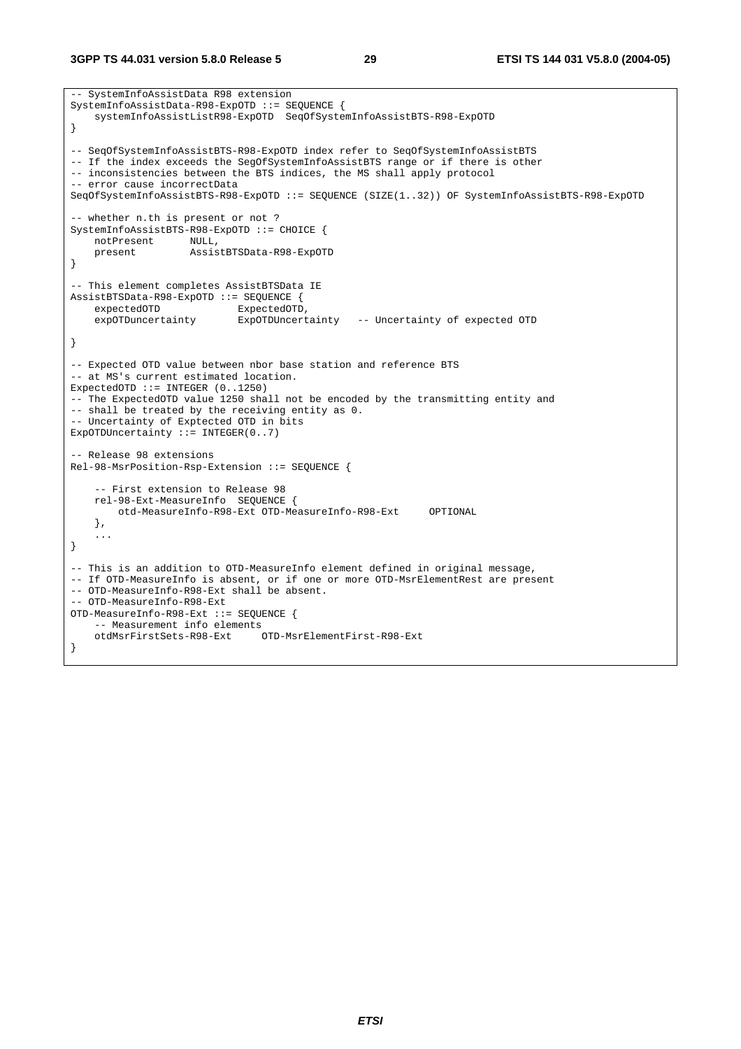```
-- SystemInfoAssistData R98 extension
SystemInfoAssistData-R98-ExpOTD ::= SEQUENCE {
    systemInfoAssistListR98-ExpOTD  SeqOfSystemInfoAssistBTS-R98-ExpOTD
}

-- SeqOfSystemInfoAssistBTS-R98-ExpOTD index refer to SeqOfSystemInfoAssistBTS
-- If the index exceeds the SegOfSystemInfoAssistBTS range or if there is other
-- inconsistencies between the BTS indices, the MS shall apply protocol
-- error cause incorrectData
SeqOfSystemInfoAssistBTS-R98-ExpOTD ::= SEQUENCE (SIZE(1..32)) OF SystemInfoAssistBTS-R98-ExpOTD

-- whether n.th is present or not ?
SystemInfoAssistBTS-R98-ExpOTD ::= CHOICE {
    notPresent      NULL,
    present         AssistBTSData-R98-ExpOTD
}

-- This element completes AssistBTSData IE
AssistBTSData-R98-ExpOTD ::= SEQUENCE {
    expectedOTD             ExpectedOTD,
    expOTDuncertainty       ExpOTDUncertainty   -- Uncertainty of expected OTD

}

-- Expected OTD value between nbor base station and reference BTS
-- at MS's current estimated location.
ExpectedOTD ::= INTEGER (0..1250)
-- The ExpectedOTD value 1250 shall not be encoded by the transmitting entity and
-- shall be treated by the receiving entity as 0.
-- Uncertainty of Exptected OTD in bits
ExpOTDUncertainty ::= INTEGER(0..7)

-- Release 98 extensions
Rel-98-MsrPosition-Rsp-Extension ::= SEQUENCE {

    -- First extension to Release 98
    rel-98-Ext-MeasureInfo  SEQUENCE {
        otd-MeasureInfo-R98-Ext OTD-MeasureInfo-R98-Ext     OPTIONAL
    },
    ...
}

-- This is an addition to OTD-MeasureInfo element defined in original message,
-- If OTD-MeasureInfo is absent, or if one or more OTD-MsrElementRest are present
-- OTD-MeasureInfo-R98-Ext shall be absent.
-- OTD-MeasureInfo-R98-Ext
OTD-MeasureInfo-R98-Ext ::= SEQUENCE {
    -- Measurement info elements
    otdMsrFirstSets-R98-Ext     OTD-MsrElementFirst-R98-Ext
}
```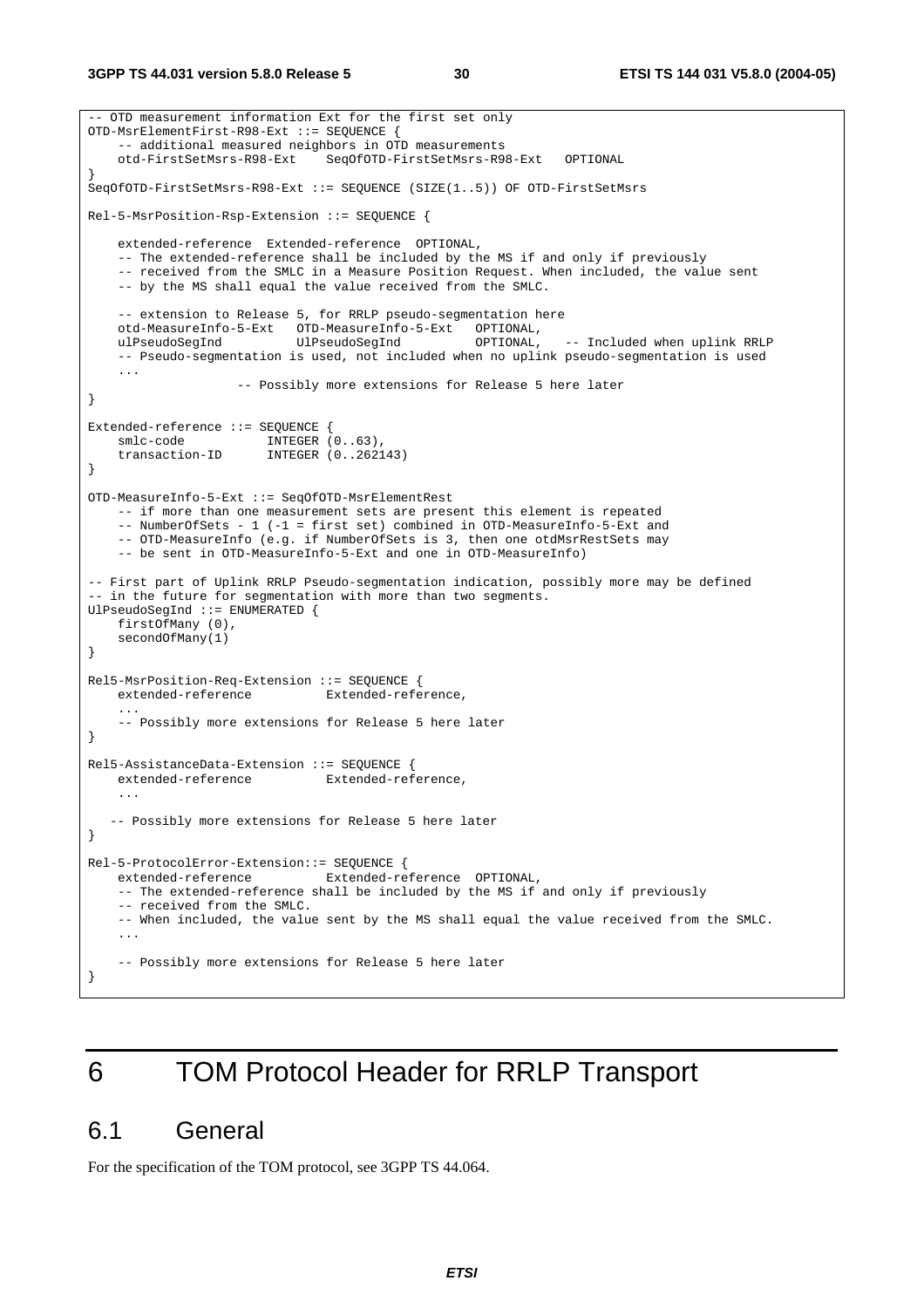```
-- OTD measurement information Ext for the first set only
OTD-MsrElementFirst-R98-Ext ::= SEQUENCE {
    -- additional measured neighbors in OTD measurements
    otd-FirstSetMsrs-R98-Ext    SeqOfOTD-FirstSetMsrs-R98-Ext   OPTIONAL
}
SeqOfOTD-FirstSetMsrs-R98-Ext ::= SEQUENCE (SIZE(1..5)) OF OTD-FirstSetMsrs

Rel-5-MsrPosition-Rsp-Extension ::= SEQUENCE {

    extended-reference  Extended-reference  OPTIONAL,
    -- The extended-reference shall be included by the MS if and only if previously
    -- received from the SMLC in a Measure Position Request. When included, the value sent
    -- by the MS shall equal the value received from the SMLC.

    -- extension to Release 5, for RRLP pseudo-segmentation here
    otd-MeasureInfo-5-Ext   OTD-MeasureInfo-5-Ext   OPTIONAL,
    ulPseudoSegInd          UlPseudoSegInd          OPTIONAL,   -- Included when uplink RRLP
    -- Pseudo-segmentation is used, not included when no uplink pseudo-segmentation is used
    ...
                    -- Possibly more extensions for Release 5 here later
}

Extended-reference ::= SEQUENCE {
    smlc-code           INTEGER (0..63),
    transaction-ID      INTEGER (0..262143)
}

OTD-MeasureInfo-5-Ext ::= SeqOfOTD-MsrElementRest
    -- if more than one measurement sets are present this element is repeated
    -- NumberOfSets - 1 (-1 = first set) combined in OTD-MeasureInfo-5-Ext and
    -- OTD-MeasureInfo (e.g. if NumberOfSets is 3, then one otdMsrRestSets may
    -- be sent in OTD-MeasureInfo-5-Ext and one in OTD-MeasureInfo)

-- First part of Uplink RRLP Pseudo-segmentation indication, possibly more may be defined
-- in the future for segmentation with more than two segments.
UlPseudoSegInd ::= ENUMERATED {
    firstOfMany (0),
    secondOfMany(1)
}

Rel5-MsrPosition-Req-Extension ::= SEQUENCE {
    extended-reference          Extended-reference,
    ...
    -- Possibly more extensions for Release 5 here later
}

Rel5-AssistanceData-Extension ::= SEQUENCE {
    extended-reference          Extended-reference,
    ...

   -- Possibly more extensions for Release 5 here later
}

Rel-5-ProtocolError-Extension::= SEQUENCE {
    extended-reference          Extended-reference  OPTIONAL,
    -- The extended-reference shall be included by the MS if and only if previously
    -- received from the SMLC.
    -- When included, the value sent by the MS shall equal the value received from the SMLC.
    ...

    -- Possibly more extensions for Release 5 here later
}
```

# 6 TOM Protocol Header for RRLP Transport

## 6.1 General

For the specification of the TOM protocol, see 3GPP TS 44.064.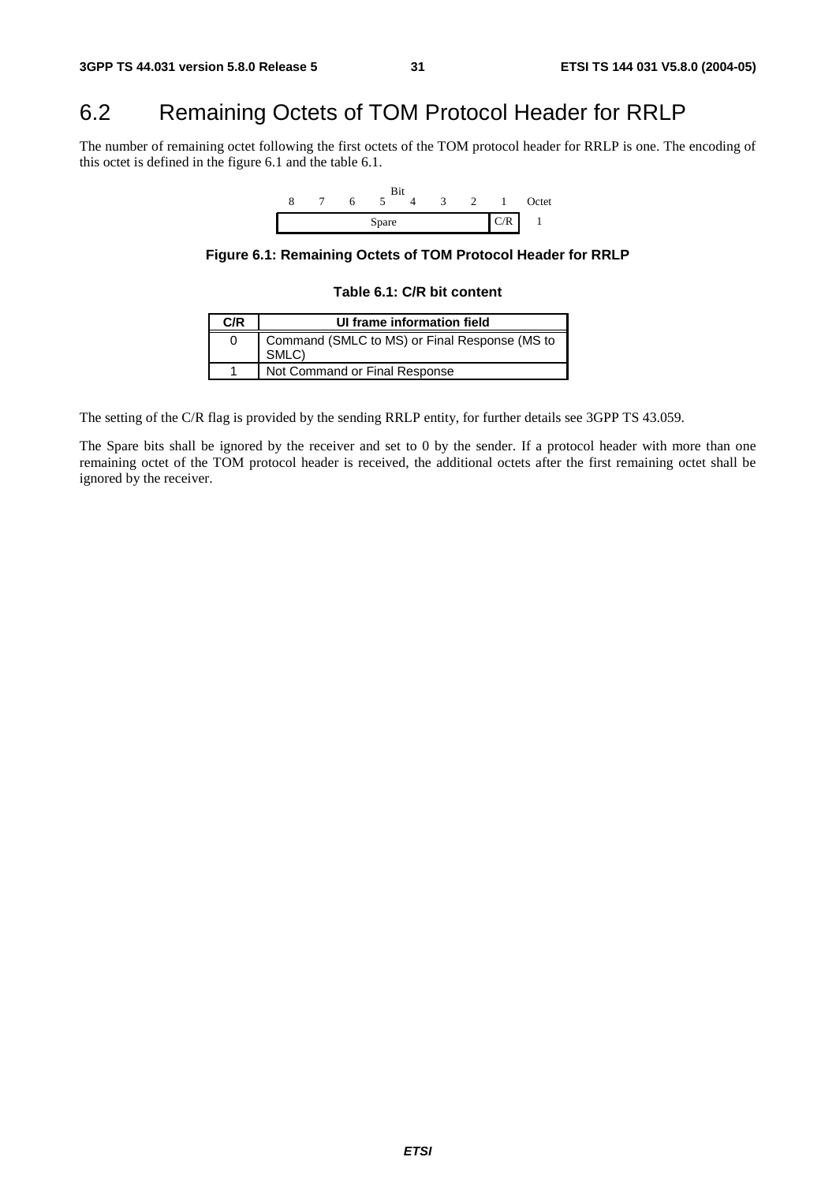## 6.2 Remaining Octets of TOM Protocol Header for RRLP

The number of remaining octet following the first octets of the TOM protocol header for RRLP is one. The encoding of this octet is defined in the figure 6.1 and the table 6.1.

| Bit 8 | 7 | 6 | 5 | 4 | 3 | 2 | 1 | Octet |
|---|---|---|---|---|---|---|---|---|
| Spare | | | | | | | C/R | 1 |

**Figure 6.1: Remaining Octets of TOM Protocol Header for RRLP**

**Table 6.1: C/R bit content**

| C/R | UI frame information field |
|---|---|
| 0 | Command (SMLC to MS) or Final Response (MS to SMLC) |
| 1 | Not Command or Final Response |

The setting of the C/R flag is provided by the sending RRLP entity, for further details see 3GPP TS 43.059.

The Spare bits shall be ignored by the receiver and set to 0 by the sender. If a protocol header with more than one remaining octet of the TOM protocol header is received, the additional octets after the first remaining octet shall be ignored by the receiver.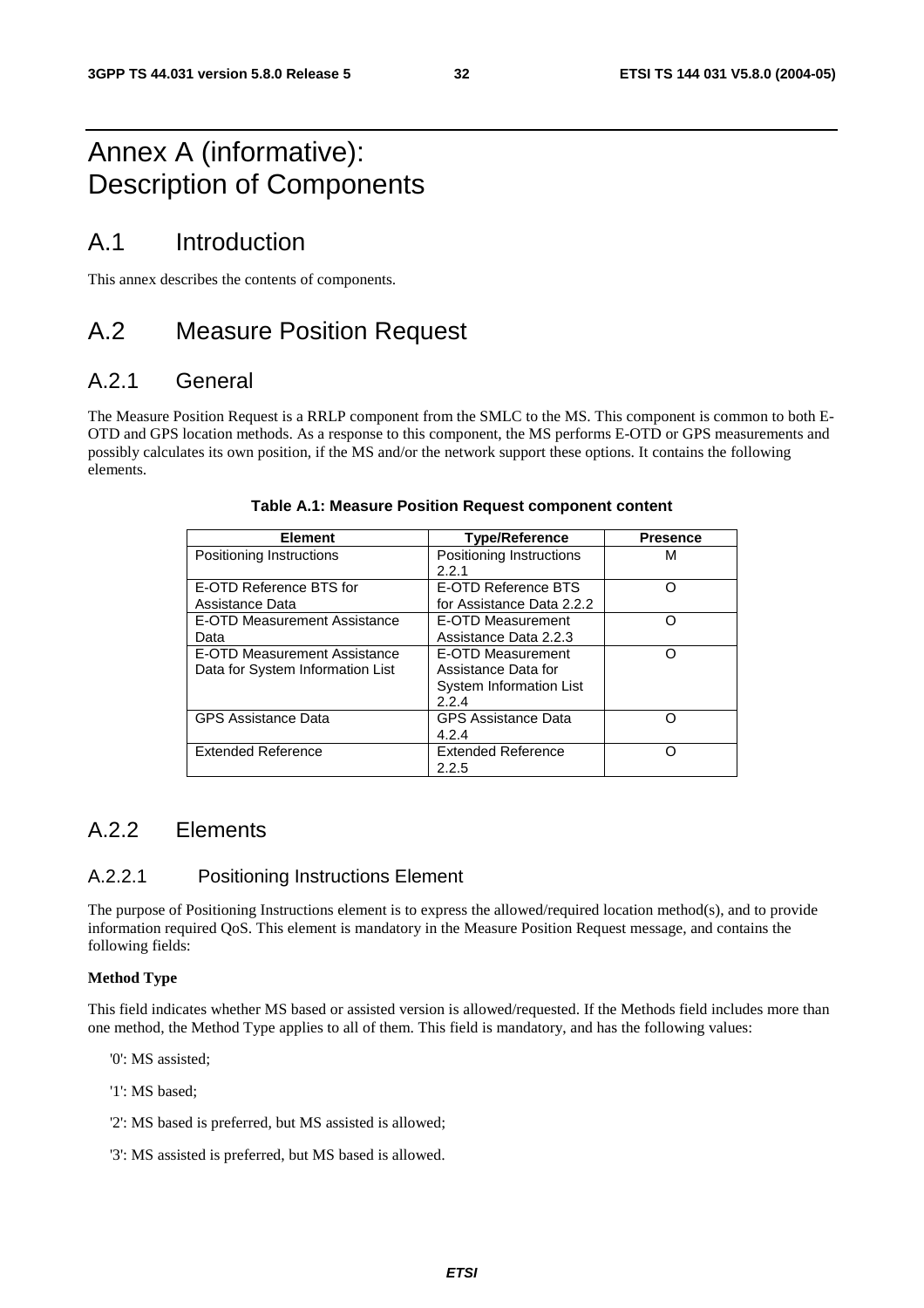# Annex A (informative): Description of Components

## A.1 Introduction

This annex describes the contents of components.

## A.2 Measure Position Request

### A.2.1 General

The Measure Position Request is a RRLP component from the SMLC to the MS. This component is common to both E-OTD and GPS location methods. As a response to this component, the MS performs E-OTD or GPS measurements and possibly calculates its own position, if the MS and/or the network support these options. It contains the following elements.

**Table A.1: Measure Position Request component content**

| Element | Type/Reference | Presence |
|---|---|---|
| Positioning Instructions | Positioning Instructions 2.2.1 | M |
| E-OTD Reference BTS for Assistance Data | E-OTD Reference BTS for Assistance Data 2.2.2 | O |
| E-OTD Measurement Assistance Data | E-OTD Measurement Assistance Data 2.2.3 | O |
| E-OTD Measurement Assistance Data for System Information List | E-OTD Measurement Assistance Data for System Information List 2.2.4 | O |
| GPS Assistance Data | GPS Assistance Data 4.2.4 | O |
| Extended Reference | Extended Reference 2.2.5 | O |

### A.2.2 Elements

#### A.2.2.1 Positioning Instructions Element

The purpose of Positioning Instructions element is to express the allowed/required location method(s), and to provide information required QoS. This element is mandatory in the Measure Position Request message, and contains the following fields:

**Method Type**

This field indicates whether MS based or assisted version is allowed/requested. If the Methods field includes more than one method, the Method Type applies to all of them. This field is mandatory, and has the following values:

'0': MS assisted;

'1': MS based;

'2': MS based is preferred, but MS assisted is allowed;

'3': MS assisted is preferred, but MS based is allowed.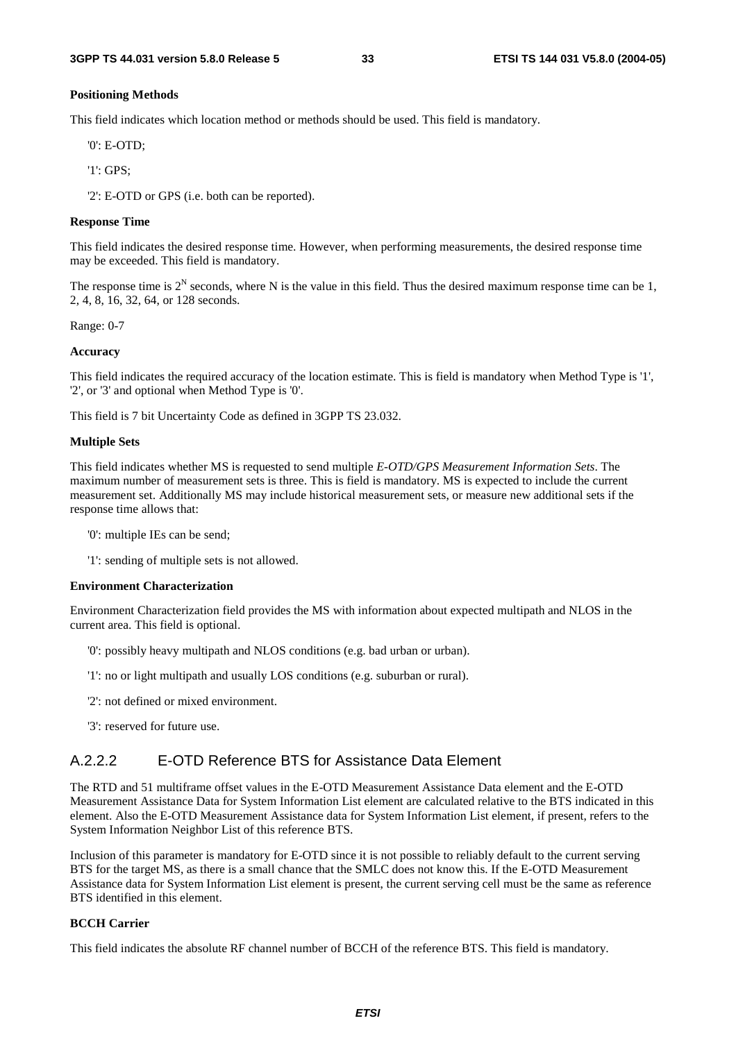**Positioning Methods**

This field indicates which location method or methods should be used. This field is mandatory.

'0': E-OTD;

'1': GPS;

'2': E-OTD or GPS (i.e. both can be reported).

**Response Time**

This field indicates the desired response time. However, when performing measurements, the desired response time may be exceeded. This field is mandatory.

The response time is $2^N$ seconds, where N is the value in this field. Thus the desired maximum response time can be 1, 2, 4, 8, 16, 32, 64, or 128 seconds.

Range: 0-7

**Accuracy**

This field indicates the required accuracy of the location estimate. This is field is mandatory when Method Type is '1', '2', or '3' and optional when Method Type is '0'.

This field is 7 bit Uncertainty Code as defined in 3GPP TS 23.032.

**Multiple Sets**

This field indicates whether MS is requested to send multiple *E-OTD/GPS Measurement Information Sets*. The maximum number of measurement sets is three. This is field is mandatory. MS is expected to include the current measurement set. Additionally MS may include historical measurement sets, or measure new additional sets if the response time allows that:

'0': multiple IEs can be send;

'1': sending of multiple sets is not allowed.

**Environment Characterization**

Environment Characterization field provides the MS with information about expected multipath and NLOS in the current area. This field is optional.

'0': possibly heavy multipath and NLOS conditions (e.g. bad urban or urban).

'1': no or light multipath and usually LOS conditions (e.g. suburban or rural).

'2': not defined or mixed environment.

'3': reserved for future use.

## A.2.2.2 E-OTD Reference BTS for Assistance Data Element

The RTD and 51 multiframe offset values in the E-OTD Measurement Assistance Data element and the E-OTD Measurement Assistance Data for System Information List element are calculated relative to the BTS indicated in this element. Also the E-OTD Measurement Assistance data for System Information List element, if present, refers to the System Information Neighbor List of this reference BTS.

Inclusion of this parameter is mandatory for E-OTD since it is not possible to reliably default to the current serving BTS for the target MS, as there is a small chance that the SMLC does not know this. If the E-OTD Measurement Assistance data for System Information List element is present, the current serving cell must be the same as reference BTS identified in this element.

**BCCH Carrier**

This field indicates the absolute RF channel number of BCCH of the reference BTS. This field is mandatory.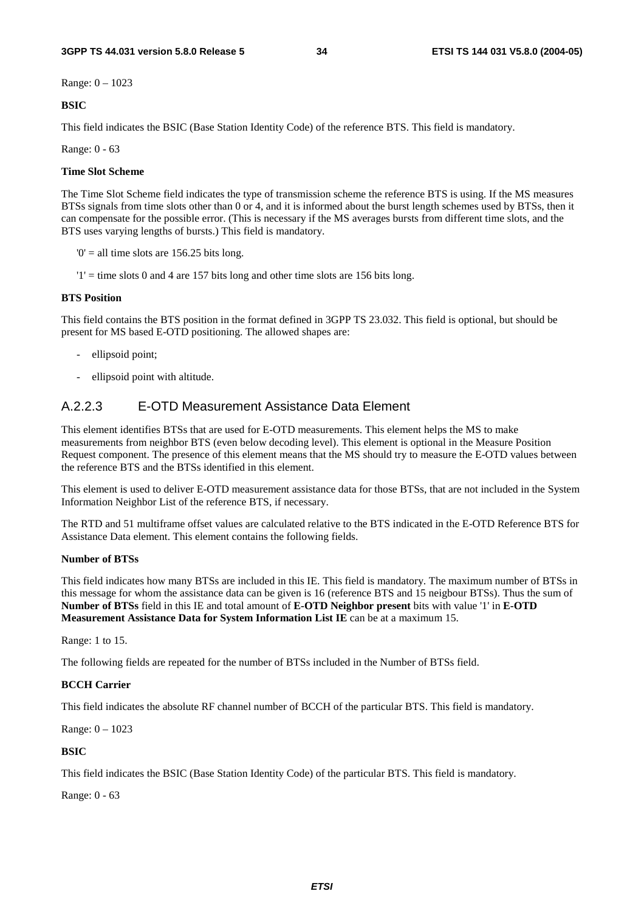Range: 0 – 1023

**BSIC**

This field indicates the BSIC (Base Station Identity Code) of the reference BTS. This field is mandatory.

Range: 0 - 63

**Time Slot Scheme**

The Time Slot Scheme field indicates the type of transmission scheme the reference BTS is using. If the MS measures BTSs signals from time slots other than 0 or 4, and it is informed about the burst length schemes used by BTSs, then it can compensate for the possible error. (This is necessary if the MS averages bursts from different time slots, and the BTS uses varying lengths of bursts.) This field is mandatory.

'0' = all time slots are 156.25 bits long.

'1' = time slots 0 and 4 are 157 bits long and other time slots are 156 bits long.

**BTS Position**

This field contains the BTS position in the format defined in 3GPP TS 23.032. This field is optional, but should be present for MS based E-OTD positioning. The allowed shapes are:

- ellipsoid point;
- ellipsoid point with altitude.

### A.2.2.3 E-OTD Measurement Assistance Data Element

This element identifies BTSs that are used for E-OTD measurements. This element helps the MS to make measurements from neighbor BTS (even below decoding level). This element is optional in the Measure Position Request component. The presence of this element means that the MS should try to measure the E-OTD values between the reference BTS and the BTSs identified in this element.

This element is used to deliver E-OTD measurement assistance data for those BTSs, that are not included in the System Information Neighbor List of the reference BTS, if necessary.

The RTD and 51 multiframe offset values are calculated relative to the BTS indicated in the E-OTD Reference BTS for Assistance Data element. This element contains the following fields.

**Number of BTSs**

This field indicates how many BTSs are included in this IE. This field is mandatory. The maximum number of BTSs in this message for whom the assistance data can be given is 16 (reference BTS and 15 neigbour BTSs). Thus the sum of **Number of BTSs** field in this IE and total amount of **E-OTD Neighbor present** bits with value '1' in **E-OTD Measurement Assistance Data for System Information List IE** can be at a maximum 15.

Range: 1 to 15.

The following fields are repeated for the number of BTSs included in the Number of BTSs field.

**BCCH Carrier**

This field indicates the absolute RF channel number of BCCH of the particular BTS. This field is mandatory.

Range: 0 – 1023

**BSIC**

This field indicates the BSIC (Base Station Identity Code) of the particular BTS. This field is mandatory.

Range: 0 - 63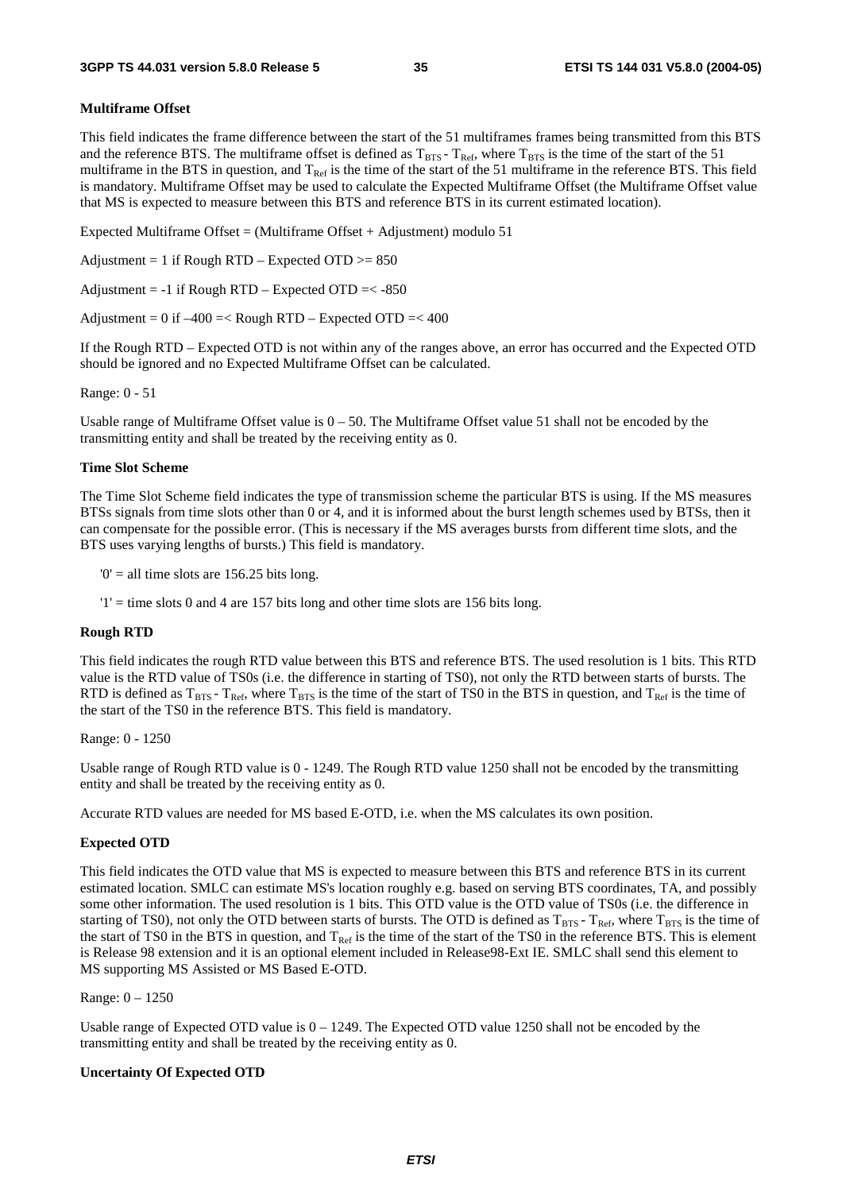**Multiframe Offset**

This field indicates the frame difference between the start of the 51 multiframes frames being transmitted from this BTS and the reference BTS. The multiframe offset is defined as $T_{BTS} - T_{Ref}$, where $T_{BTS}$ is the time of the start of the 51 multiframe in the BTS in question, and $T_{Ref}$ is the time of the start of the 51 multiframe in the reference BTS. This field is mandatory. Multiframe Offset may be used to calculate the Expected Multiframe Offset (the Multiframe Offset value that MS is expected to measure between this BTS and reference BTS in its current estimated location).

Expected Multiframe Offset = (Multiframe Offset + Adjustment) modulo 51

Adjustment = 1 if Rough RTD – Expected OTD >= 850

Adjustment = -1 if Rough RTD – Expected OTD =< -850

Adjustment = 0 if –400 =< Rough RTD – Expected OTD =< 400

If the Rough RTD – Expected OTD is not within any of the ranges above, an error has occurred and the Expected OTD should be ignored and no Expected Multiframe Offset can be calculated.

Range: 0 - 51

Usable range of Multiframe Offset value is 0 – 50. The Multiframe Offset value 51 shall not be encoded by the transmitting entity and shall be treated by the receiving entity as 0.

**Time Slot Scheme**

The Time Slot Scheme field indicates the type of transmission scheme the particular BTS is using. If the MS measures BTSs signals from time slots other than 0 or 4, and it is informed about the burst length schemes used by BTSs, then it can compensate for the possible error. (This is necessary if the MS averages bursts from different time slots, and the BTS uses varying lengths of bursts.) This field is mandatory.

'0' = all time slots are 156.25 bits long.

'1' = time slots 0 and 4 are 157 bits long and other time slots are 156 bits long.

**Rough RTD**

This field indicates the rough RTD value between this BTS and reference BTS. The used resolution is 1 bits. This RTD value is the RTD value of TS0s (i.e. the difference in starting of TS0), not only the RTD between starts of bursts. The RTD is defined as $T_{BTS} - T_{Ref}$, where $T_{BTS}$ is the time of the start of TS0 in the BTS in question, and $T_{Ref}$ is the time of the start of the TS0 in the reference BTS. This field is mandatory.

Range: 0 - 1250

Usable range of Rough RTD value is 0 - 1249. The Rough RTD value 1250 shall not be encoded by the transmitting entity and shall be treated by the receiving entity as 0.

Accurate RTD values are needed for MS based E-OTD, i.e. when the MS calculates its own position.

**Expected OTD**

This field indicates the OTD value that MS is expected to measure between this BTS and reference BTS in its current estimated location. SMLC can estimate MS's location roughly e.g. based on serving BTS coordinates, TA, and possibly some other information. The used resolution is 1 bits. This OTD value is the OTD value of TS0s (i.e. the difference in starting of TS0), not only the OTD between starts of bursts. The OTD is defined as $T_{BTS} - T_{Ref}$, where $T_{BTS}$ is the time of the start of TS0 in the BTS in question, and $T_{Ref}$ is the time of the start of the TS0 in the reference BTS. This is element is Release 98 extension and it is an optional element included in Release98-Ext IE. SMLC shall send this element to MS supporting MS Assisted or MS Based E-OTD.

Range: 0 – 1250

Usable range of Expected OTD value is 0 – 1249. The Expected OTD value 1250 shall not be encoded by the transmitting entity and shall be treated by the receiving entity as 0.

**Uncertainty Of Expected OTD**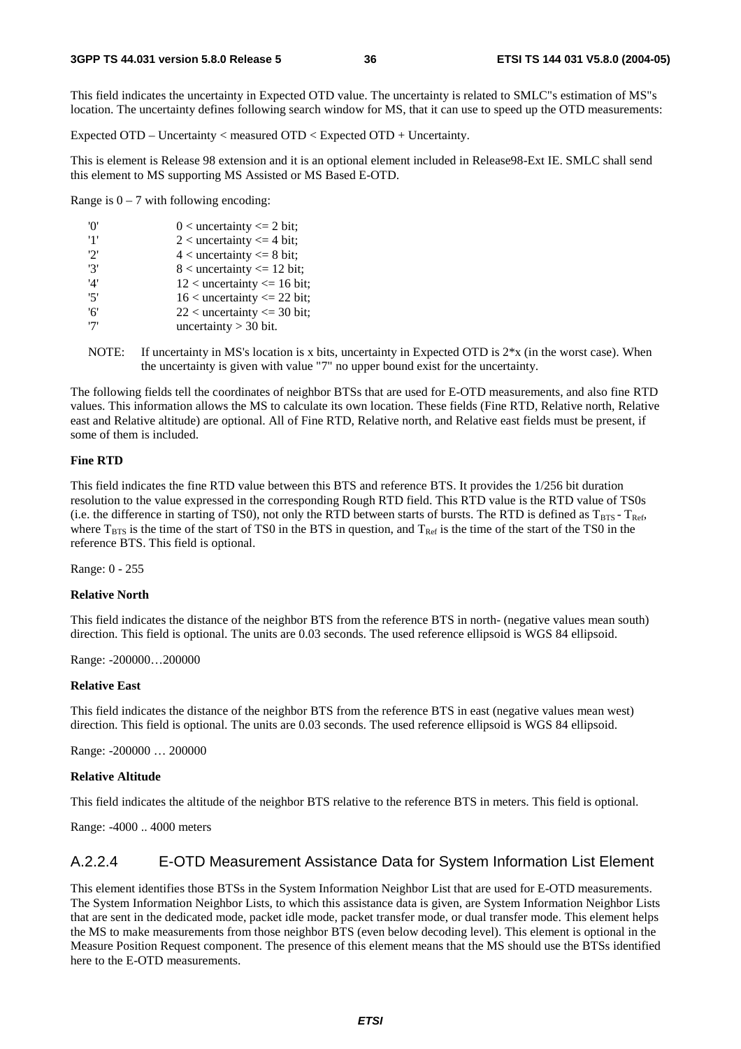This field indicates the uncertainty in Expected OTD value. The uncertainty is related to SMLC"s estimation of MS"s location. The uncertainty defines following search window for MS, that it can use to speed up the OTD measurements:

Expected OTD – Uncertainty < measured OTD < Expected OTD + Uncertainty.

This is element is Release 98 extension and it is an optional element included in Release98-Ext IE. SMLC shall send this element to MS supporting MS Assisted or MS Based E-OTD.

Range is 0 – 7 with following encoding:

| | |
|---|---|
| '0' | 0 < uncertainty <= 2 bit; |
| '1' | 2 < uncertainty <= 4 bit; |
| '2' | 4 < uncertainty <= 8 bit; |
| '3' | 8 < uncertainty <= 12 bit; |
| '4' | 12 < uncertainty <= 16 bit; |
| '5' | 16 < uncertainty <= 22 bit; |
| '6' | 22 < uncertainty <= 30 bit; |
| '7' | uncertainty > 30 bit. |

NOTE: If uncertainty in MS's location is x bits, uncertainty in Expected OTD is 2*x (in the worst case). When the uncertainty is given with value "7" no upper bound exist for the uncertainty.

The following fields tell the coordinates of neighbor BTSs that are used for E-OTD measurements, and also fine RTD values. This information allows the MS to calculate its own location. These fields (Fine RTD, Relative north, Relative east and Relative altitude) are optional. All of Fine RTD, Relative north, and Relative east fields must be present, if some of them is included.

**Fine RTD**

This field indicates the fine RTD value between this BTS and reference BTS. It provides the 1/256 bit duration resolution to the value expressed in the corresponding Rough RTD field. This RTD value is the RTD value of TS0s (i.e. the difference in starting of TS0), not only the RTD between starts of bursts. The RTD is defined as $T_{BTS} - T_{Ref}$, where $T_{BTS}$ is the time of the start of TS0 in the BTS in question, and $T_{Ref}$ is the time of the start of the TS0 in the reference BTS. This field is optional.

Range: 0 - 255

**Relative North**

This field indicates the distance of the neighbor BTS from the reference BTS in north- (negative values mean south) direction. This field is optional. The units are 0.03 seconds. The used reference ellipsoid is WGS 84 ellipsoid.

Range: -200000…200000

**Relative East**

This field indicates the distance of the neighbor BTS from the reference BTS in east (negative values mean west) direction. This field is optional. The units are 0.03 seconds. The used reference ellipsoid is WGS 84 ellipsoid.

Range: -200000 … 200000

**Relative Altitude**

This field indicates the altitude of the neighbor BTS relative to the reference BTS in meters. This field is optional.

Range: -4000 .. 4000 meters

### A.2.2.4 E-OTD Measurement Assistance Data for System Information List Element

This element identifies those BTSs in the System Information Neighbor List that are used for E-OTD measurements. The System Information Neighbor Lists, to which this assistance data is given, are System Information Neighbor Lists that are sent in the dedicated mode, packet idle mode, packet transfer mode, or dual transfer mode. This element helps the MS to make measurements from those neighbor BTS (even below decoding level). This element is optional in the Measure Position Request component. The presence of this element means that the MS should use the BTSs identified here to the E-OTD measurements.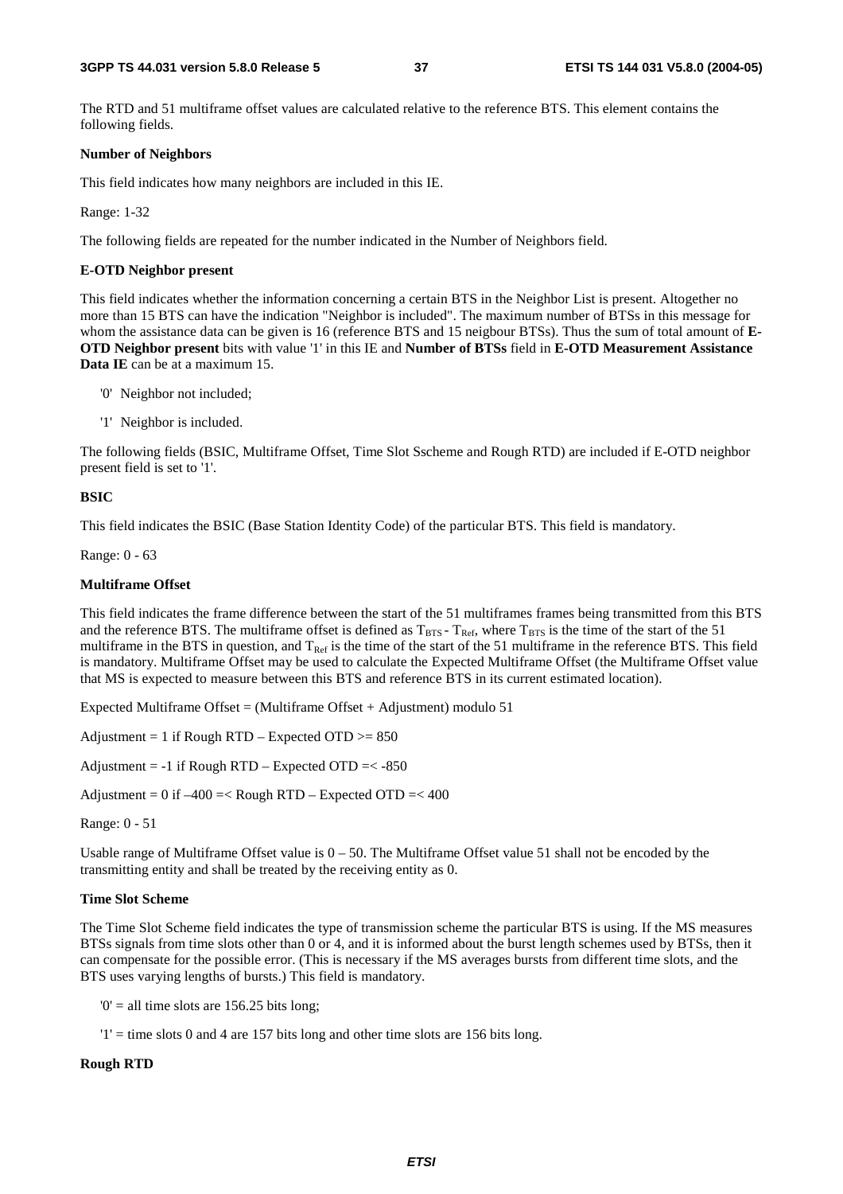The RTD and 51 multiframe offset values are calculated relative to the reference BTS. This element contains the following fields.

**Number of Neighbors**

This field indicates how many neighbors are included in this IE.

Range: 1-32

The following fields are repeated for the number indicated in the Number of Neighbors field.

**E-OTD Neighbor present**

This field indicates whether the information concerning a certain BTS in the Neighbor List is present. Altogether no more than 15 BTS can have the indication "Neighbor is included". The maximum number of BTSs in this message for whom the assistance data can be given is 16 (reference BTS and 15 neigbour BTSs). Thus the sum of total amount of **E-OTD Neighbor present** bits with value '1' in this IE and **Number of BTSs** field in **E-OTD Measurement Assistance Data IE** can be at a maximum 15.

- '0' Neighbor not included;
- '1' Neighbor is included.

The following fields (BSIC, Multiframe Offset, Time Slot Sscheme and Rough RTD) are included if E-OTD neighbor present field is set to '1'.

**BSIC**

This field indicates the BSIC (Base Station Identity Code) of the particular BTS. This field is mandatory.

Range: 0 - 63

**Multiframe Offset**

This field indicates the frame difference between the start of the 51 multiframes frames being transmitted from this BTS and the reference BTS. The multiframe offset is defined as $T_{BTS} - T_{Ref}$, where $T_{BTS}$ is the time of the start of the 51 multiframe in the BTS in question, and $T_{Ref}$ is the time of the start of the 51 multiframe in the reference BTS. This field is mandatory. Multiframe Offset may be used to calculate the Expected Multiframe Offset (the Multiframe Offset value that MS is expected to measure between this BTS and reference BTS in its current estimated location).

Expected Multiframe Offset = (Multiframe Offset + Adjustment) modulo 51

Adjustment = 1 if Rough RTD – Expected OTD >= 850

Adjustment = -1 if Rough RTD – Expected OTD =< -850

Adjustment = 0 if –400 =< Rough RTD – Expected OTD =< 400

Range: 0 - 51

Usable range of Multiframe Offset value is 0 – 50. The Multiframe Offset value 51 shall not be encoded by the transmitting entity and shall be treated by the receiving entity as 0.

**Time Slot Scheme**

The Time Slot Scheme field indicates the type of transmission scheme the particular BTS is using. If the MS measures BTSs signals from time slots other than 0 or 4, and it is informed about the burst length schemes used by BTSs, then it can compensate for the possible error. (This is necessary if the MS averages bursts from different time slots, and the BTS uses varying lengths of bursts.) This field is mandatory.

- '0' = all time slots are 156.25 bits long;
- '1' = time slots 0 and 4 are 157 bits long and other time slots are 156 bits long.

**Rough RTD**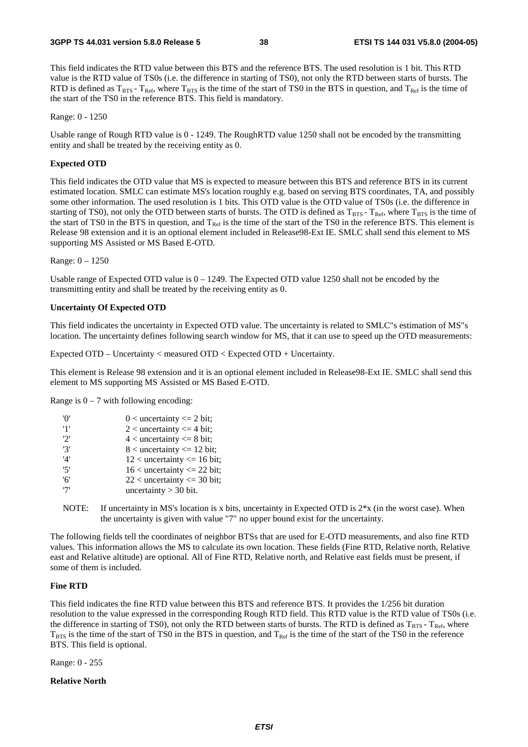This field indicates the RTD value between this BTS and the reference BTS. The used resolution is 1 bit. This RTD value is the RTD value of TS0s (i.e. the difference in starting of TS0), not only the RTD between starts of bursts. The RTD is defined as $T_{BTS} - T_{Ref}$, where $T_{BTS}$ is the time of the start of TS0 in the BTS in question, and $T_{Ref}$ is the time of the start of the TS0 in the reference BTS. This field is mandatory.

Range: 0 - 1250

Usable range of Rough RTD value is 0 - 1249. The RoughRTD value 1250 shall not be encoded by the transmitting entity and shall be treated by the receiving entity as 0.

**Expected OTD**

This field indicates the OTD value that MS is expected to measure between this BTS and reference BTS in its current estimated location. SMLC can estimate MS's location roughly e.g. based on serving BTS coordinates, TA, and possibly some other information. The used resolution is 1 bits. This OTD value is the OTD value of TS0s (i.e. the difference in starting of TS0), not only the OTD between starts of bursts. The OTD is defined as $T_{BTS} - T_{Ref}$, where $T_{BTS}$ is the time of the start of TS0 in the BTS in question, and $T_{Ref}$ is the time of the start of the TS0 in the reference BTS. This element is Release 98 extension and it is an optional element included in Release98-Ext IE. SMLC shall send this element to MS supporting MS Assisted or MS Based E-OTD.

Range: 0 – 1250

Usable range of Expected OTD value is 0 – 1249. The Expected OTD value 1250 shall not be encoded by the transmitting entity and shall be treated by the receiving entity as 0.

**Uncertainty Of Expected OTD**

This field indicates the uncertainty in Expected OTD value. The uncertainty is related to SMLC"s estimation of MS"s location. The uncertainty defines following search window for MS, that it can use to speed up the OTD measurements:

Expected OTD – Uncertainty < measured OTD < Expected OTD + Uncertainty.

This element is Release 98 extension and it is an optional element included in Release98-Ext IE. SMLC shall send this element to MS supporting MS Assisted or MS Based E-OTD.

Range is 0 – 7 with following encoding:

| | |
|---|---|
| '0' | 0 < uncertainty <= 2 bit; |
| '1' | 2 < uncertainty <= 4 bit; |
| '2' | 4 < uncertainty <= 8 bit; |
| '3' | 8 < uncertainty <= 12 bit; |
| '4' | 12 < uncertainty <= 16 bit; |
| '5' | 16 < uncertainty <= 22 bit; |
| '6' | 22 < uncertainty <= 30 bit; |
| '7' | uncertainty > 30 bit. |

NOTE: If uncertainty in MS's location is x bits, uncertainty in Expected OTD is 2*x (in the worst case). When the uncertainty is given with value "7" no upper bound exist for the uncertainty.

The following fields tell the coordinates of neighbor BTSs that are used for E-OTD measurements, and also fine RTD values. This information allows the MS to calculate its own location. These fields (Fine RTD, Relative north, Relative east and Relative altitude) are optional. All of Fine RTD, Relative north, and Relative east fields must be present, if some of them is included.

**Fine RTD**

This field indicates the fine RTD value between this BTS and reference BTS. It provides the 1/256 bit duration resolution to the value expressed in the corresponding Rough RTD field. This RTD value is the RTD value of TS0s (i.e. the difference in starting of TS0), not only the RTD between starts of bursts. The RTD is defined as $T_{BTS} - T_{Ref}$, where $T_{BTS}$ is the time of the start of TS0 in the BTS in question, and $T_{Ref}$ is the time of the start of the TS0 in the reference BTS. This field is optional.

Range: 0 - 255

**Relative North**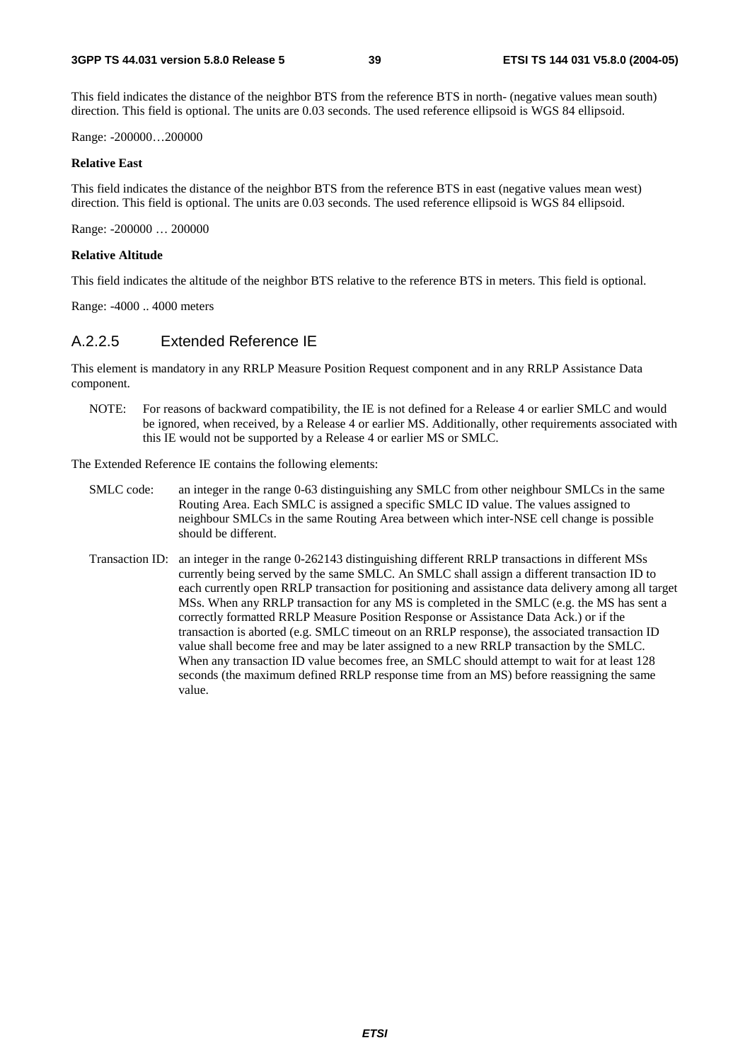This field indicates the distance of the neighbor BTS from the reference BTS in north- (negative values mean south) direction. This field is optional. The units are 0.03 seconds. The used reference ellipsoid is WGS 84 ellipsoid.

Range: -200000…200000

**Relative East**

This field indicates the distance of the neighbor BTS from the reference BTS in east (negative values mean west) direction. This field is optional. The units are 0.03 seconds. The used reference ellipsoid is WGS 84 ellipsoid.

Range: -200000 … 200000

**Relative Altitude**

This field indicates the altitude of the neighbor BTS relative to the reference BTS in meters. This field is optional.

Range: -4000 .. 4000 meters

### A.2.2.5 Extended Reference IE

This element is mandatory in any RRLP Measure Position Request component and in any RRLP Assistance Data component.

NOTE: For reasons of backward compatibility, the IE is not defined for a Release 4 or earlier SMLC and would be ignored, when received, by a Release 4 or earlier MS. Additionally, other requirements associated with this IE would not be supported by a Release 4 or earlier MS or SMLC.

The Extended Reference IE contains the following elements:

SMLC code: an integer in the range 0-63 distinguishing any SMLC from other neighbour SMLCs in the same Routing Area. Each SMLC is assigned a specific SMLC ID value. The values assigned to neighbour SMLCs in the same Routing Area between which inter-NSE cell change is possible should be different.

Transaction ID: an integer in the range 0-262143 distinguishing different RRLP transactions in different MSs currently being served by the same SMLC. An SMLC shall assign a different transaction ID to each currently open RRLP transaction for positioning and assistance data delivery among all target MSs. When any RRLP transaction for any MS is completed in the SMLC (e.g. the MS has sent a correctly formatted RRLP Measure Position Response or Assistance Data Ack.) or if the transaction is aborted (e.g. SMLC timeout on an RRLP response), the associated transaction ID value shall become free and may be later assigned to a new RRLP transaction by the SMLC. When any transaction ID value becomes free, an SMLC should attempt to wait for at least 128 seconds (the maximum defined RRLP response time from an MS) before reassigning the same value.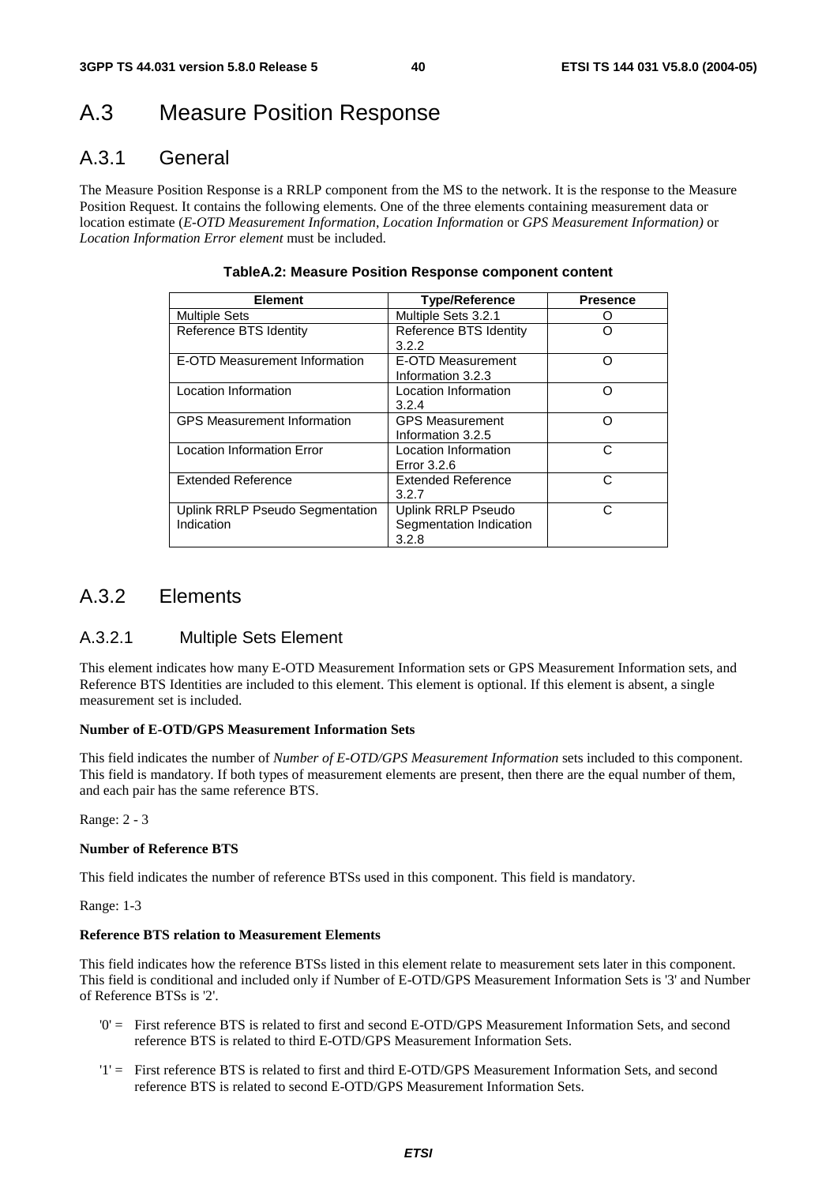# A.3 Measure Position Response

## A.3.1 General

The Measure Position Response is a RRLP component from the MS to the network. It is the response to the Measure Position Request. It contains the following elements. One of the three elements containing measurement data or location estimate (*E-OTD Measurement Information*, *Location Information* or *GPS Measurement Information)* or *Location Information Error element* must be included.

**TableA.2: Measure Position Response component content**

| Element | Type/Reference | Presence |
|---|---|---|
| Multiple Sets | Multiple Sets 3.2.1 | O |
| Reference BTS Identity | Reference BTS Identity 3.2.2 | O |
| E-OTD Measurement Information | E-OTD Measurement Information 3.2.3 | O |
| Location Information | Location Information 3.2.4 | O |
| GPS Measurement Information | GPS Measurement Information 3.2.5 | O |
| Location Information Error | Location Information Error 3.2.6 | C |
| Extended Reference | Extended Reference 3.2.7 | C |
| Uplink RRLP Pseudo Segmentation Indication | Uplink RRLP Pseudo Segmentation Indication 3.2.8 | C |

## A.3.2 Elements

### A.3.2.1 Multiple Sets Element

This element indicates how many E-OTD Measurement Information sets or GPS Measurement Information sets, and Reference BTS Identities are included to this element. This element is optional. If this element is absent, a single measurement set is included.

**Number of E-OTD/GPS Measurement Information Sets**

This field indicates the number of *Number of E-OTD/GPS Measurement Information* sets included to this component. This field is mandatory. If both types of measurement elements are present, then there are the equal number of them, and each pair has the same reference BTS.

Range: 2 - 3

**Number of Reference BTS**

This field indicates the number of reference BTSs used in this component. This field is mandatory.

Range: 1-3

**Reference BTS relation to Measurement Elements**

This field indicates how the reference BTSs listed in this element relate to measurement sets later in this component. This field is conditional and included only if Number of E-OTD/GPS Measurement Information Sets is '3' and Number of Reference BTSs is '2'.

- '0' = First reference BTS is related to first and second E-OTD/GPS Measurement Information Sets, and second reference BTS is related to third E-OTD/GPS Measurement Information Sets.
- '1' = First reference BTS is related to first and third E-OTD/GPS Measurement Information Sets, and second reference BTS is related to second E-OTD/GPS Measurement Information Sets.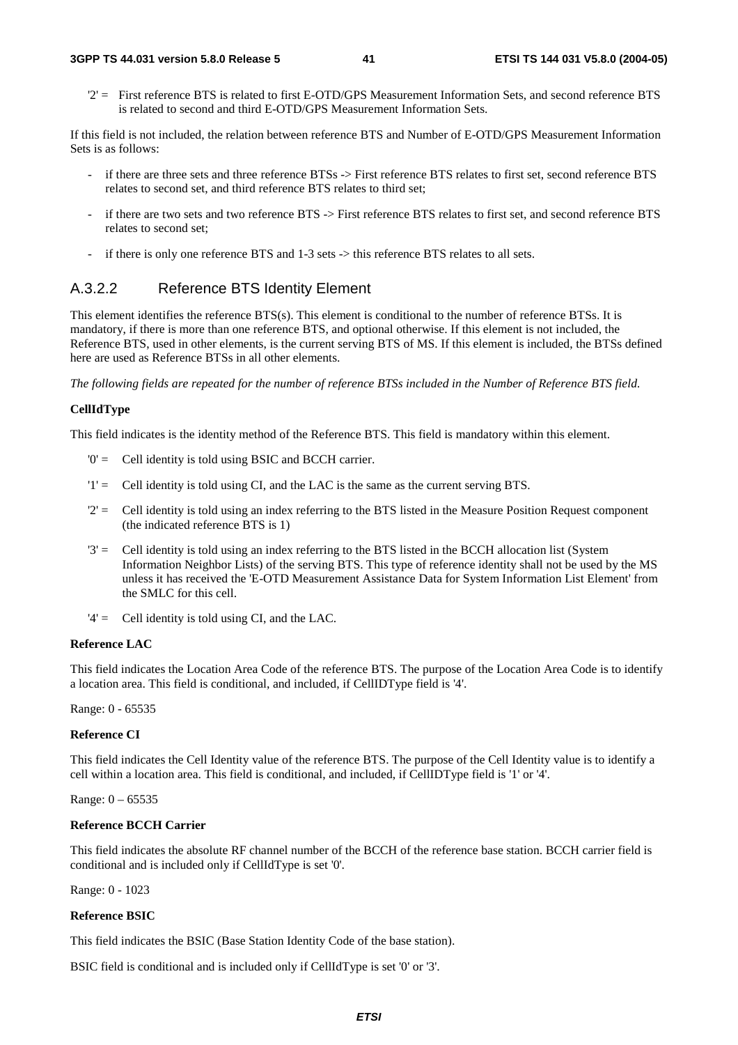'2' = First reference BTS is related to first E-OTD/GPS Measurement Information Sets, and second reference BTS is related to second and third E-OTD/GPS Measurement Information Sets.

If this field is not included, the relation between reference BTS and Number of E-OTD/GPS Measurement Information Sets is as follows:

- if there are three sets and three reference BTSs -> First reference BTS relates to first set, second reference BTS relates to second set, and third reference BTS relates to third set;
- if there are two sets and two reference BTS -> First reference BTS relates to first set, and second reference BTS relates to second set;
- if there is only one reference BTS and 1-3 sets -> this reference BTS relates to all sets.

### A.3.2.2 Reference BTS Identity Element

This element identifies the reference BTS(s). This element is conditional to the number of reference BTSs. It is mandatory, if there is more than one reference BTS, and optional otherwise. If this element is not included, the Reference BTS, used in other elements, is the current serving BTS of MS. If this element is included, the BTSs defined here are used as Reference BTSs in all other elements.

*The following fields are repeated for the number of reference BTSs included in the Number of Reference BTS field.*

**CellIdType**

This field indicates is the identity method of the Reference BTS. This field is mandatory within this element.

'0' = Cell identity is told using BSIC and BCCH carrier.

'1' = Cell identity is told using CI, and the LAC is the same as the current serving BTS.

'2' = Cell identity is told using an index referring to the BTS listed in the Measure Position Request component (the indicated reference BTS is 1)

'3' = Cell identity is told using an index referring to the BTS listed in the BCCH allocation list (System Information Neighbor Lists) of the serving BTS. This type of reference identity shall not be used by the MS unless it has received the 'E-OTD Measurement Assistance Data for System Information List Element' from the SMLC for this cell.

'4' = Cell identity is told using CI, and the LAC.

**Reference LAC**

This field indicates the Location Area Code of the reference BTS. The purpose of the Location Area Code is to identify a location area. This field is conditional, and included, if CellIDType field is '4'.

Range: 0 - 65535

**Reference CI**

This field indicates the Cell Identity value of the reference BTS. The purpose of the Cell Identity value is to identify a cell within a location area. This field is conditional, and included, if CellIDType field is '1' or '4'.

Range: 0 – 65535

**Reference BCCH Carrier**

This field indicates the absolute RF channel number of the BCCH of the reference base station. BCCH carrier field is conditional and is included only if CellIdType is set '0'.

Range: 0 - 1023

**Reference BSIC**

This field indicates the BSIC (Base Station Identity Code of the base station).

BSIC field is conditional and is included only if CellIdType is set '0' or '3'.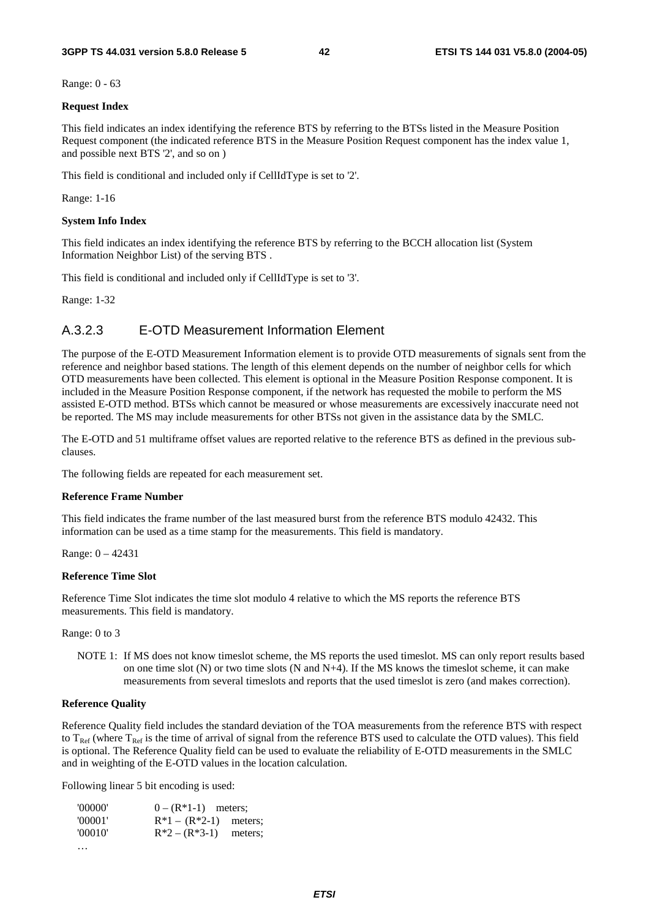Range: 0 - 63

**Request Index**

This field indicates an index identifying the reference BTS by referring to the BTSs listed in the Measure Position Request component (the indicated reference BTS in the Measure Position Request component has the index value 1, and possible next BTS '2', and so on )

This field is conditional and included only if CellIdType is set to '2'.

Range: 1-16

**System Info Index**

This field indicates an index identifying the reference BTS by referring to the BCCH allocation list (System Information Neighbor List) of the serving BTS .

This field is conditional and included only if CellIdType is set to '3'.

Range: 1-32

### A.3.2.3 E-OTD Measurement Information Element

The purpose of the E-OTD Measurement Information element is to provide OTD measurements of signals sent from the reference and neighbor based stations. The length of this element depends on the number of neighbor cells for which OTD measurements have been collected. This element is optional in the Measure Position Response component. It is included in the Measure Position Response component, if the network has requested the mobile to perform the MS assisted E-OTD method. BTSs which cannot be measured or whose measurements are excessively inaccurate need not be reported. The MS may include measurements for other BTSs not given in the assistance data by the SMLC.

The E-OTD and 51 multiframe offset values are reported relative to the reference BTS as defined in the previous sub-clauses.

The following fields are repeated for each measurement set.

**Reference Frame Number**

This field indicates the frame number of the last measured burst from the reference BTS modulo 42432. This information can be used as a time stamp for the measurements. This field is mandatory.

Range: 0 – 42431

**Reference Time Slot**

Reference Time Slot indicates the time slot modulo 4 relative to which the MS reports the reference BTS measurements. This field is mandatory.

Range: 0 to 3

> NOTE 1: If MS does not know timeslot scheme, the MS reports the used timeslot. MS can only report results based on one time slot (N) or two time slots (N and N+4). If the MS knows the timeslot scheme, it can make measurements from several timeslots and reports that the used timeslot is zero (and makes correction).

**Reference Quality**

Reference Quality field includes the standard deviation of the TOA measurements from the reference BTS with respect to $T_{Ref}$ (where $T_{Ref}$ is the time of arrival of signal from the reference BTS used to calculate the OTD values). This field is optional. The Reference Quality field can be used to evaluate the reliability of E-OTD measurements in the SMLC and in weighting of the E-OTD values in the location calculation.

Following linear 5 bit encoding is used:

```
'00000'     0 – (R*1-1)   meters;
'00001'     R*1 – (R*2-1)   meters;
'00010'     R*2 – (R*3-1)   meters;
…
```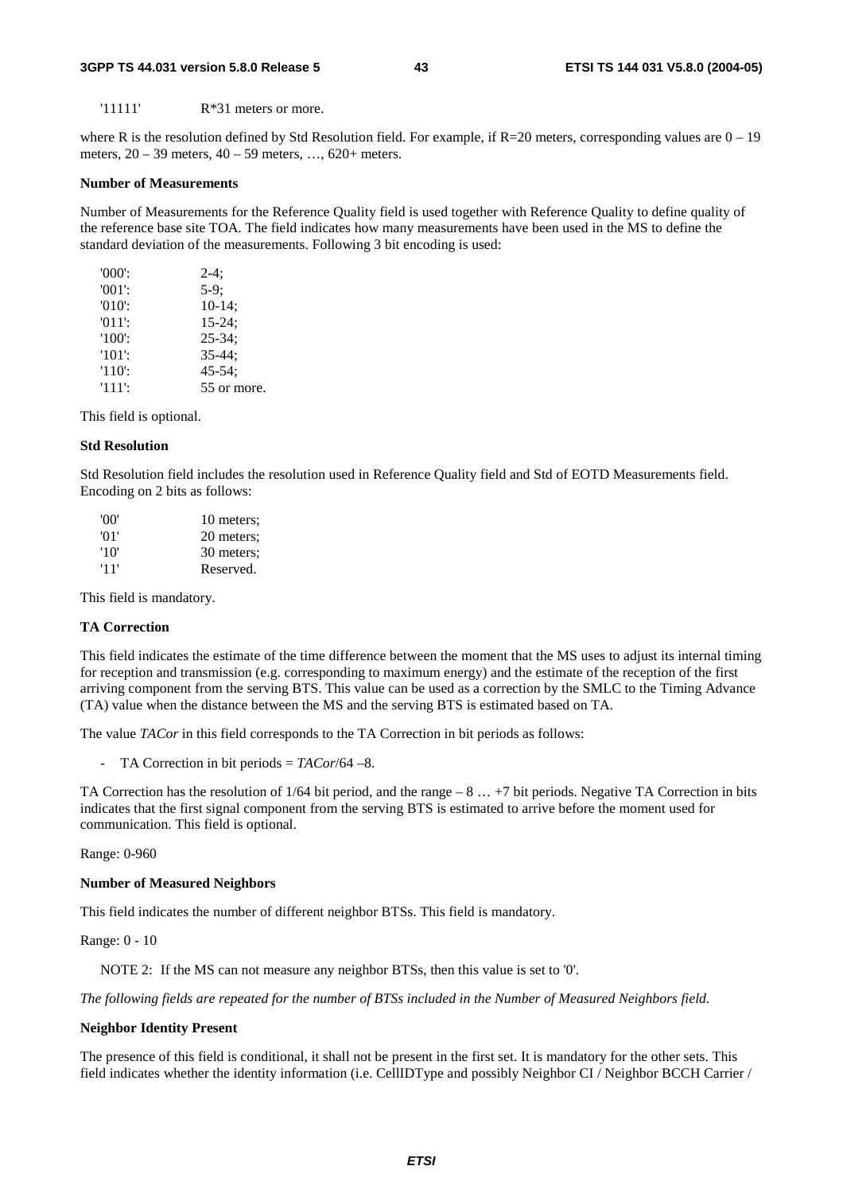'11111'  R*31 meters or more.

where R is the resolution defined by Std Resolution field. For example, if R=20 meters, corresponding values are 0 – 19 meters, 20 – 39 meters, 40 – 59 meters, …, 620+ meters.

**Number of Measurements**

Number of Measurements for the Reference Quality field is used together with Reference Quality to define quality of the reference base site TOA. The field indicates how many measurements have been used in the MS to define the standard deviation of the measurements. Following 3 bit encoding is used:

| | |
|---|---|
| '000': | 2-4; |
| '001': | 5-9; |
| '010': | 10-14; |
| '011': | 15-24; |
| '100': | 25-34; |
| '101': | 35-44; |
| '110': | 45-54; |
| '111': | 55 or more. |

This field is optional.

**Std Resolution**

Std Resolution field includes the resolution used in Reference Quality field and Std of EOTD Measurements field. Encoding on 2 bits as follows:

| | |
|---|---|
| '00' | 10 meters; |
| '01' | 20 meters; |
| '10' | 30 meters; |
| '11' | Reserved. |

This field is mandatory.

**TA Correction**

This field indicates the estimate of the time difference between the moment that the MS uses to adjust its internal timing for reception and transmission (e.g. corresponding to maximum energy) and the estimate of the reception of the first arriving component from the serving BTS. This value can be used as a correction by the SMLC to the Timing Advance (TA) value when the distance between the MS and the serving BTS is estimated based on TA.

The value *TACor* in this field corresponds to the TA Correction in bit periods as follows:

- TA Correction in bit periods = *TACor*/64 –8.

TA Correction has the resolution of 1/64 bit period, and the range – 8 … +7 bit periods. Negative TA Correction in bits indicates that the first signal component from the serving BTS is estimated to arrive before the moment used for communication. This field is optional.

Range: 0-960

**Number of Measured Neighbors**

This field indicates the number of different neighbor BTSs. This field is mandatory.

Range: 0 - 10

NOTE 2: If the MS can not measure any neighbor BTSs, then this value is set to '0'.

*The following fields are repeated for the number of BTSs included in the Number of Measured Neighbors field.*

**Neighbor Identity Present**

The presence of this field is conditional, it shall not be present in the first set. It is mandatory for the other sets. This field indicates whether the identity information (i.e. CellIDType and possibly Neighbor CI / Neighbor BCCH Carrier /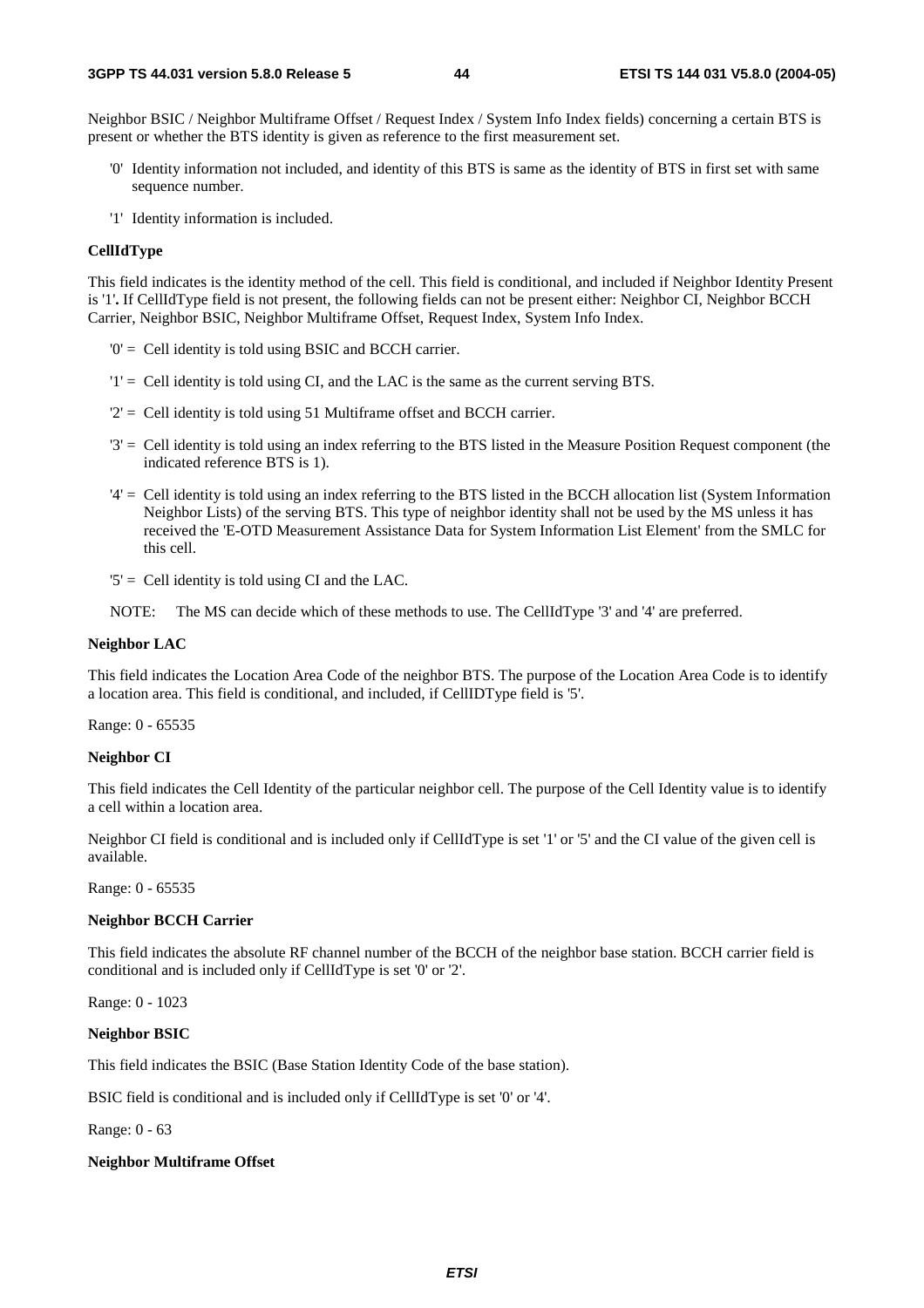Neighbor BSIC / Neighbor Multiframe Offset / Request Index / System Info Index fields) concerning a certain BTS is present or whether the BTS identity is given as reference to the first measurement set.

- '0' Identity information not included, and identity of this BTS is same as the identity of BTS in first set with same sequence number.
- '1' Identity information is included.

**CellIdType**

This field indicates is the identity method of the cell. This field is conditional, and included if Neighbor Identity Present is '1'**.** If CellIdType field is not present, the following fields can not be present either: Neighbor CI, Neighbor BCCH Carrier, Neighbor BSIC, Neighbor Multiframe Offset, Request Index, System Info Index.

- '0' = Cell identity is told using BSIC and BCCH carrier.
- '1' = Cell identity is told using CI, and the LAC is the same as the current serving BTS.
- '2' = Cell identity is told using 51 Multiframe offset and BCCH carrier.
- '3' = Cell identity is told using an index referring to the BTS listed in the Measure Position Request component (the indicated reference BTS is 1).
- '4' = Cell identity is told using an index referring to the BTS listed in the BCCH allocation list (System Information Neighbor Lists) of the serving BTS. This type of neighbor identity shall not be used by the MS unless it has received the 'E-OTD Measurement Assistance Data for System Information List Element' from the SMLC for this cell.
- '5' = Cell identity is told using CI and the LAC.

NOTE: The MS can decide which of these methods to use. The CellIdType '3' and '4' are preferred.

**Neighbor LAC**

This field indicates the Location Area Code of the neighbor BTS. The purpose of the Location Area Code is to identify a location area. This field is conditional, and included, if CellIDType field is '5'.

Range: 0 - 65535

**Neighbor CI**

This field indicates the Cell Identity of the particular neighbor cell. The purpose of the Cell Identity value is to identify a cell within a location area.

Neighbor CI field is conditional and is included only if CellIdType is set '1' or '5' and the CI value of the given cell is available.

Range: 0 - 65535

**Neighbor BCCH Carrier**

This field indicates the absolute RF channel number of the BCCH of the neighbor base station. BCCH carrier field is conditional and is included only if CellIdType is set '0' or '2'.

Range: 0 - 1023

**Neighbor BSIC**

This field indicates the BSIC (Base Station Identity Code of the base station).

BSIC field is conditional and is included only if CellIdType is set '0' or '4'.

Range: 0 - 63

**Neighbor Multiframe Offset**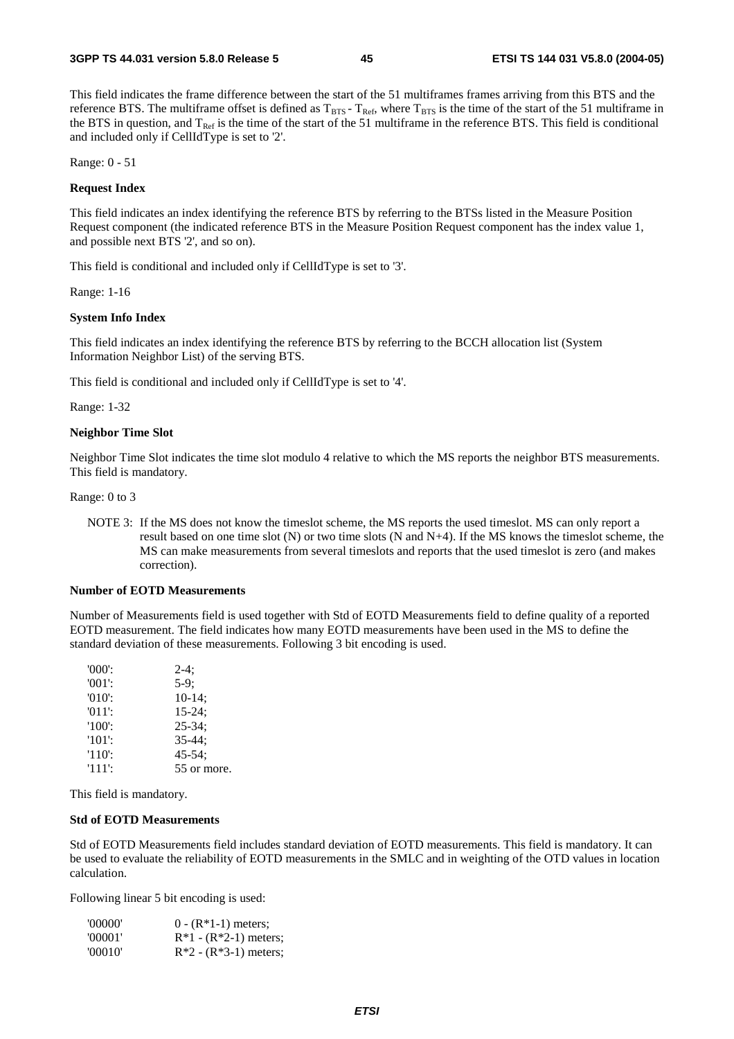This field indicates the frame difference between the start of the 51 multiframes frames arriving from this BTS and the reference BTS. The multiframe offset is defined as $T_{BTS}$ - $T_{Ref}$, where $T_{BTS}$ is the time of the start of the 51 multiframe in the BTS in question, and $T_{Ref}$ is the time of the start of the 51 multiframe in the reference BTS. This field is conditional and included only if CellIdType is set to '2'.

Range: 0 - 51

**Request Index**

This field indicates an index identifying the reference BTS by referring to the BTSs listed in the Measure Position Request component (the indicated reference BTS in the Measure Position Request component has the index value 1, and possible next BTS '2', and so on).

This field is conditional and included only if CellIdType is set to '3'.

Range: 1-16

**System Info Index**

This field indicates an index identifying the reference BTS by referring to the BCCH allocation list (System Information Neighbor List) of the serving BTS.

This field is conditional and included only if CellIdType is set to '4'.

Range: 1-32

**Neighbor Time Slot**

Neighbor Time Slot indicates the time slot modulo 4 relative to which the MS reports the neighbor BTS measurements. This field is mandatory.

Range: 0 to 3

NOTE 3: If the MS does not know the timeslot scheme, the MS reports the used timeslot. MS can only report a result based on one time slot (N) or two time slots (N and N+4). If the MS knows the timeslot scheme, the MS can make measurements from several timeslots and reports that the used timeslot is zero (and makes correction).

**Number of EOTD Measurements**

Number of Measurements field is used together with Std of EOTD Measurements field to define quality of a reported EOTD measurement. The field indicates how many EOTD measurements have been used in the MS to define the standard deviation of these measurements. Following 3 bit encoding is used.

'000': 2-4;
'001': 5-9;
'010': 10-14;
'011': 15-24;
'100': 25-34;
'101': 35-44;
'110': 45-54;
'111': 55 or more.

This field is mandatory.

**Std of EOTD Measurements**

Std of EOTD Measurements field includes standard deviation of EOTD measurements. This field is mandatory. It can be used to evaluate the reliability of EOTD measurements in the SMLC and in weighting of the OTD values in location calculation.

Following linear 5 bit encoding is used:

'00000' 0 - (R*1-1) meters;
'00001' R*1 - (R*2-1) meters;
'00010' R*2 - (R*3-1) meters;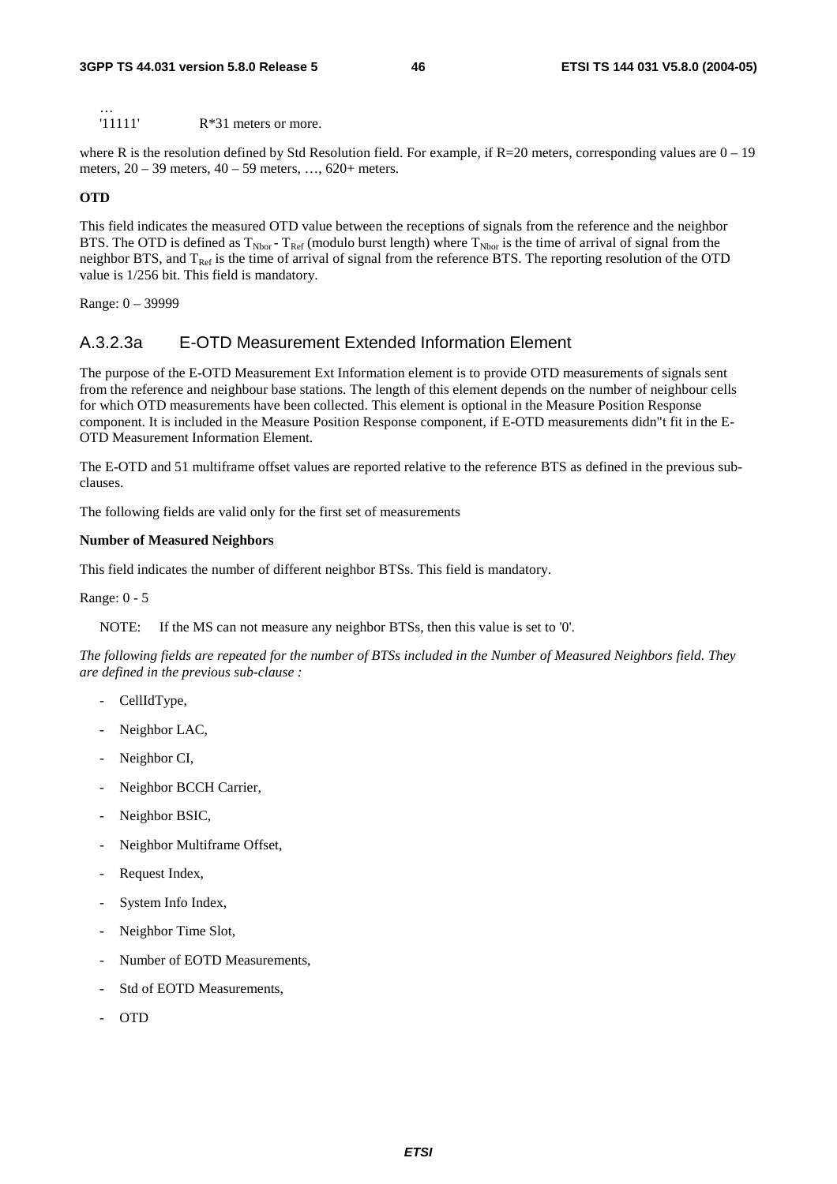…
'11111'     R*31 meters or more.

where R is the resolution defined by Std Resolution field. For example, if R=20 meters, corresponding values are 0 – 19 meters, 20 – 39 meters, 40 – 59 meters, …, 620+ meters.

**OTD**

This field indicates the measured OTD value between the receptions of signals from the reference and the neighbor BTS. The OTD is defined as $T_{Nbor} - T_{Ref}$ (modulo burst length) where $T_{Nbor}$ is the time of arrival of signal from the neighbor BTS, and $T_{Ref}$ is the time of arrival of signal from the reference BTS. The reporting resolution of the OTD value is 1/256 bit. This field is mandatory.

Range: 0 – 39999

### A.3.2.3a E-OTD Measurement Extended Information Element

The purpose of the E-OTD Measurement Ext Information element is to provide OTD measurements of signals sent from the reference and neighbour base stations. The length of this element depends on the number of neighbour cells for which OTD measurements have been collected. This element is optional in the Measure Position Response component. It is included in the Measure Position Response component, if E-OTD measurements didn"t fit in the E-OTD Measurement Information Element.

The E-OTD and 51 multiframe offset values are reported relative to the reference BTS as defined in the previous sub-clauses.

The following fields are valid only for the first set of measurements

**Number of Measured Neighbors**

This field indicates the number of different neighbor BTSs. This field is mandatory.

Range: 0 - 5

NOTE: If the MS can not measure any neighbor BTSs, then this value is set to '0'.

*The following fields are repeated for the number of BTSs included in the Number of Measured Neighbors field. They are defined in the previous sub-clause :*

- CellIdType,
- Neighbor LAC,
- Neighbor CI,
- Neighbor BCCH Carrier,
- Neighbor BSIC,
- Neighbor Multiframe Offset,
- Request Index,
- System Info Index,
- Neighbor Time Slot,
- Number of EOTD Measurements,
- Std of EOTD Measurements,
- OTD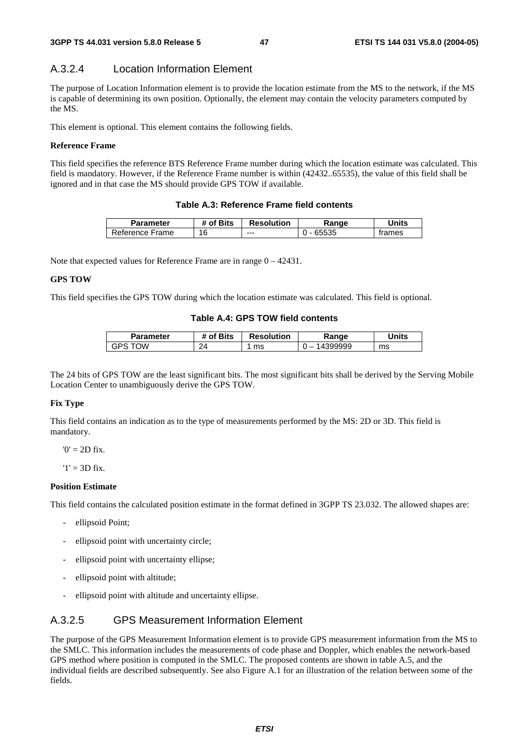### A.3.2.4 Location Information Element

The purpose of Location Information element is to provide the location estimate from the MS to the network, if the MS is capable of determining its own position. Optionally, the element may contain the velocity parameters computed by the MS.

This element is optional. This element contains the following fields.

**Reference Frame**

This field specifies the reference BTS Reference Frame number during which the location estimate was calculated. This field is mandatory. However, if the Reference Frame number is within (42432..65535), the value of this field shall be ignored and in that case the MS should provide GPS TOW if available.

**Table A.3: Reference Frame field contents**

| Parameter | # of Bits | Resolution | Range | Units |
|---|---|---|---|---|
| Reference Frame | 16 | --- | 0 - 65535 | frames |

Note that expected values for Reference Frame are in range 0 – 42431.

**GPS TOW**

This field specifies the GPS TOW during which the location estimate was calculated. This field is optional.

**Table A.4: GPS TOW field contents**

| Parameter | # of Bits | Resolution | Range | Units |
|---|---|---|---|---|
| GPS TOW | 24 | 1 ms | 0 – 14399999 | ms |

The 24 bits of GPS TOW are the least significant bits. The most significant bits shall be derived by the Serving Mobile Location Center to unambiguously derive the GPS TOW.

**Fix Type**

This field contains an indication as to the type of measurements performed by the MS: 2D or 3D. This field is mandatory.

'0' = 2D fix.

'1' = 3D fix.

**Position Estimate**

This field contains the calculated position estimate in the format defined in 3GPP TS 23.032. The allowed shapes are:

- ellipsoid Point;
- ellipsoid point with uncertainty circle;
- ellipsoid point with uncertainty ellipse;
- ellipsoid point with altitude;
- ellipsoid point with altitude and uncertainty ellipse.

### A.3.2.5 GPS Measurement Information Element

The purpose of the GPS Measurement Information element is to provide GPS measurement information from the MS to the SMLC. This information includes the measurements of code phase and Doppler, which enables the network-based GPS method where position is computed in the SMLC. The proposed contents are shown in table A.5, and the individual fields are described subsequently. See also Figure A.1 for an illustration of the relation between some of the fields.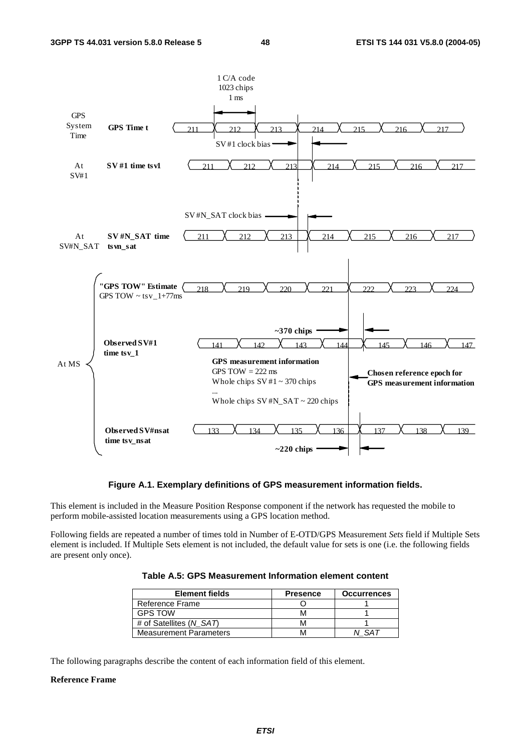**Figure A.1. Exemplary definitions of GPS measurement information fields.**

This element is included in the Measure Position Response component if the network has requested the mobile to perform mobile-assisted location measurements using a GPS location method.

Following fields are repeated a number of times told in Number of E-OTD/GPS Measurement *Sets* field if Multiple Sets element is included. If Multiple Sets element is not included, the default value for sets is one (i.e. the following fields are present only once).

**Table A.5: GPS Measurement Information element content**

| Element fields | Presence | Occurrences |
|---|---|---|
| Reference Frame | O | 1 |
| GPS TOW | M | 1 |
| # of Satellites (*N_SAT*) | M | 1 |
| Measurement Parameters | M | *N_SAT* |

The following paragraphs describe the content of each information field of this element.

**Reference Frame**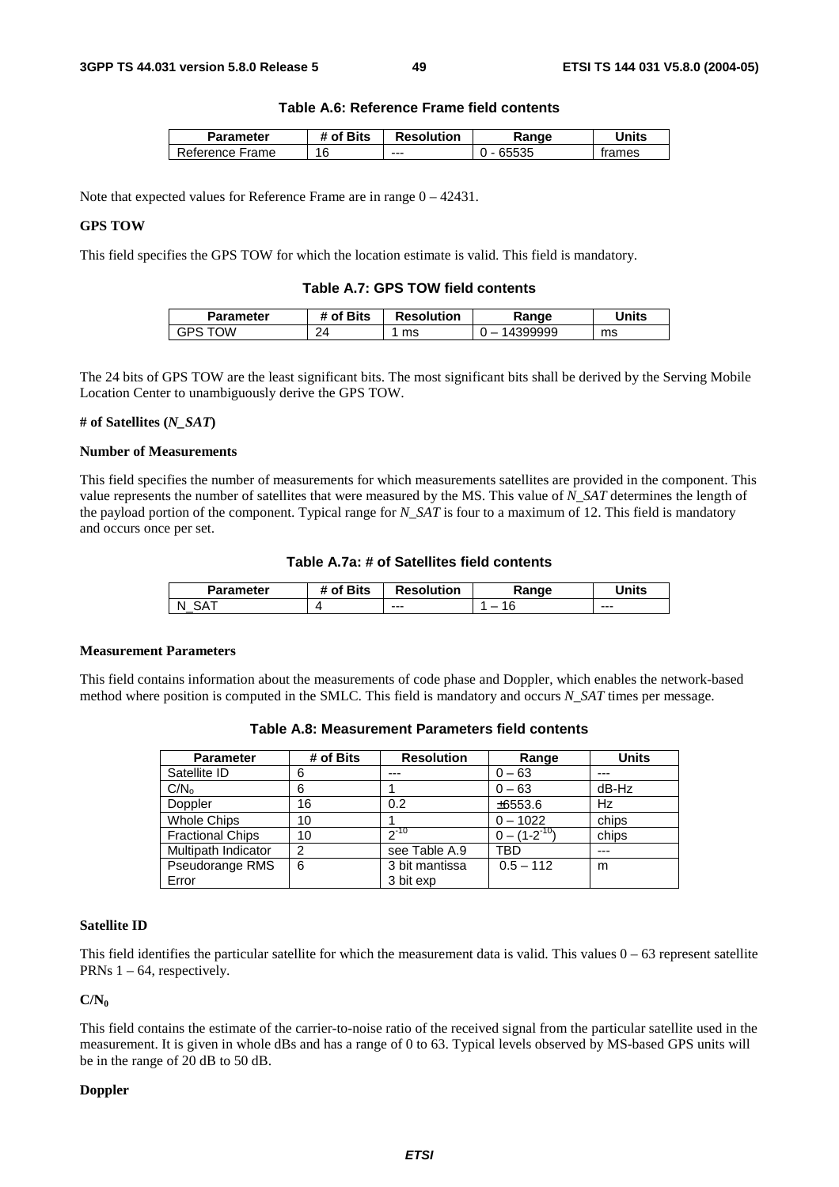**Table A.6: Reference Frame field contents**

| Parameter | # of Bits | Resolution | Range | Units |
|---|---|---|---|---|
| Reference Frame | 16 | --- | 0 - 65535 | frames |

Note that expected values for Reference Frame are in range 0 – 42431.

**GPS TOW**

This field specifies the GPS TOW for which the location estimate is valid. This field is mandatory.

**Table A.7: GPS TOW field contents**

| Parameter | # of Bits | Resolution | Range | Units |
|---|---|---|---|---|
| GPS TOW | 24 | 1 ms | 0 – 14399999 | ms |

The 24 bits of GPS TOW are the least significant bits. The most significant bits shall be derived by the Serving Mobile Location Center to unambiguously derive the GPS TOW.

**# of Satellites (*N_SAT*)**

**Number of Measurements**

This field specifies the number of measurements for which measurements satellites are provided in the component. This value represents the number of satellites that were measured by the MS. This value of *N_SAT* determines the length of the payload portion of the component. Typical range for *N_SAT* is four to a maximum of 12. This field is mandatory and occurs once per set.

**Table A.7a: # of Satellites field contents**

| Parameter | # of Bits | Resolution | Range | Units |
|---|---|---|---|---|
| N_SAT | 4 | --- | 1 – 16 | --- |

**Measurement Parameters**

This field contains information about the measurements of code phase and Doppler, which enables the network-based method where position is computed in the SMLC. This field is mandatory and occurs *N_SAT* times per message.

**Table A.8: Measurement Parameters field contents**

| Parameter | # of Bits | Resolution | Range | Units |
|---|---|---|---|---|
| Satellite ID | 6 | --- | 0 – 63 | --- |
| $C/N_o$ | 6 | 1 | 0 – 63 | dB-Hz |
| Doppler | 16 | 0.2 | ±6553.6 | Hz |
| Whole Chips | 10 | 1 | 0 – 1022 | chips |
| Fractional Chips | 10 | $2^{-10}$ | $0 – (1-2^{-10})$ | chips |
| Multipath Indicator | 2 | see Table A.9 | TBD | --- |
| Pseudorange RMS Error | 6 | 3 bit mantissa 3 bit exp | 0.5 – 112 | m |

**Satellite ID**

This field identifies the particular satellite for which the measurement data is valid. This values 0 – 63 represent satellite PRNs 1 – 64, respectively.

**$C/N_0$**

This field contains the estimate of the carrier-to-noise ratio of the received signal from the particular satellite used in the measurement. It is given in whole dBs and has a range of 0 to 63. Typical levels observed by MS-based GPS units will be in the range of 20 dB to 50 dB.

**Doppler**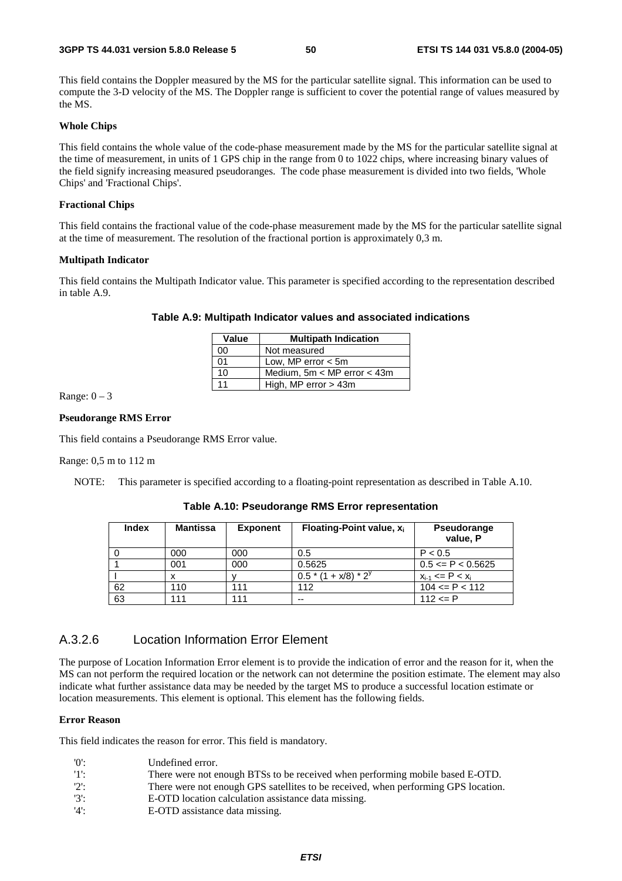This field contains the Doppler measured by the MS for the particular satellite signal. This information can be used to compute the 3-D velocity of the MS. The Doppler range is sufficient to cover the potential range of values measured by the MS.

**Whole Chips**

This field contains the whole value of the code-phase measurement made by the MS for the particular satellite signal at the time of measurement, in units of 1 GPS chip in the range from 0 to 1022 chips, where increasing binary values of the field signify increasing measured pseudoranges. The code phase measurement is divided into two fields, 'Whole Chips' and 'Fractional Chips'.

**Fractional Chips**

This field contains the fractional value of the code-phase measurement made by the MS for the particular satellite signal at the time of measurement. The resolution of the fractional portion is approximately 0,3 m.

**Multipath Indicator**

This field contains the Multipath Indicator value. This parameter is specified according to the representation described in table A.9.

**Table A.9: Multipath Indicator values and associated indications**

| Value | Multipath Indication |
|---|---|
| 00 | Not measured |
| 01 | Low, MP error < 5m |
| 10 | Medium, 5m < MP error < 43m |
| 11 | High, MP error > 43m |

Range: 0 – 3

**Pseudorange RMS Error**

This field contains a Pseudorange RMS Error value.

Range: 0,5 m to 112 m

NOTE: This parameter is specified according to a floating-point representation as described in Table A.10.

**Table A.10: Pseudorange RMS Error representation**

| Index | Mantissa | Exponent | Floating-Point value, $x_i$ | Pseudorange value, P |
|---|---|---|---|---|
| 0 | 000 | 000 | 0.5 | P < 0.5 |
| 1 | 001 | 000 | 0.5625 | 0.5 <= P < 0.5625 |
| I | x | y | $0.5 * (1 + x/8) * 2^y$ | $x_{i-1} <= P < x_i$ |
| 62 | 110 | 111 | 112 | 104 <= P < 112 |
| 63 | 111 | 111 | -- | 112 <= P |

## A.3.2.6 Location Information Error Element

The purpose of Location Information Error element is to provide the indication of error and the reason for it, when the MS can not perform the required location or the network can not determine the position estimate. The element may also indicate what further assistance data may be needed by the target MS to produce a successful location estimate or location measurements. This element is optional. This element has the following fields.

**Error Reason**

This field indicates the reason for error. This field is mandatory.

- '0': Undefined error.
- '1': There were not enough BTSs to be received when performing mobile based E-OTD.
- '2': There were not enough GPS satellites to be received, when performing GPS location.
- '3': E-OTD location calculation assistance data missing.
- '4': E-OTD assistance data missing.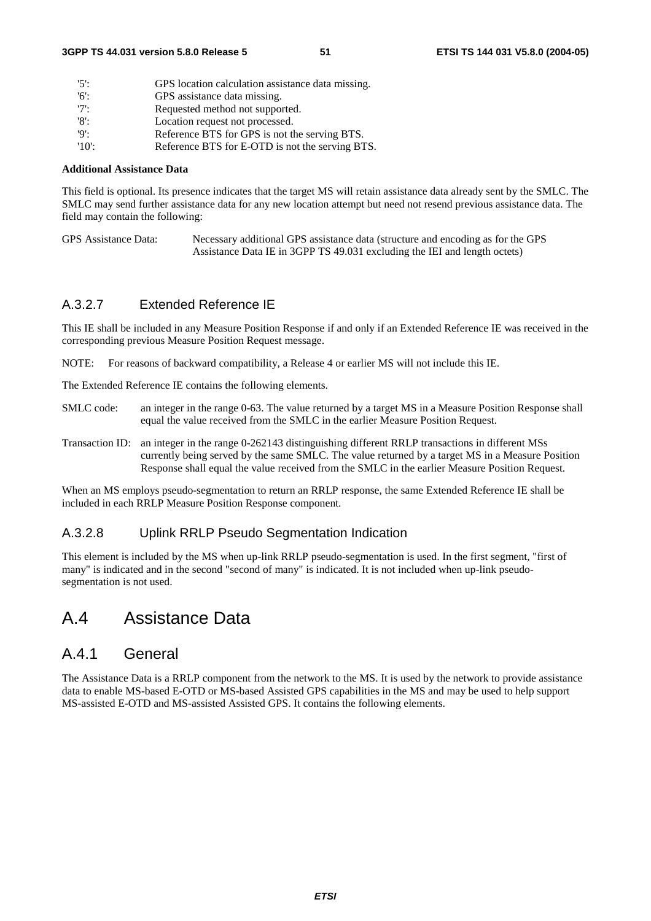| | |
|---|---|
| '5': | GPS location calculation assistance data missing. |
| '6': | GPS assistance data missing. |
| '7': | Requested method not supported. |
| '8': | Location request not processed. |
| '9': | Reference BTS for GPS is not the serving BTS. |
| '10': | Reference BTS for E-OTD is not the serving BTS. |

**Additional Assistance Data**

This field is optional. Its presence indicates that the target MS will retain assistance data already sent by the SMLC. The SMLC may send further assistance data for any new location attempt but need not resend previous assistance data. The field may contain the following:

GPS Assistance Data: Necessary additional GPS assistance data (structure and encoding as for the GPS Assistance Data IE in 3GPP TS 49.031 excluding the IEI and length octets)

### A.3.2.7 Extended Reference IE

This IE shall be included in any Measure Position Response if and only if an Extended Reference IE was received in the corresponding previous Measure Position Request message.

NOTE: For reasons of backward compatibility, a Release 4 or earlier MS will not include this IE.

The Extended Reference IE contains the following elements.

SMLC code: an integer in the range 0-63. The value returned by a target MS in a Measure Position Response shall equal the value received from the SMLC in the earlier Measure Position Request.

Transaction ID: an integer in the range 0-262143 distinguishing different RRLP transactions in different MSs currently being served by the same SMLC. The value returned by a target MS in a Measure Position Response shall equal the value received from the SMLC in the earlier Measure Position Request.

When an MS employs pseudo-segmentation to return an RRLP response, the same Extended Reference IE shall be included in each RRLP Measure Position Response component.

### A.3.2.8 Uplink RRLP Pseudo Segmentation Indication

This element is included by the MS when up-link RRLP pseudo-segmentation is used. In the first segment, "first of many" is indicated and in the second "second of many" is indicated. It is not included when up-link pseudo-segmentation is not used.

# A.4 Assistance Data

## A.4.1 General

The Assistance Data is a RRLP component from the network to the MS. It is used by the network to provide assistance data to enable MS-based E-OTD or MS-based Assisted GPS capabilities in the MS and may be used to help support MS-assisted E-OTD and MS-assisted Assisted GPS. It contains the following elements.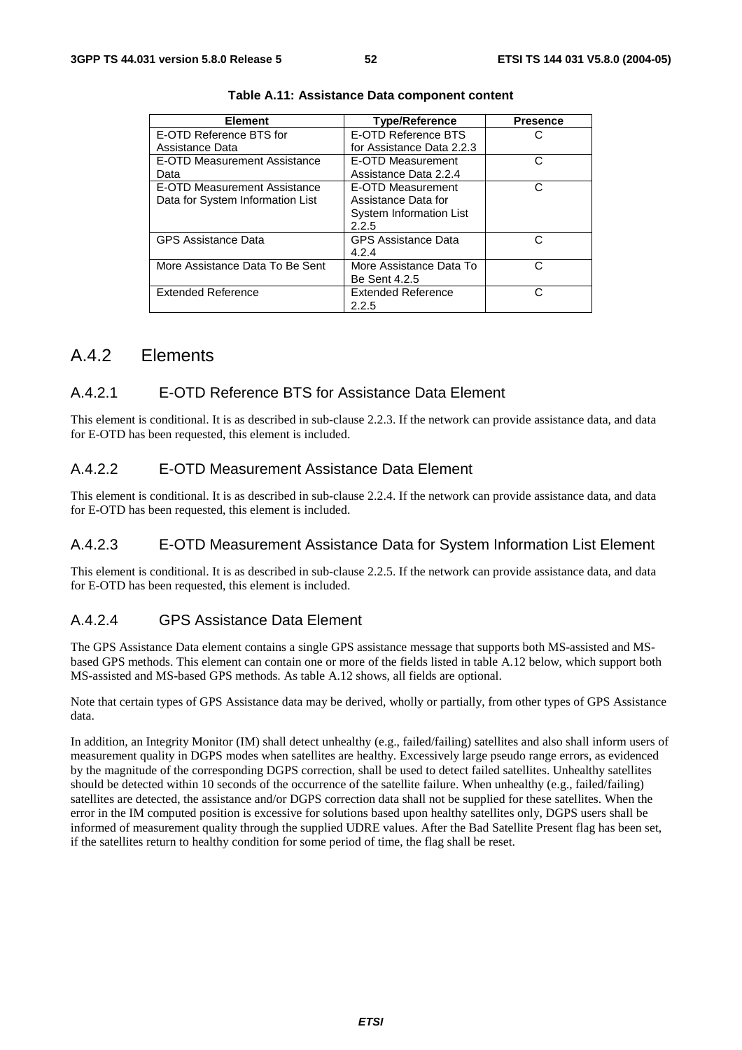**Table A.11: Assistance Data component content**

| Element | Type/Reference | Presence |
|---|---|---|
| E-OTD Reference BTS for Assistance Data | E-OTD Reference BTS for Assistance Data 2.2.3 | C |
| E-OTD Measurement Assistance Data | E-OTD Measurement Assistance Data 2.2.4 | C |
| E-OTD Measurement Assistance Data for System Information List | E-OTD Measurement Assistance Data for System Information List 2.2.5 | C |
| GPS Assistance Data | GPS Assistance Data 4.2.4 | C |
| More Assistance Data To Be Sent | More Assistance Data To Be Sent 4.2.5 | C |
| Extended Reference | Extended Reference 2.2.5 | C |

## A.4.2 Elements

### A.4.2.1 E-OTD Reference BTS for Assistance Data Element

This element is conditional. It is as described in sub-clause 2.2.3. If the network can provide assistance data, and data for E-OTD has been requested, this element is included.

### A.4.2.2 E-OTD Measurement Assistance Data Element

This element is conditional. It is as described in sub-clause 2.2.4. If the network can provide assistance data, and data for E-OTD has been requested, this element is included.

### A.4.2.3 E-OTD Measurement Assistance Data for System Information List Element

This element is conditional. It is as described in sub-clause 2.2.5. If the network can provide assistance data, and data for E-OTD has been requested, this element is included.

### A.4.2.4 GPS Assistance Data Element

The GPS Assistance Data element contains a single GPS assistance message that supports both MS-assisted and MS-based GPS methods. This element can contain one or more of the fields listed in table A.12 below, which support both MS-assisted and MS-based GPS methods. As table A.12 shows, all fields are optional.

Note that certain types of GPS Assistance data may be derived, wholly or partially, from other types of GPS Assistance data.

In addition, an Integrity Monitor (IM) shall detect unhealthy (e.g., failed/failing) satellites and also shall inform users of measurement quality in DGPS modes when satellites are healthy. Excessively large pseudo range errors, as evidenced by the magnitude of the corresponding DGPS correction, shall be used to detect failed satellites. Unhealthy satellites should be detected within 10 seconds of the occurrence of the satellite failure. When unhealthy (e.g., failed/failing) satellites are detected, the assistance and/or DGPS correction data shall not be supplied for these satellites. When the error in the IM computed position is excessive for solutions based upon healthy satellites only, DGPS users shall be informed of measurement quality through the supplied UDRE values. After the Bad Satellite Present flag has been set, if the satellites return to healthy condition for some period of time, the flag shall be reset.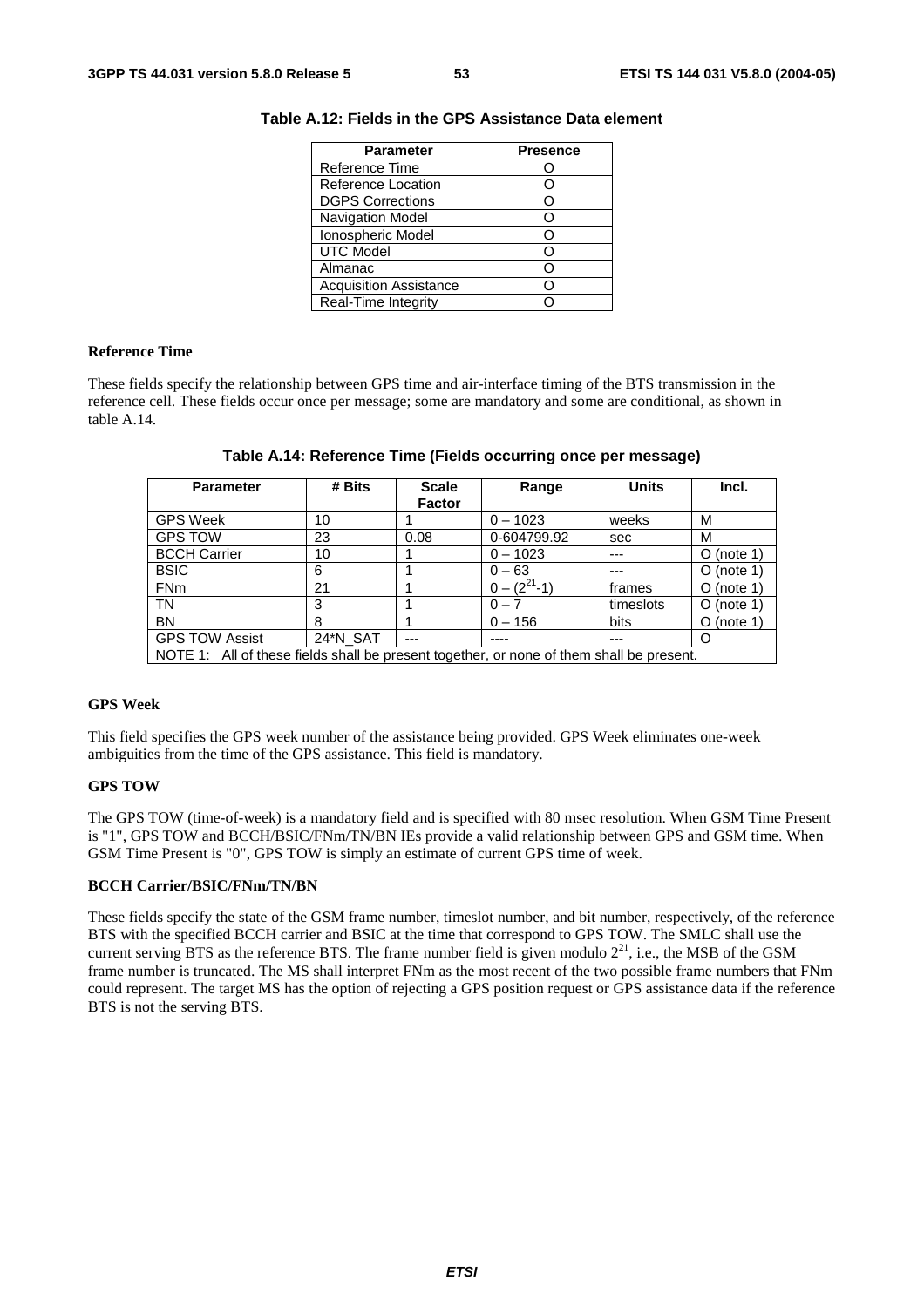**Table A.12: Fields in the GPS Assistance Data element**

| Parameter | Presence |
|---|---|
| Reference Time | O |
| Reference Location | O |
| DGPS Corrections | O |
| Navigation Model | O |
| Ionospheric Model | O |
| UTC Model | O |
| Almanac | O |
| Acquisition Assistance | O |
| Real-Time Integrity | O |

#### Reference Time

These fields specify the relationship between GPS time and air-interface timing of the BTS transmission in the reference cell. These fields occur once per message; some are mandatory and some are conditional, as shown in table A.14.

**Table A.14: Reference Time (Fields occurring once per message)**

| Parameter | # Bits | Scale Factor | Range | Units | Incl. |
|---|---|---|---|---|---|
| GPS Week | 10 | 1 | 0 – 1023 | weeks | M |
| GPS TOW | 23 | 0.08 | 0-604799.92 | sec | M |
| BCCH Carrier | 10 | 1 | 0 – 1023 | --- | O (note 1) |
| BSIC | 6 | 1 | 0 – 63 | --- | O (note 1) |
| FNm | 21 | 1 | $0 – (2^{21}-1)$ | frames | O (note 1) |
| TN | 3 | 1 | 0 – 7 | timeslots | O (note 1) |
| BN | 8 | 1 | 0 – 156 | bits | O (note 1) |
| GPS TOW Assist | 24*N_SAT | --- | ---- | --- | O |
| NOTE 1: All of these fields shall be present together, or none of them shall be present. | | | | | |

#### GPS Week

This field specifies the GPS week number of the assistance being provided. GPS Week eliminates one-week ambiguities from the time of the GPS assistance. This field is mandatory.

#### GPS TOW

The GPS TOW (time-of-week) is a mandatory field and is specified with 80 msec resolution. When GSM Time Present is "1", GPS TOW and BCCH/BSIC/FNm/TN/BN IEs provide a valid relationship between GPS and GSM time. When GSM Time Present is "0", GPS TOW is simply an estimate of current GPS time of week.

#### BCCH Carrier/BSIC/FNm/TN/BN

These fields specify the state of the GSM frame number, timeslot number, and bit number, respectively, of the reference BTS with the specified BCCH carrier and BSIC at the time that correspond to GPS TOW. The SMLC shall use the current serving BTS as the reference BTS. The frame number field is given modulo $2^{21}$, i.e., the MSB of the GSM frame number is truncated. The MS shall interpret FNm as the most recent of the two possible frame numbers that FNm could represent. The target MS has the option of rejecting a GPS position request or GPS assistance data if the reference BTS is not the serving BTS.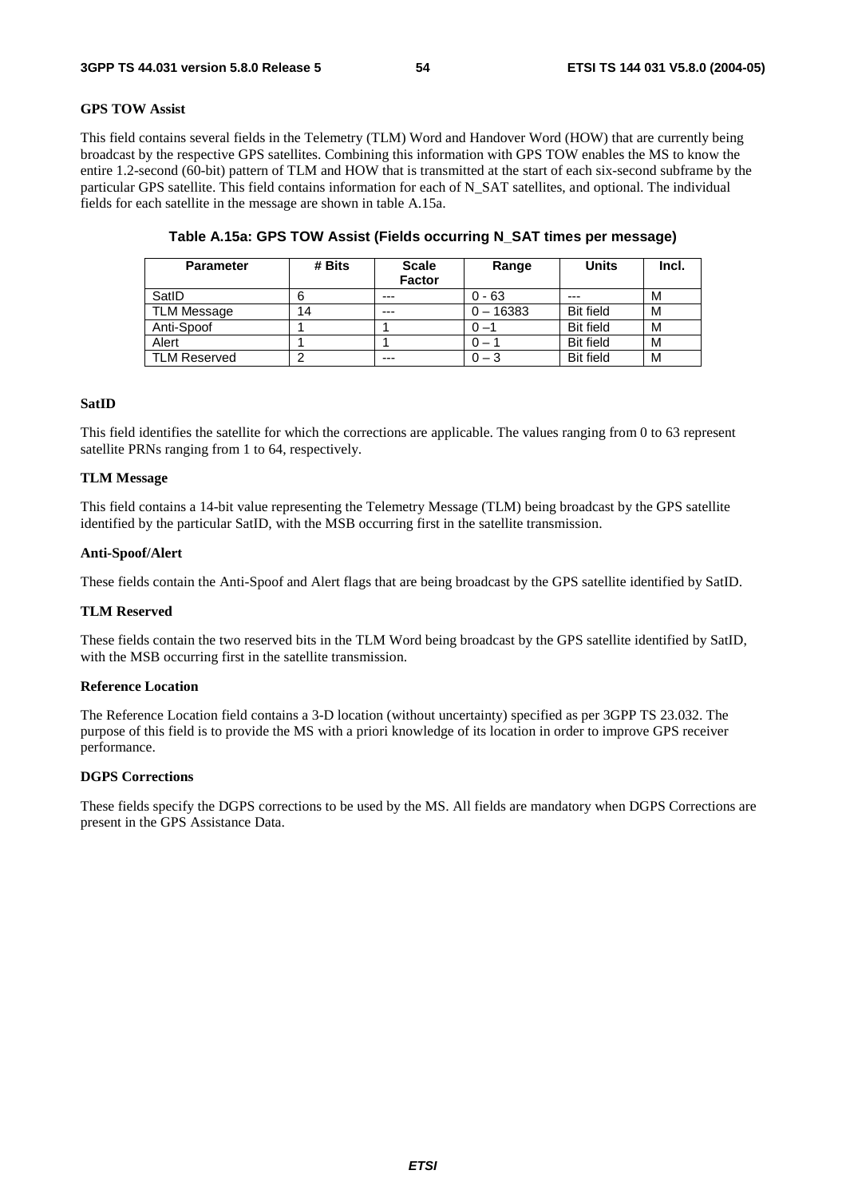**GPS TOW Assist**

This field contains several fields in the Telemetry (TLM) Word and Handover Word (HOW) that are currently being broadcast by the respective GPS satellites. Combining this information with GPS TOW enables the MS to know the entire 1.2-second (60-bit) pattern of TLM and HOW that is transmitted at the start of each six-second subframe by the particular GPS satellite. This field contains information for each of N_SAT satellites, and optional. The individual fields for each satellite in the message are shown in table A.15a.

**Table A.15a: GPS TOW Assist (Fields occurring N_SAT times per message)**

| Parameter | # Bits | Scale Factor | Range | Units | Incl. |
|---|---|---|---|---|---|
| SatID | 6 | --- | 0 - 63 | --- | M |
| TLM Message | 14 | --- | 0 – 16383 | Bit field | M |
| Anti-Spoof | 1 | 1 | 0 –1 | Bit field | M |
| Alert | 1 | 1 | 0 – 1 | Bit field | M |
| TLM Reserved | 2 | --- | 0 – 3 | Bit field | M |

**SatID**

This field identifies the satellite for which the corrections are applicable. The values ranging from 0 to 63 represent satellite PRNs ranging from 1 to 64, respectively.

**TLM Message**

This field contains a 14-bit value representing the Telemetry Message (TLM) being broadcast by the GPS satellite identified by the particular SatID, with the MSB occurring first in the satellite transmission.

**Anti-Spoof/Alert**

These fields contain the Anti-Spoof and Alert flags that are being broadcast by the GPS satellite identified by SatID.

**TLM Reserved**

These fields contain the two reserved bits in the TLM Word being broadcast by the GPS satellite identified by SatID, with the MSB occurring first in the satellite transmission.

**Reference Location**

The Reference Location field contains a 3-D location (without uncertainty) specified as per 3GPP TS 23.032. The purpose of this field is to provide the MS with a priori knowledge of its location in order to improve GPS receiver performance.

**DGPS Corrections**

These fields specify the DGPS corrections to be used by the MS. All fields are mandatory when DGPS Corrections are present in the GPS Assistance Data.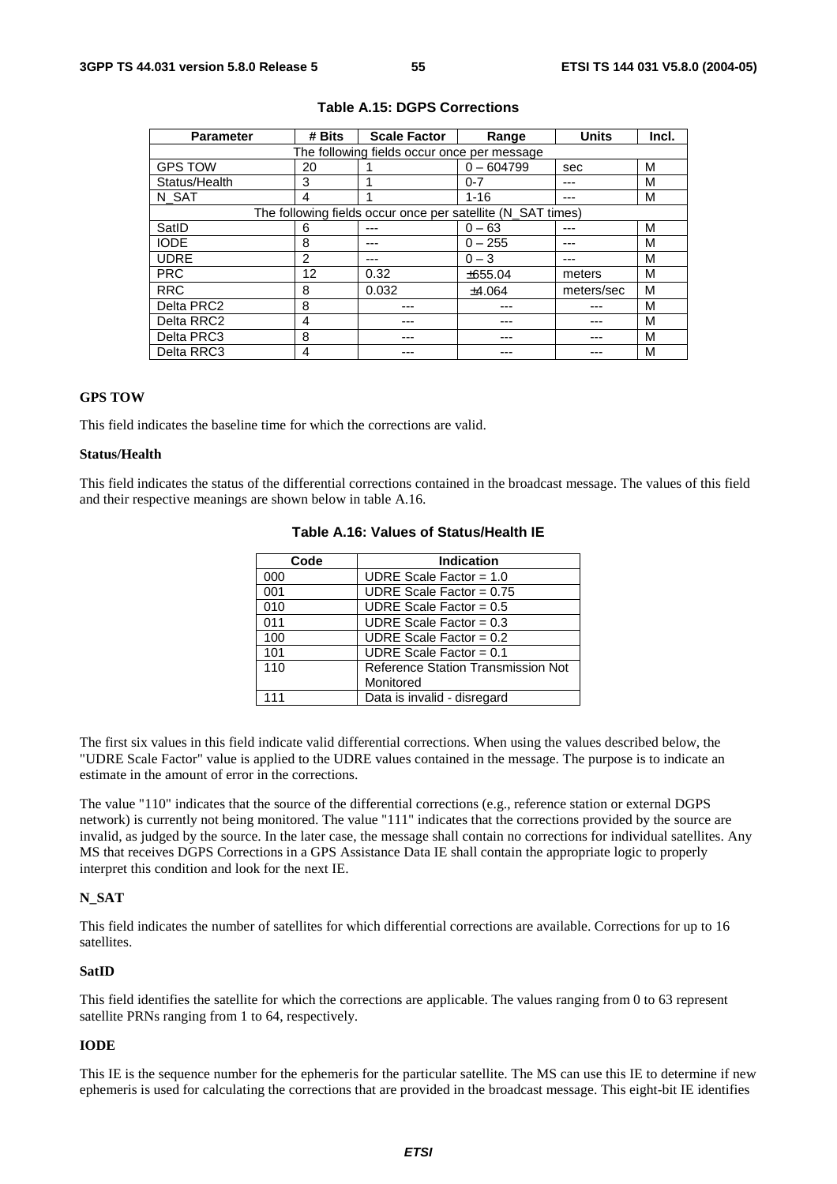**Table A.15: DGPS Corrections**

| Parameter | # Bits | Scale Factor | Range | Units | Incl. |
|---|---|---|---|---|---|
| The following fields occur once per message | | | | | |
| GPS TOW | 20 | 1 | 0 – 604799 | sec | M |
| Status/Health | 3 | 1 | 0-7 | --- | M |
| N_SAT | 4 | 1 | 1-16 | --- | M |
| The following fields occur once per satellite (N_SAT times) | | | | | |
| SatID | 6 | --- | 0 – 63 | --- | M |
| IODE | 8 | --- | 0 – 255 | --- | M |
| UDRE | 2 | --- | 0 – 3 | --- | M |
| PRC | 12 | 0.32 | ±655.04 | meters | M |
| RRC | 8 | 0.032 | ±4.064 | meters/sec | M |
| Delta PRC2 | 8 | --- | --- | --- | M |
| Delta RRC2 | 4 | --- | --- | --- | M |
| Delta PRC3 | 8 | --- | --- | --- | M |
| Delta RRC3 | 4 | --- | --- | --- | M |

**GPS TOW**

This field indicates the baseline time for which the corrections are valid.

**Status/Health**

This field indicates the status of the differential corrections contained in the broadcast message. The values of this field and their respective meanings are shown below in table A.16.

**Table A.16: Values of Status/Health IE**

| Code | Indication |
|---|---|
| 000 | UDRE Scale Factor = 1.0 |
| 001 | UDRE Scale Factor = 0.75 |
| 010 | UDRE Scale Factor = 0.5 |
| 011 | UDRE Scale Factor = 0.3 |
| 100 | UDRE Scale Factor = 0.2 |
| 101 | UDRE Scale Factor = 0.1 |
| 110 | Reference Station Transmission Not Monitored |
| 111 | Data is invalid - disregard |

The first six values in this field indicate valid differential corrections. When using the values described below, the "UDRE Scale Factor" value is applied to the UDRE values contained in the message. The purpose is to indicate an estimate in the amount of error in the corrections.

The value "110" indicates that the source of the differential corrections (e.g., reference station or external DGPS network) is currently not being monitored. The value "111" indicates that the corrections provided by the source are invalid, as judged by the source. In the later case, the message shall contain no corrections for individual satellites. Any MS that receives DGPS Corrections in a GPS Assistance Data IE shall contain the appropriate logic to properly interpret this condition and look for the next IE.

**N_SAT**

This field indicates the number of satellites for which differential corrections are available. Corrections for up to 16 satellites.

**SatID**

This field identifies the satellite for which the corrections are applicable. The values ranging from 0 to 63 represent satellite PRNs ranging from 1 to 64, respectively.

**IODE**

This IE is the sequence number for the ephemeris for the particular satellite. The MS can use this IE to determine if new ephemeris is used for calculating the corrections that are provided in the broadcast message. This eight-bit IE identifies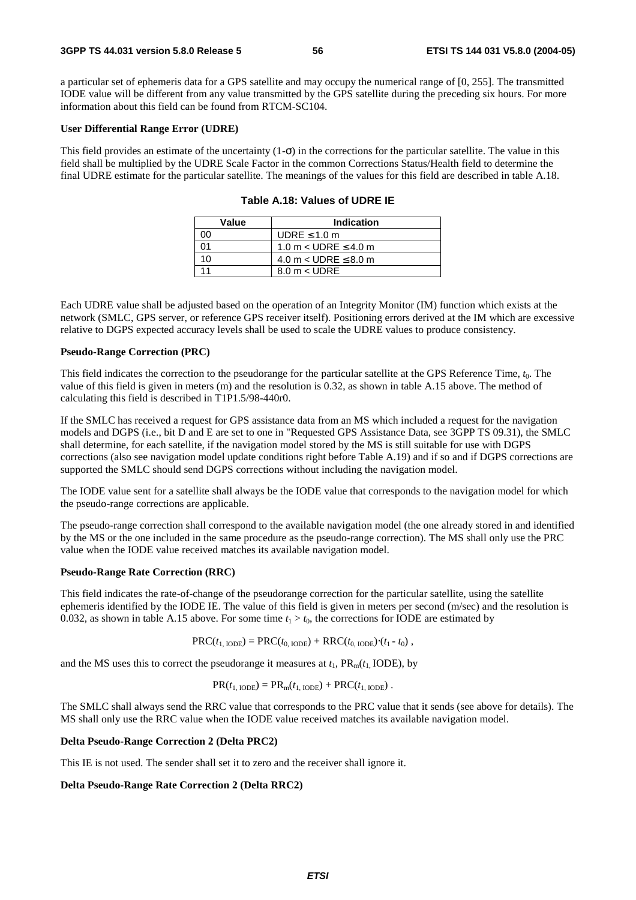a particular set of ephemeris data for a GPS satellite and may occupy the numerical range of [0, 255]. The transmitted IODE value will be different from any value transmitted by the GPS satellite during the preceding six hours. For more information about this field can be found from RTCM-SC104.

**User Differential Range Error (UDRE)**

This field provides an estimate of the uncertainty (1-$\sigma$) in the corrections for the particular satellite. The value in this field shall be multiplied by the UDRE Scale Factor in the common Corrections Status/Health field to determine the final UDRE estimate for the particular satellite. The meanings of the values for this field are described in table A.18.

**Table A.18: Values of UDRE IE**

| Value | Indication |
|---|---|
| 00 | UDRE ≤ 1.0 m |
| 01 | 1.0 m < UDRE ≤ 4.0 m |
| 10 | 4.0 m < UDRE ≤ 8.0 m |
| 11 | 8.0 m < UDRE |

Each UDRE value shall be adjusted based on the operation of an Integrity Monitor (IM) function which exists at the network (SMLC, GPS server, or reference GPS receiver itself). Positioning errors derived at the IM which are excessive relative to DGPS expected accuracy levels shall be used to scale the UDRE values to produce consistency.

**Pseudo-Range Correction (PRC)**

This field indicates the correction to the pseudorange for the particular satellite at the GPS Reference Time, $t_0$. The value of this field is given in meters (m) and the resolution is 0.32, as shown in table A.15 above. The method of calculating this field is described in T1P1.5/98-440r0.

If the SMLC has received a request for GPS assistance data from an MS which included a request for the navigation models and DGPS (i.e., bit D and E are set to one in "Requested GPS Assistance Data, see 3GPP TS 09.31), the SMLC shall determine, for each satellite, if the navigation model stored by the MS is still suitable for use with DGPS corrections (also see navigation model update conditions right before Table A.19) and if so and if DGPS corrections are supported the SMLC should send DGPS corrections without including the navigation model.

The IODE value sent for a satellite shall always be the IODE value that corresponds to the navigation model for which the pseudo-range corrections are applicable.

The pseudo-range correction shall correspond to the available navigation model (the one already stored in and identified by the MS or the one included in the same procedure as the pseudo-range correction). The MS shall only use the PRC value when the IODE value received matches its available navigation model.

**Pseudo-Range Rate Correction (RRC)**

This field indicates the rate-of-change of the pseudorange correction for the particular satellite, using the satellite ephemeris identified by the IODE IE. The value of this field is given in meters per second (m/sec) and the resolution is 0.032, as shown in table A.15 above. For some time $t_1 > t_0$, the corrections for IODE are estimated by

$$\mathrm{PRC}(t_{1,\,\mathrm{IODE}}) = \mathrm{PRC}(t_{0,\,\mathrm{IODE}}) + \mathrm{RRC}(t_{0,\,\mathrm{IODE}}) \cdot (t_1 - t_0) \,,$$

and the MS uses this to correct the pseudorange it measures at $t_1$, $\mathrm{PR}_m(t_{1,}\,\mathrm{IODE})$, by

$$\mathrm{PR}(t_{1,\,\mathrm{IODE}}) = \mathrm{PR}_m(t_{1,\,\mathrm{IODE}}) + \mathrm{PRC}(t_{1,\,\mathrm{IODE}}) \,.$$

The SMLC shall always send the RRC value that corresponds to the PRC value that it sends (see above for details). The MS shall only use the RRC value when the IODE value received matches its available navigation model.

**Delta Pseudo-Range Correction 2 (Delta PRC2)**

This IE is not used. The sender shall set it to zero and the receiver shall ignore it.

**Delta Pseudo-Range Rate Correction 2 (Delta RRC2)**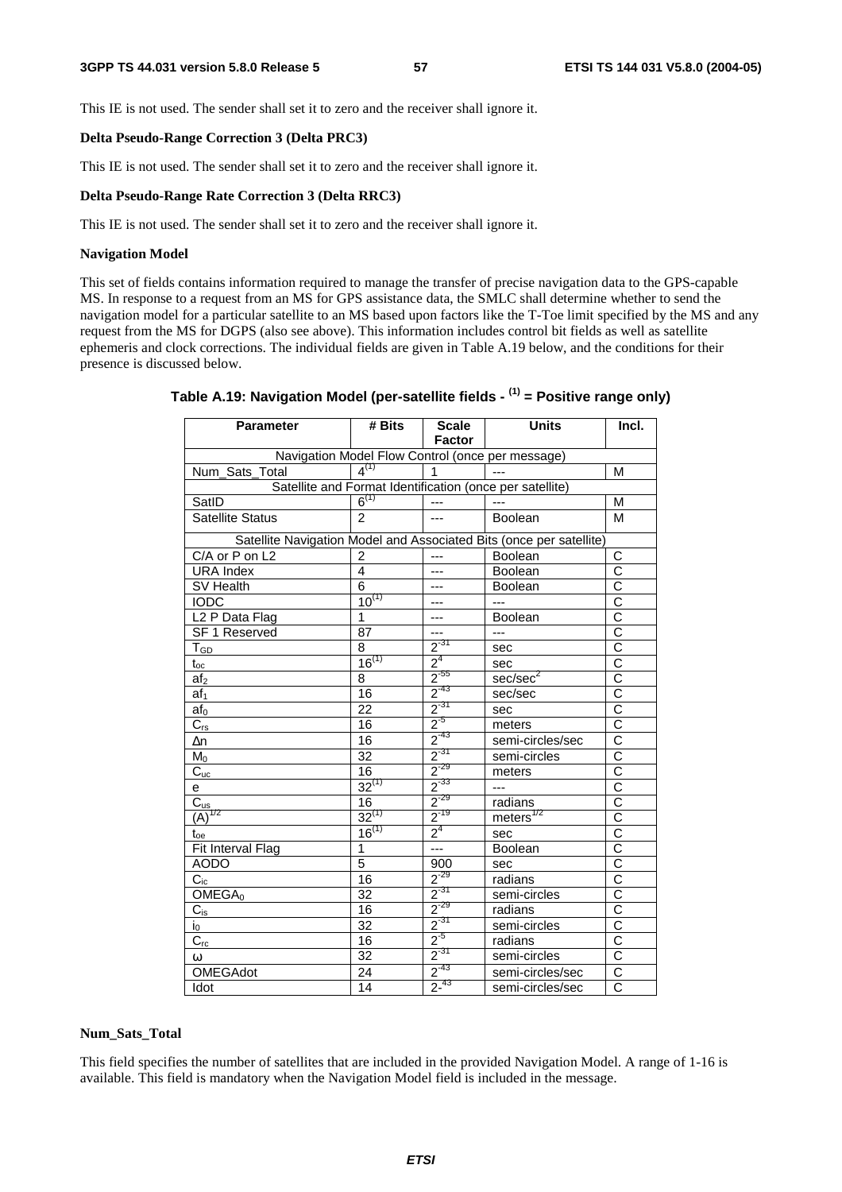This IE is not used. The sender shall set it to zero and the receiver shall ignore it.

**Delta Pseudo-Range Correction 3 (Delta PRC3)**

This IE is not used. The sender shall set it to zero and the receiver shall ignore it.

**Delta Pseudo-Range Rate Correction 3 (Delta RRC3)**

This IE is not used. The sender shall set it to zero and the receiver shall ignore it.

**Navigation Model**

This set of fields contains information required to manage the transfer of precise navigation data to the GPS-capable MS. In response to a request from an MS for GPS assistance data, the SMLC shall determine whether to send the navigation model for a particular satellite to an MS based upon factors like the T-Toe limit specified by the MS and any request from the MS for DGPS (also see above). This information includes control bit fields as well as satellite ephemeris and clock corrections. The individual fields are given in Table A.19 below, and the conditions for their presence is discussed below.

**Table A.19: Navigation Model (per-satellite fields - (1) = Positive range only)**

| Parameter | # Bits | Scale Factor | Units | Incl. |
|---|---|---|---|---|
| Navigation Model Flow Control (once per message) | | | | |
| Num_Sats_Total | 4(1) | 1 | --- | M |
| Satellite and Format Identification (once per satellite) | | | | |
| SatID | 6(1) | --- | --- | M |
| Satellite Status | 2 | --- | Boolean | M |
| Satellite Navigation Model and Associated Bits (once per satellite) | | | | |
| C/A or P on L2 | 2 | --- | Boolean | C |
| URA Index | 4 | --- | Boolean | C |
| SV Health | 6 | --- | Boolean | C |
| IODC | 10(1) | --- | --- | C |
| L2 P Data Flag | 1 | --- | Boolean | C |
| SF 1 Reserved | 87 | --- | --- | C |
| $T_{GD}$ | 8 | $2^{-31}$ | sec | C |
| $t_{oc}$ | 16(1) | $2^{4}$ | sec | C |
| $af_2$ | 8 | $2^{-55}$ | sec/sec$^2$ | C |
| $af_1$ | 16 | $2^{-43}$ | sec/sec | C |
| $af_0$ | 22 | $2^{-31}$ | sec | C |
| $C_{rs}$ | 16 | $2^{-5}$ | meters | C |
| $\Delta n$ | 16 | $2^{-43}$ | semi-circles/sec | C |
| $M_0$ | 32 | $2^{-31}$ | semi-circles | C |
| $C_{uc}$ | 16 | $2^{-29}$ | meters | C |
| e | 32(1) | $2^{-33}$ | --- | C |
| $C_{us}$ | 16 | $2^{-29}$ | radians | C |
| $(A)^{1/2}$ | 32(1) | $2^{-19}$ | meters$^{1/2}$ | C |
| $t_{oe}$ | 16(1) | $2^{4}$ | sec | C |
| Fit Interval Flag | 1 | --- | Boolean | C |
| AODO | 5 | 900 | sec | C |
| $C_{ic}$ | 16 | $2^{-29}$ | radians | C |
| $OMEGA_0$ | 32 | $2^{-31}$ | semi-circles | C |
| $C_{is}$ | 16 | $2^{-29}$ | radians | C |
| $i_0$ | 32 | $2^{-31}$ | semi-circles | C |
| $C_{rc}$ | 16 | $2^{-5}$ | radians | C |
| $\omega$ | 32 | $2^{-31}$ | semi-circles | C |
| OMEGAdot | 24 | $2^{-43}$ | semi-circles/sec | C |
| Idot | 14 | $2^{-43}$ | semi-circles/sec | C |

**Num_Sats_Total**

This field specifies the number of satellites that are included in the provided Navigation Model. A range of 1-16 is available. This field is mandatory when the Navigation Model field is included in the message.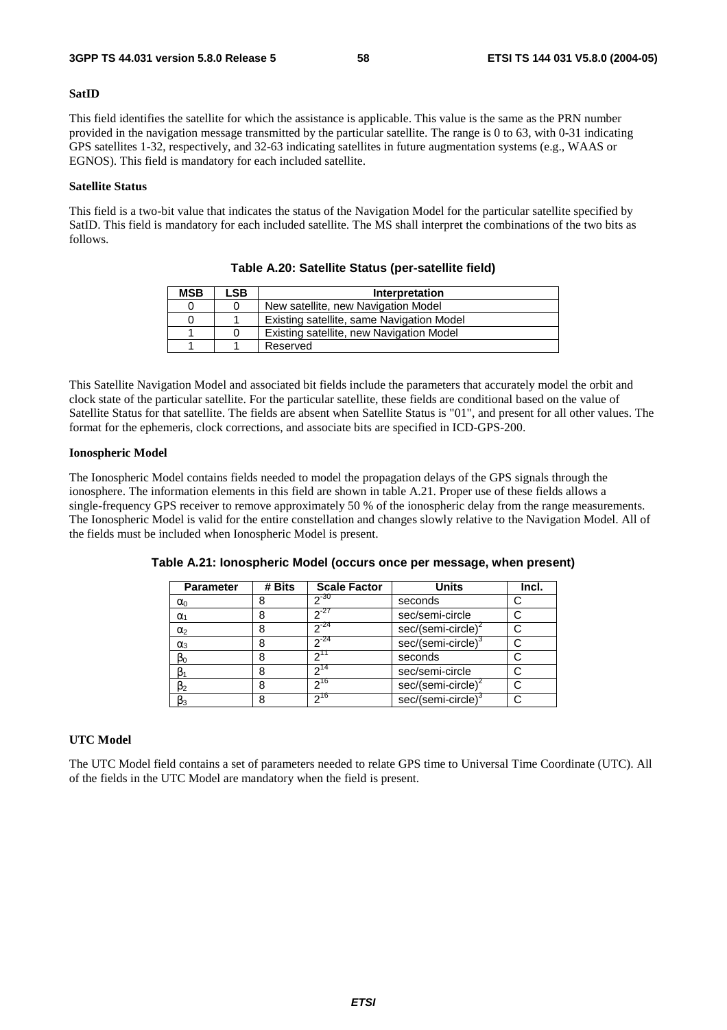#### SatID

This field identifies the satellite for which the assistance is applicable. This value is the same as the PRN number provided in the navigation message transmitted by the particular satellite. The range is 0 to 63, with 0-31 indicating GPS satellites 1-32, respectively, and 32-63 indicating satellites in future augmentation systems (e.g., WAAS or EGNOS). This field is mandatory for each included satellite.

#### Satellite Status

This field is a two-bit value that indicates the status of the Navigation Model for the particular satellite specified by SatID. This field is mandatory for each included satellite. The MS shall interpret the combinations of the two bits as follows.

**Table A.20: Satellite Status (per-satellite field)**

| MSB | LSB | Interpretation |
|---|---|---|
| 0 | 0 | New satellite, new Navigation Model |
| 0 | 1 | Existing satellite, same Navigation Model |
| 1 | 0 | Existing satellite, new Navigation Model |
| 1 | 1 | Reserved |

This Satellite Navigation Model and associated bit fields include the parameters that accurately model the orbit and clock state of the particular satellite. For the particular satellite, these fields are conditional based on the value of Satellite Status for that satellite. The fields are absent when Satellite Status is "01", and present for all other values. The format for the ephemeris, clock corrections, and associate bits are specified in ICD-GPS-200.

#### Ionospheric Model

The Ionospheric Model contains fields needed to model the propagation delays of the GPS signals through the ionosphere. The information elements in this field are shown in table A.21. Proper use of these fields allows a single-frequency GPS receiver to remove approximately 50 % of the ionospheric delay from the range measurements. The Ionospheric Model is valid for the entire constellation and changes slowly relative to the Navigation Model. All of the fields must be included when Ionospheric Model is present.

**Table A.21: Ionospheric Model (occurs once per message, when present)**

| Parameter | # Bits | Scale Factor | Units | Incl. |
|---|---|---|---|---|
| $\alpha_0$ | 8 | $2^{-30}$ | seconds | C |
| $\alpha_1$ | 8 | $2^{-27}$ | sec/semi-circle | C |
| $\alpha_2$ | 8 | $2^{-24}$ | sec/(semi-circle)$^2$ | C |
| $\alpha_3$ | 8 | $2^{-24}$ | sec/(semi-circle)$^3$ | C |
| $\beta_0$ | 8 | $2^{11}$ | seconds | C |
| $\beta_1$ | 8 | $2^{14}$ | sec/semi-circle | C |
| $\beta_2$ | 8 | $2^{16}$ | sec/(semi-circle)$^2$ | C |
| $\beta_3$ | 8 | $2^{16}$ | sec/(semi-circle)$^3$ | C |

#### UTC Model

The UTC Model field contains a set of parameters needed to relate GPS time to Universal Time Coordinate (UTC). All of the fields in the UTC Model are mandatory when the field is present.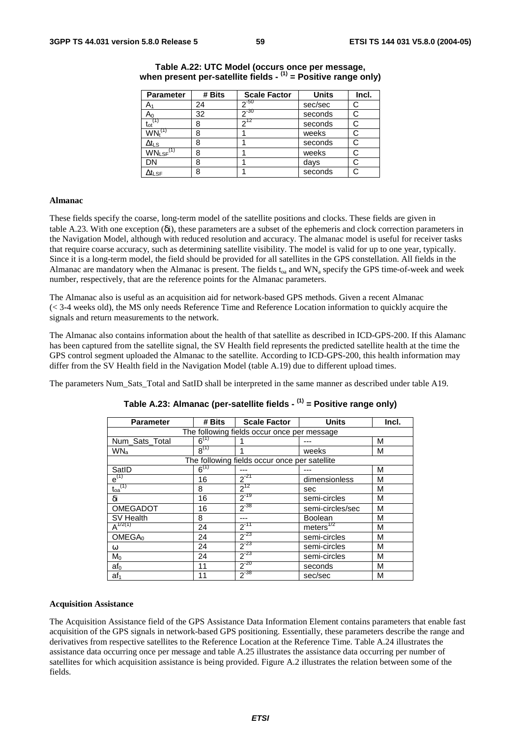**Table A.22: UTC Model (occurs once per message, when present per-satellite fields - (1) = Positive range only)**

| Parameter | # Bits | Scale Factor | Units | Incl. |
|---|---|---|---|---|
| $A_1$ | 24 | $2^{-50}$ | sec/sec | C |
| $A_0$ | 32 | $2^{-30}$ | seconds | C |
| $t_{ot}^{(1)}$ | 8 | $2^{12}$ | seconds | C |
| $WN_t^{(1)}$ | 8 | 1 | weeks | C |
| $\Delta t_{LS}$ | 8 | 1 | seconds | C |
| $WN_{LSF}^{(1)}$ | 8 | 1 | weeks | C |
| DN | 8 | 1 | days | C |
| $\Delta t_{LSF}$ | 8 | 1 | seconds | C |

**Almanac**

These fields specify the coarse, long-term model of the satellite positions and clocks. These fields are given in table A.23. With one exception ($\delta i$), these parameters are a subset of the ephemeris and clock correction parameters in the Navigation Model, although with reduced resolution and accuracy. The almanac model is useful for receiver tasks that require coarse accuracy, such as determining satellite visibility. The model is valid for up to one year, typically. Since it is a long-term model, the field should be provided for all satellites in the GPS constellation. All fields in the Almanac are mandatory when the Almanac is present. The fields $t_{oa}$ and $WN_a$ specify the GPS time-of-week and week number, respectively, that are the reference points for the Almanac parameters.

The Almanac also is useful as an acquisition aid for network-based GPS methods. Given a recent Almanac (< 3-4 weeks old), the MS only needs Reference Time and Reference Location information to quickly acquire the signals and return measurements to the network.

The Almanac also contains information about the health of that satellite as described in ICD-GPS-200. If this Alamanc has been captured from the satellite signal, the SV Health field represents the predicted satellite health at the time the GPS control segment uploaded the Almanac to the satellite. According to ICD-GPS-200, this health information may differ from the SV Health field in the Navigation Model (table A.19) due to different upload times.

The parameters Num_Sats_Total and SatID shall be interpreted in the same manner as described under table A19.

**Table A.23: Almanac (per-satellite fields - (1) = Positive range only)**

| Parameter | # Bits | Scale Factor | Units | Incl. |
|---|---|---|---|---|
| The following fields occur once per message | | | | |
| Num_Sats_Total | $6^{(1)}$ | 1 | --- | M |
| $WN_a$ | $8^{(1)}$ | 1 | weeks | M |
| The following fields occur once per satellite | | | | |
| SatID | $6^{(1)}$ | --- | --- | M |
| $e^{(1)}$ | 16 | $2^{-21}$ | dimensionless | M |
| $t_{oa}^{(1)}$ | 8 | $2^{12}$ | sec | M |
| $\delta i$ | 16 | $2^{-19}$ | semi-circles | M |
| OMEGADOT | 16 | $2^{-38}$ | semi-circles/sec | M |
| SV Health | 8 | --- | Boolean | M |
| $A^{1/2(1)}$ | 24 | $2^{-11}$ | meters$^{1/2}$ | M |
| $OMEGA_0$ | 24 | $2^{-23}$ | semi-circles | M |
| $\omega$ | 24 | $2^{-23}$ | semi-circles | M |
| $M_0$ | 24 | $2^{-23}$ | semi-circles | M |
| $af_0$ | 11 | $2^{-20}$ | seconds | M |
| $af_1$ | 11 | $2^{-38}$ | sec/sec | M |

**Acquisition Assistance**

The Acquisition Assistance field of the GPS Assistance Data Information Element contains parameters that enable fast acquisition of the GPS signals in network-based GPS positioning. Essentially, these parameters describe the range and derivatives from respective satellites to the Reference Location at the Reference Time. Table A.24 illustrates the assistance data occurring once per message and table A.25 illustrates the assistance data occurring per number of satellites for which acquisition assistance is being provided. Figure A.2 illustrates the relation between some of the fields.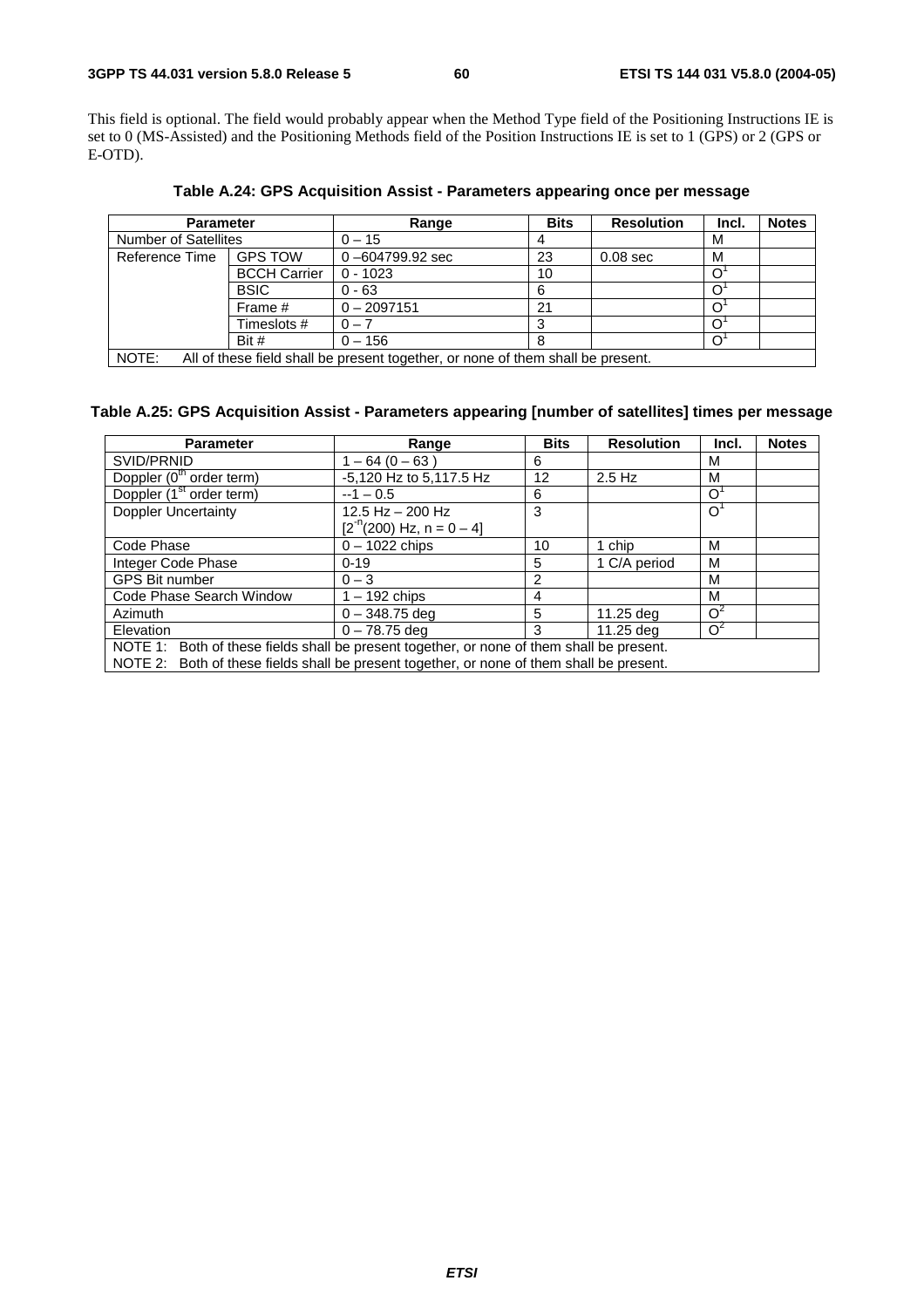This field is optional. The field would probably appear when the Method Type field of the Positioning Instructions IE is set to 0 (MS-Assisted) and the Positioning Methods field of the Position Instructions IE is set to 1 (GPS) or 2 (GPS or E-OTD).

**Table A.24: GPS Acquisition Assist - Parameters appearing once per message**

| Parameter | | Range | Bits | Resolution | Incl. | Notes |
|---|---|---|---|---|---|---|
| Number of Satellites | | 0 – 15 | 4 | | M | |
| Reference Time | GPS TOW | 0 –604799.92 sec | 23 | 0.08 sec | M | |
| | BCCH Carrier | 0 - 1023 | 10 | | O[1] | |
| | BSIC | 0 - 63 | 6 | | O[1] | |
| | Frame # | 0 – 2097151 | 21 | | O[1] | |
| | Timeslots # | 0 – 7 | 3 | | O[1] | |
| | Bit # | 0 – 156 | 8 | | O[1] | |
| NOTE: All of these field shall be present together, or none of them shall be present. | | | | | | |

**Table A.25: GPS Acquisition Assist - Parameters appearing [number of satellites] times per message**

| Parameter | Range | Bits | Resolution | Incl. | Notes |
|---|---|---|---|---|---|
| SVID/PRNID | 1 – 64 (0 – 63 ) | 6 | | M | |
| Doppler ($0^{th}$ order term) | -5,120 Hz to 5,117.5 Hz | 12 | 2.5 Hz | M | |
| Doppler ($1^{st}$ order term) | --1 – 0.5 | 6 | | O[1] | |
| Doppler Uncertainty | 12.5 Hz – 200 Hz [$2^{-n}$(200) Hz, n = 0 – 4] | 3 | | O[1] | |
| Code Phase | 0 – 1022 chips | 10 | 1 chip | M | |
| Integer Code Phase | 0-19 | 5 | 1 C/A period | M | |
| GPS Bit number | 0 – 3 | 2 | | M | |
| Code Phase Search Window | 1 – 192 chips | 4 | | M | |
| Azimuth | 0 – 348.75 deg | 5 | 11.25 deg | O[2] | |
| Elevation | 0 – 78.75 deg | 3 | 11.25 deg | O[2] | |
| NOTE 1: Both of these fields shall be present together, or none of them shall be present.<br>NOTE 2: Both of these fields shall be present together, or none of them shall be present. | | | | | |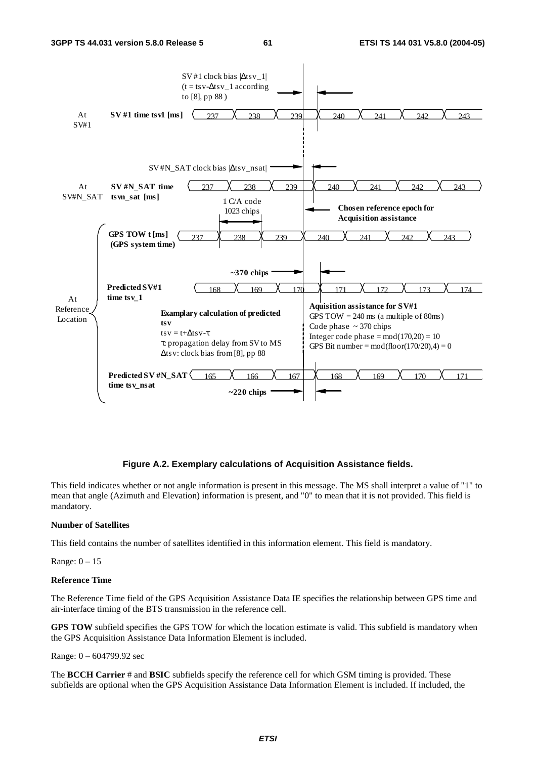Figure A.2. Exemplary calculations of Acquisition Assistance fields.

This field indicates whether or not angle information is present in this message. The MS shall interpret a value of "1" to mean that angle (Azimuth and Elevation) information is present, and "0" to mean that it is not provided. This field is mandatory.

**Number of Satellites**

This field contains the number of satellites identified in this information element. This field is mandatory.

Range: 0 – 15

**Reference Time**

The Reference Time field of the GPS Acquisition Assistance Data IE specifies the relationship between GPS time and air-interface timing of the BTS transmission in the reference cell.

**GPS TOW** subfield specifies the GPS TOW for which the location estimate is valid. This subfield is mandatory when the GPS Acquisition Assistance Data Information Element is included.

Range: 0 – 604799.92 sec

The **BCCH Carrier** # and **BSIC** subfields specify the reference cell for which GSM timing is provided. These subfields are optional when the GPS Acquisition Assistance Data Information Element is included. If included, the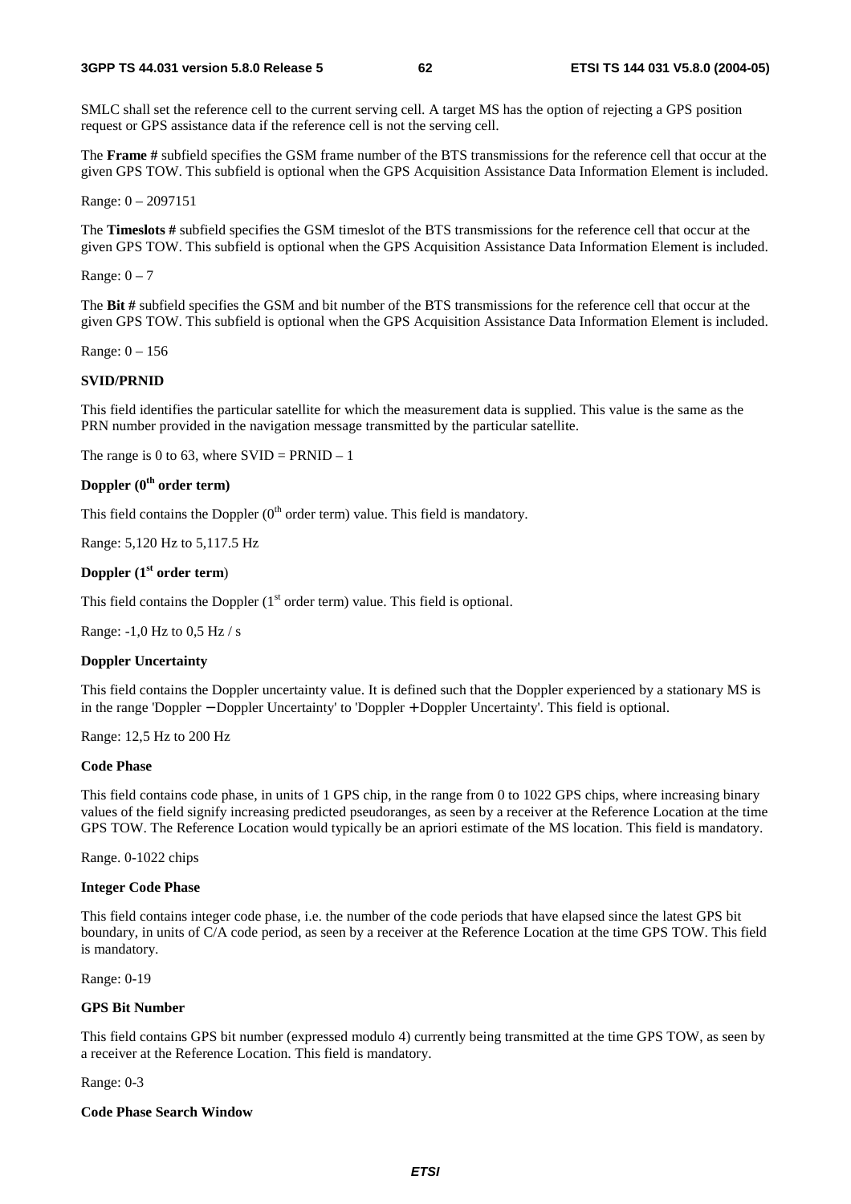SMLC shall set the reference cell to the current serving cell. A target MS has the option of rejecting a GPS position request or GPS assistance data if the reference cell is not the serving cell.

The **Frame #** subfield specifies the GSM frame number of the BTS transmissions for the reference cell that occur at the given GPS TOW. This subfield is optional when the GPS Acquisition Assistance Data Information Element is included.

Range: 0 – 2097151

The **Timeslots #** subfield specifies the GSM timeslot of the BTS transmissions for the reference cell that occur at the given GPS TOW. This subfield is optional when the GPS Acquisition Assistance Data Information Element is included.

Range: 0 – 7

The **Bit #** subfield specifies the GSM and bit number of the BTS transmissions for the reference cell that occur at the given GPS TOW. This subfield is optional when the GPS Acquisition Assistance Data Information Element is included.

Range: 0 – 156

**SVID/PRNID**

This field identifies the particular satellite for which the measurement data is supplied. This value is the same as the PRN number provided in the navigation message transmitted by the particular satellite.

The range is 0 to 63, where SVID = PRNID – 1

**Doppler ($0^{th}$ order term)**

This field contains the Doppler ($0^{th}$ order term) value. This field is mandatory.

Range: 5,120 Hz to 5,117.5 Hz

**Doppler ($1^{st}$ order term)**

This field contains the Doppler ($1^{st}$ order term) value. This field is optional.

Range: -1,0 Hz to 0,5 Hz / s

**Doppler Uncertainty**

This field contains the Doppler uncertainty value. It is defined such that the Doppler experienced by a stationary MS is in the range 'Doppler − Doppler Uncertainty' to 'Doppler + Doppler Uncertainty'. This field is optional.

Range: 12,5 Hz to 200 Hz

**Code Phase**

This field contains code phase, in units of 1 GPS chip, in the range from 0 to 1022 GPS chips, where increasing binary values of the field signify increasing predicted pseudoranges, as seen by a receiver at the Reference Location at the time GPS TOW. The Reference Location would typically be an apriori estimate of the MS location. This field is mandatory.

Range. 0-1022 chips

**Integer Code Phase**

This field contains integer code phase, i.e. the number of the code periods that have elapsed since the latest GPS bit boundary, in units of C/A code period, as seen by a receiver at the Reference Location at the time GPS TOW. This field is mandatory.

Range: 0-19

**GPS Bit Number**

This field contains GPS bit number (expressed modulo 4) currently being transmitted at the time GPS TOW, as seen by a receiver at the Reference Location. This field is mandatory.

Range: 0-3

**Code Phase Search Window**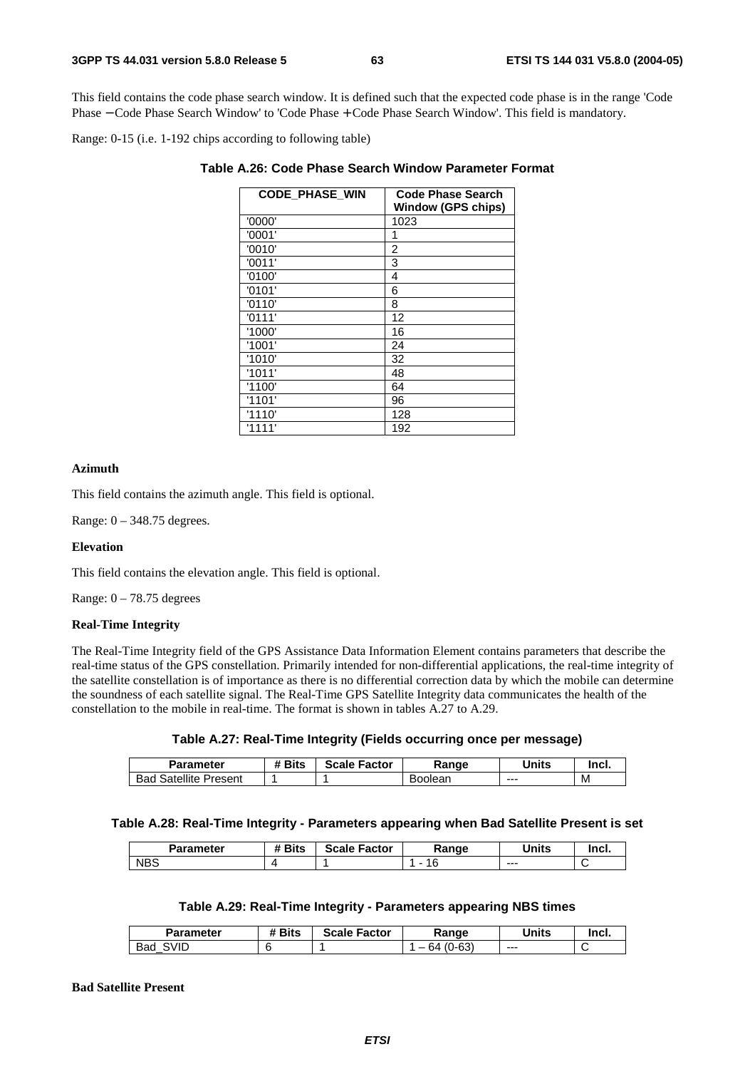This field contains the code phase search window. It is defined such that the expected code phase is in the range 'Code Phase − Code Phase Search Window' to 'Code Phase + Code Phase Search Window'. This field is mandatory.

Range: 0-15 (i.e. 1-192 chips according to following table)

**Table A.26: Code Phase Search Window Parameter Format**

| CODE_PHASE_WIN | Code Phase Search Window (GPS chips) |
|---|---|
| '0000' | 1023 |
| '0001' | 1 |
| '0010' | 2 |
| '0011' | 3 |
| '0100' | 4 |
| '0101' | 6 |
| '0110' | 8 |
| '0111' | 12 |
| '1000' | 16 |
| '1001' | 24 |
| '1010' | 32 |
| '1011' | 48 |
| '1100' | 64 |
| '1101' | 96 |
| '1110' | 128 |
| '1111' | 192 |

**Azimuth**

This field contains the azimuth angle. This field is optional.

Range: 0 – 348.75 degrees.

**Elevation**

This field contains the elevation angle. This field is optional.

Range: 0 – 78.75 degrees

**Real-Time Integrity**

The Real-Time Integrity field of the GPS Assistance Data Information Element contains parameters that describe the real-time status of the GPS constellation. Primarily intended for non-differential applications, the real-time integrity of the satellite constellation is of importance as there is no differential correction data by which the mobile can determine the soundness of each satellite signal. The Real-Time GPS Satellite Integrity data communicates the health of the constellation to the mobile in real-time. The format is shown in tables A.27 to A.29.

**Table A.27: Real-Time Integrity (Fields occurring once per message)**

| Parameter | # Bits | Scale Factor | Range | Units | Incl. |
|---|---|---|---|---|---|
| Bad Satellite Present | 1 | 1 | Boolean | --- | M |

**Table A.28: Real-Time Integrity - Parameters appearing when Bad Satellite Present is set**

| Parameter | # Bits | Scale Factor | Range | Units | Incl. |
|---|---|---|---|---|---|
| NBS | 4 | 1 | 1 - 16 | --- | C |

**Table A.29: Real-Time Integrity - Parameters appearing NBS times**

| Parameter | # Bits | Scale Factor | Range | Units | Incl. |
|---|---|---|---|---|---|
| Bad_SVID | 6 | 1 | 1 – 64 (0-63) | --- | C |

**Bad Satellite Present**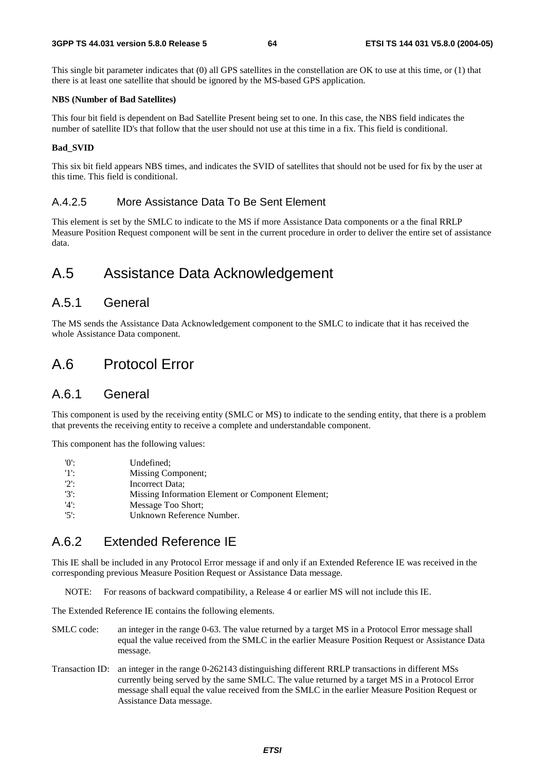This single bit parameter indicates that (0) all GPS satellites in the constellation are OK to use at this time, or (1) that there is at least one satellite that should be ignored by the MS-based GPS application.

**NBS (Number of Bad Satellites)**

This four bit field is dependent on Bad Satellite Present being set to one. In this case, the NBS field indicates the number of satellite ID's that follow that the user should not use at this time in a fix. This field is conditional.

**Bad_SVID**

This six bit field appears NBS times, and indicates the SVID of satellites that should not be used for fix by the user at this time. This field is conditional.

### A.4.2.5 More Assistance Data To Be Sent Element

This element is set by the SMLC to indicate to the MS if more Assistance Data components or a the final RRLP Measure Position Request component will be sent in the current procedure in order to deliver the entire set of assistance data.

# A.5 Assistance Data Acknowledgement

## A.5.1 General

The MS sends the Assistance Data Acknowledgement component to the SMLC to indicate that it has received the whole Assistance Data component.

# A.6 Protocol Error

## A.6.1 General

This component is used by the receiving entity (SMLC or MS) to indicate to the sending entity, that there is a problem that prevents the receiving entity to receive a complete and understandable component.

This component has the following values:

- '0': Undefined;
- '1': Missing Component;
- '2': Incorrect Data;
- '3': Missing Information Element or Component Element;
- '4': Message Too Short;
- '5': Unknown Reference Number.

## A.6.2 Extended Reference IE

This IE shall be included in any Protocol Error message if and only if an Extended Reference IE was received in the corresponding previous Measure Position Request or Assistance Data message.

NOTE: For reasons of backward compatibility, a Release 4 or earlier MS will not include this IE.

The Extended Reference IE contains the following elements.

SMLC code: an integer in the range 0-63. The value returned by a target MS in a Protocol Error message shall equal the value received from the SMLC in the earlier Measure Position Request or Assistance Data message.

Transaction ID: an integer in the range 0-262143 distinguishing different RRLP transactions in different MSs currently being served by the same SMLC. The value returned by a target MS in a Protocol Error message shall equal the value received from the SMLC in the earlier Measure Position Request or Assistance Data message.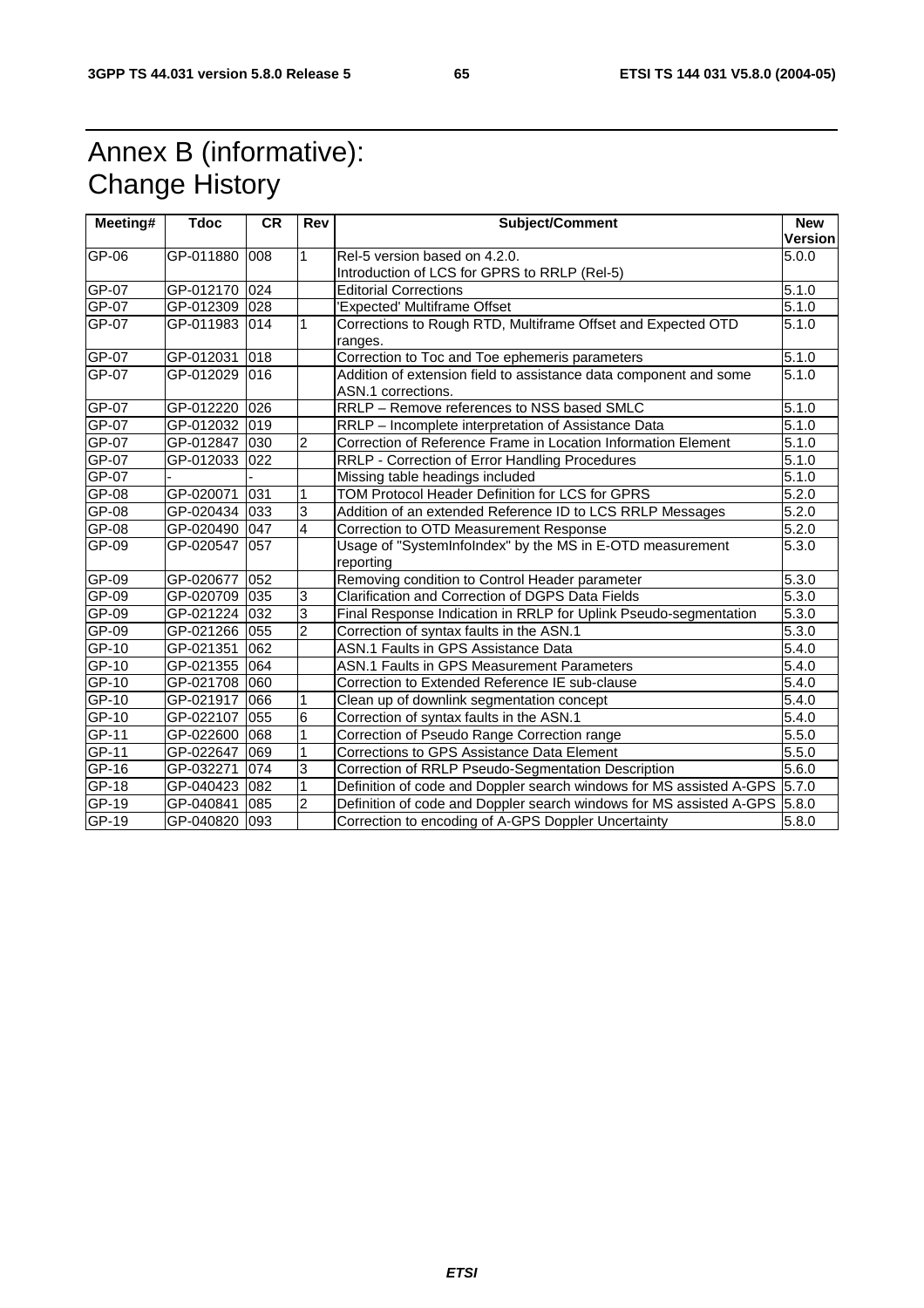# Annex B (informative): Change History

| Meeting# | Tdoc | CR | Rev | Subject/Comment | New Version |
|---|---|---|---|---|---|
| GP-06 | GP-011880 | 008 | 1 | Rel-5 version based on 4.2.0.<br>Introduction of LCS for GPRS to RRLP (Rel-5) | 5.0.0 |
| GP-07 | GP-012170 | 024 | | Editorial Corrections | 5.1.0 |
| GP-07 | GP-012309 | 028 | | 'Expected' Multiframe Offset | 5.1.0 |
| GP-07 | GP-011983 | 014 | 1 | Corrections to Rough RTD, Multiframe Offset and Expected OTD ranges. | 5.1.0 |
| GP-07 | GP-012031 | 018 | | Correction to Toc and Toe ephemeris parameters | 5.1.0 |
| GP-07 | GP-012029 | 016 | | Addition of extension field to assistance data component and some ASN.1 corrections. | 5.1.0 |
| GP-07 | GP-012220 | 026 | | RRLP – Remove references to NSS based SMLC | 5.1.0 |
| GP-07 | GP-012032 | 019 | | RRLP – Incomplete interpretation of Assistance Data | 5.1.0 |
| GP-07 | GP-012847 | 030 | 2 | Correction of Reference Frame in Location Information Element | 5.1.0 |
| GP-07 | GP-012033 | 022 | | RRLP - Correction of Error Handling Procedures | 5.1.0 |
| GP-07 | - | - | | Missing table headings included | 5.1.0 |
| GP-08 | GP-020071 | 031 | 1 | TOM Protocol Header Definition for LCS for GPRS | 5.2.0 |
| GP-08 | GP-020434 | 033 | 3 | Addition of an extended Reference ID to LCS RRLP Messages | 5.2.0 |
| GP-08 | GP-020490 | 047 | 4 | Correction to OTD Measurement Response | 5.2.0 |
| GP-09 | GP-020547 | 057 | | Usage of "SystemInfoIndex" by the MS in E-OTD measurement reporting | 5.3.0 |
| GP-09 | GP-020677 | 052 | | Removing condition to Control Header parameter | 5.3.0 |
| GP-09 | GP-020709 | 035 | 3 | Clarification and Correction of DGPS Data Fields | 5.3.0 |
| GP-09 | GP-021224 | 032 | 3 | Final Response Indication in RRLP for Uplink Pseudo-segmentation | 5.3.0 |
| GP-09 | GP-021266 | 055 | 2 | Correction of syntax faults in the ASN.1 | 5.3.0 |
| GP-10 | GP-021351 | 062 | | ASN.1 Faults in GPS Assistance Data | 5.4.0 |
| GP-10 | GP-021355 | 064 | | ASN.1 Faults in GPS Measurement Parameters | 5.4.0 |
| GP-10 | GP-021708 | 060 | | Correction to Extended Reference IE sub-clause | 5.4.0 |
| GP-10 | GP-021917 | 066 | 1 | Clean up of downlink segmentation concept | 5.4.0 |
| GP-10 | GP-022107 | 055 | 6 | Correction of syntax faults in the ASN.1 | 5.4.0 |
| GP-11 | GP-022600 | 068 | 1 | Correction of Pseudo Range Correction range | 5.5.0 |
| GP-11 | GP-022647 | 069 | 1 | Corrections to GPS Assistance Data Element | 5.5.0 |
| GP-16 | GP-032271 | 074 | 3 | Correction of RRLP Pseudo-Segmentation Description | 5.6.0 |
| GP-18 | GP-040423 | 082 | 1 | Definition of code and Doppler search windows for MS assisted A-GPS | 5.7.0 |
| GP-19 | GP-040841 | 085 | 2 | Definition of code and Doppler search windows for MS assisted A-GPS | 5.8.0 |
| GP-19 | GP-040820 | 093 | | Correction to encoding of A-GPS Doppler Uncertainty | 5.8.0 |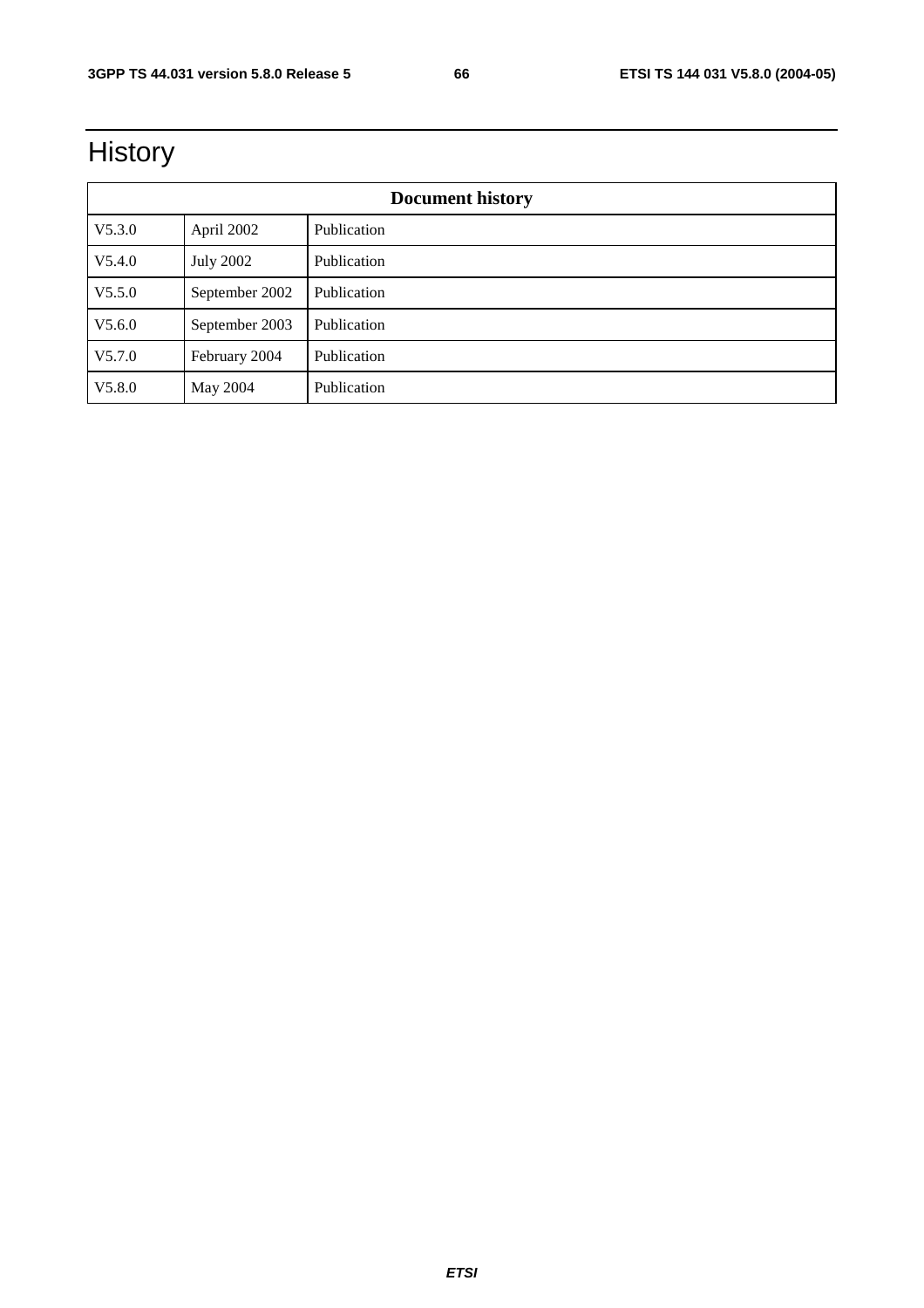# History

| Document history | | |
|---|---|---|
| V5.3.0 | April 2002 | Publication |
| V5.4.0 | July 2002 | Publication |
| V5.5.0 | September 2002 | Publication |
| V5.6.0 | September 2003 | Publication |
| V5.7.0 | February 2004 | Publication |
| V5.8.0 | May 2004 | Publication |